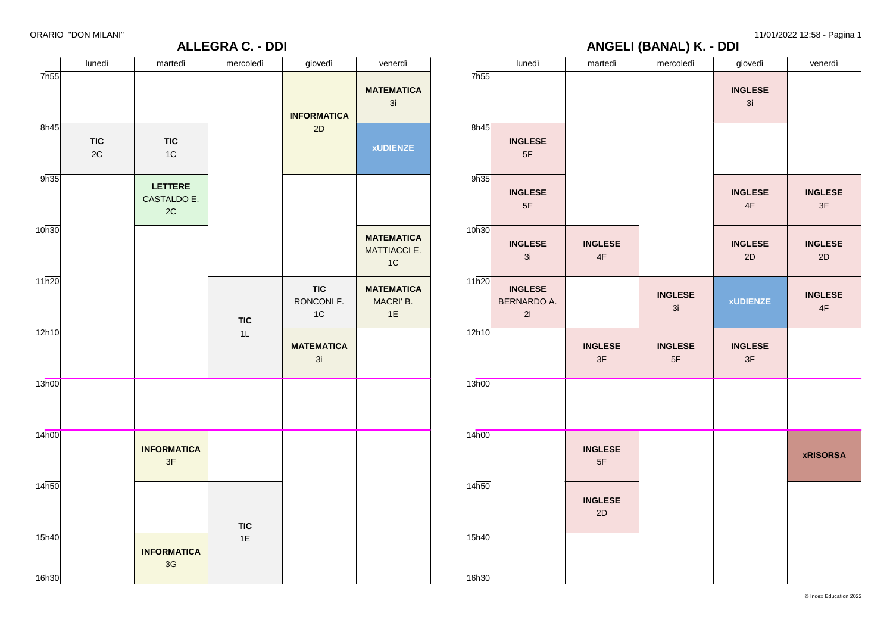ORARIO "DON MILANI"

11/01/2022 12:58

## ALLEGRA C. - DDI

| | lunedì | martedì | mercoledì | giovedì | venerdì |
|---|---|---|---|---|---|
| 7h55 | | | | **INFORMATICA** 2D | **MATEMATICA** 3i |
| 8h45 | **TIC** 2C | **TIC** 1C | | **INFORMATICA** 2D | **xUDIENZE** |
| 9h35 | | **LETTERE** CASTALDO E. 2C | | | |
| 10h30 | | | | | **MATEMATICA** MATTIACCI E. 1C |
| 11h20 | | | **TIC** 1L | **TIC** RONCONI F. 1C | **MATEMATICA** MACRI' B. 1E |
| 12h10 | | | **TIC** 1L | **MATEMATICA** 3i | |
| 13h00 | | | | | |
| 14h00 | | **INFORMATICA** 3F | | | |
| 14h50 | | | **TIC** 1E | | |
| 15h40 | | **INFORMATICA** 3G | **TIC** 1E | | |
| 16h30 | | | | | |

## ANGELI (BANAL) K. - DDI

| | lunedì | martedì | mercoledì | giovedì | venerdì |
|---|---|---|---|---|---|
| 7h55 | | | | **INGLESE** 3i | |
| 8h45 | **INGLESE** 5F | | | | |
| 9h35 | **INGLESE** 5F | | | **INGLESE** 4F | **INGLESE** 3F |
| 10h30 | **INGLESE** 3i | **INGLESE** 4F | | **INGLESE** 2D | **INGLESE** 2D |
| 11h20 | **INGLESE** BERNARDO A. 2I | | **INGLESE** 3i | **xUDIENZE** | **INGLESE** 4F |
| 12h10 | | **INGLESE** 3F | **INGLESE** 5F | **INGLESE** 3F | |
| 13h00 | | | | | |
| 14h00 | | **INGLESE** 5F | | | **xRISORSA** |
| 14h50 | | **INGLESE** 2D | | | |
| 15h40 | | | | | |
| 16h30 | | | | | |

© Index Education 2022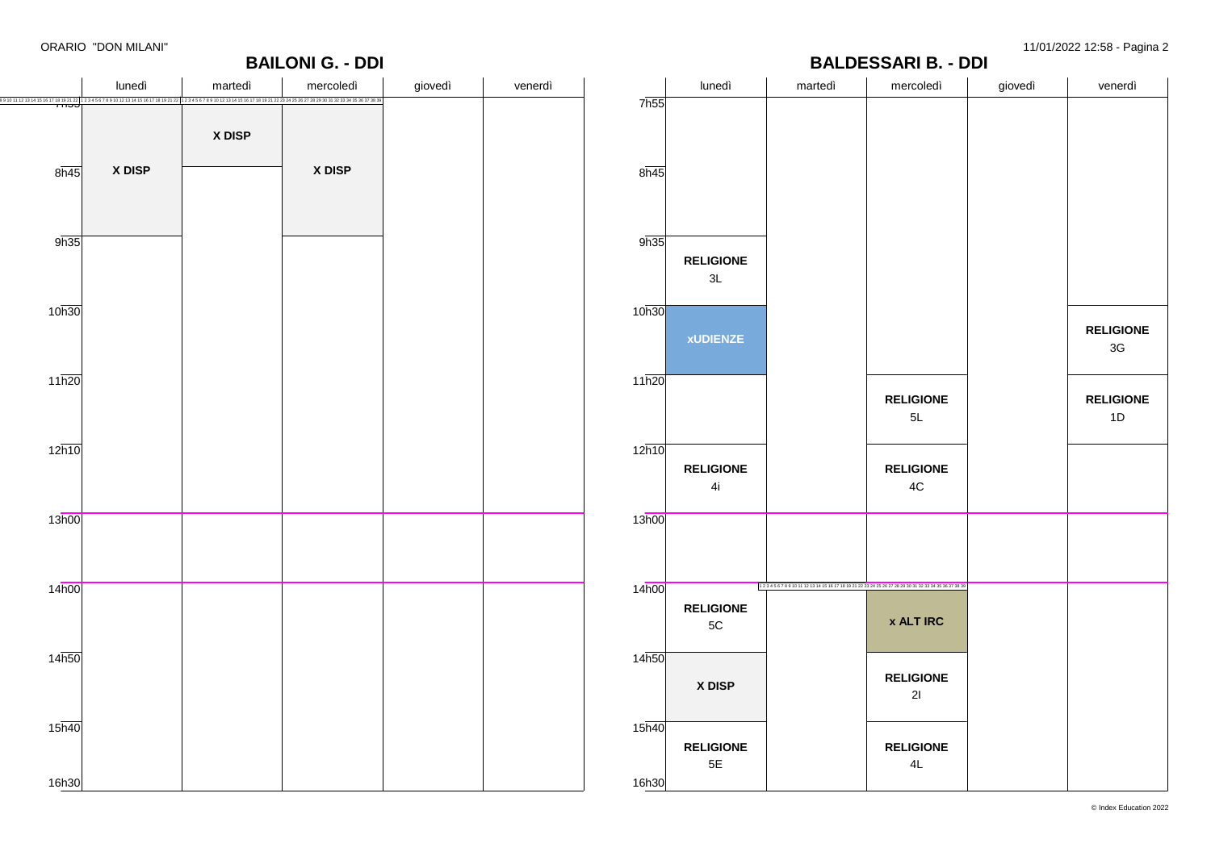ORARIO "DON MILANI"

## BAILONI G. - DDI

| | lunedì | martedì | mercoledì | giovedì | venerdì |
|---|---|---|---|---|---|
| 7h55 | X DISP | X DISP | X DISP | | |
| 8h45 | X DISP | | X DISP | | |
| 9h35 | | | | | |
| 10h30 | | | | | |
| 11h20 | | | | | |
| 12h10 | | | | | |
| 13h00 | | | | | |
| 14h00 | | | | | |
| 14h50 | | | | | |
| 15h40 | | | | | |
| 16h30 | | | | | |

## BALDESSARI B. - DDI

| | lunedì | martedì | mercoledì | giovedì | venerdì |
|---|---|---|---|---|---|
| 7h55 | | | | | |
| 8h45 | | | | | |
| 9h35 | **RELIGIONE** 3L | | | | |
| 10h30 | **xUDIENZE** | | | | **RELIGIONE** 3G |
| 11h20 | | | **RELIGIONE** 5L | | **RELIGIONE** 1D |
| 12h10 | **RELIGIONE** 4i | | **RELIGIONE** 4C | | |
| 13h00 | | | | | |
| 14h00 | **RELIGIONE** 5C | | **x ALT IRC** | | |
| 14h50 | **X DISP** | | **RELIGIONE** 2I | | |
| 15h40 | **RELIGIONE** 5E | | **RELIGIONE** 4L | | |
| 16h30 | | | | | |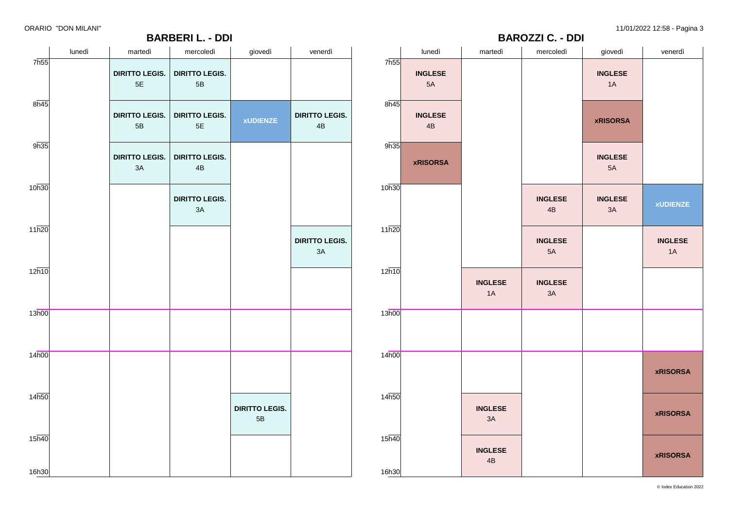ORARIO "DON MILANI"

## BARBERI L. - DDI

| | lunedì | martedì | mercoledì | giovedì | venerdì |
|---|---|---|---|---|---|
| 7h55 | | **DIRITTO LEGIS.** 5E | **DIRITTO LEGIS.** 5B | | |
| 8h45 | | **DIRITTO LEGIS.** 5B | **DIRITTO LEGIS.** 5E | **xUDIENZE** | **DIRITTO LEGIS.** 4B |
| 9h35 | | **DIRITTO LEGIS.** 3A | **DIRITTO LEGIS.** 4B | | |
| 10h30 | | | **DIRITTO LEGIS.** 3A | | |
| 11h20 | | | | | **DIRITTO LEGIS.** 3A |
| 12h10 | | | | | |
| 13h00 | | | | | |
| 14h00 | | | | | |
| 14h50 | | | | **DIRITTO LEGIS.** 5B | |
| 15h40 | | | | | |
| 16h30 | | | | | |

## BAROZZI C. - DDI

| | lunedì | martedì | mercoledì | giovedì | venerdì |
|---|---|---|---|---|---|
| 7h55 | **INGLESE** 5A | | | **INGLESE** 1A | |
| 8h45 | **INGLESE** 4B | | | **xRISORSA** | |
| 9h35 | **xRISORSA** | | | **INGLESE** 5A | |
| 10h30 | | | **INGLESE** 4B | **INGLESE** 3A | **xUDIENZE** |
| 11h20 | | | **INGLESE** 5A | | **INGLESE** 1A |
| 12h10 | | **INGLESE** 1A | **INGLESE** 3A | | |
| 13h00 | | | | | |
| 14h00 | | | | | **xRISORSA** |
| 14h50 | | **INGLESE** 3A | | | **xRISORSA** |
| 15h40 | | **INGLESE** 4B | | | **xRISORSA** |
| 16h30 | | | | | |

11/01/2022 12:58 - Pagina 3

© Index Education 2022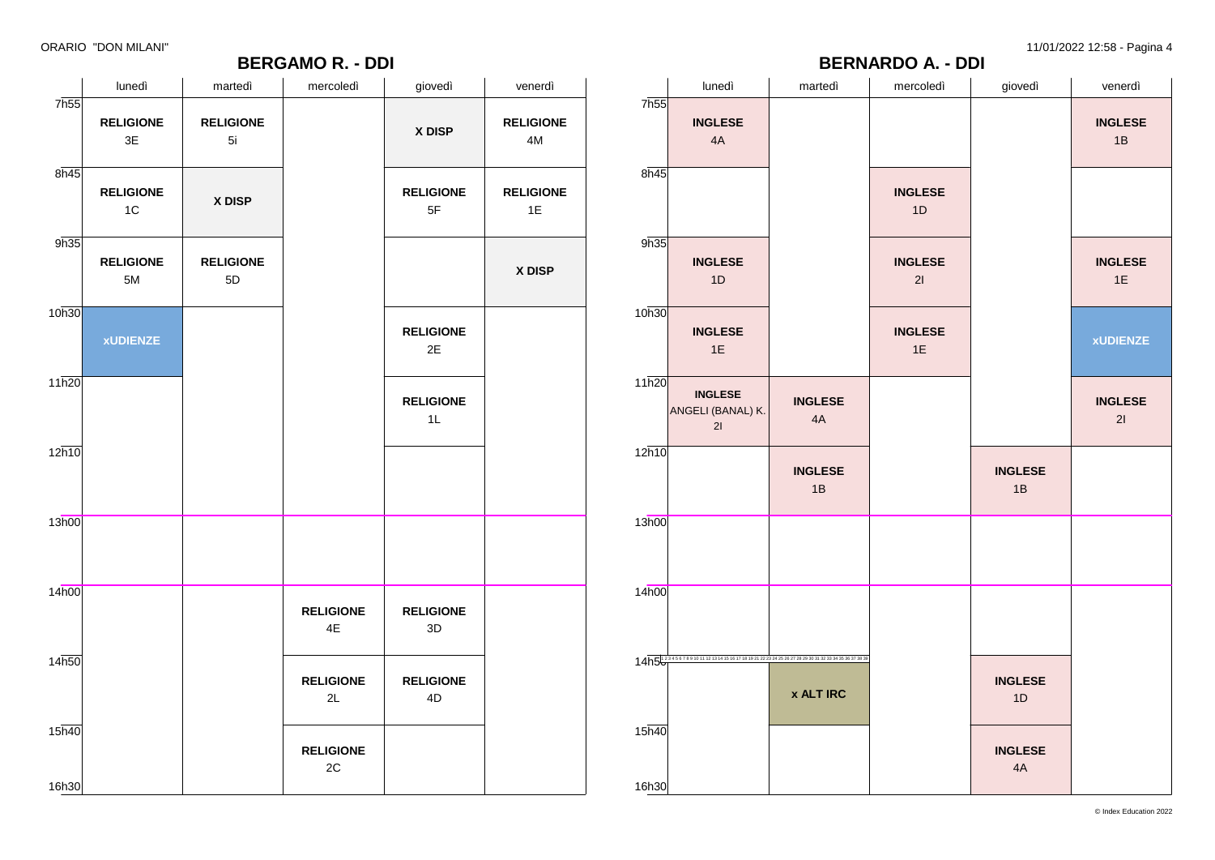ORARIO "DON MILANI"

## BERGAMO R. - DDI

| | lunedì | martedì | mercoledì | giovedì | venerdì |
|---|---|---|---|---|---|
| 7h55 | **RELIGIONE** 3E | **RELIGIONE** 5i | | **X DISP** | **RELIGIONE** 4M |
| 8h45 | **RELIGIONE** 1C | **X DISP** | | **RELIGIONE** 5F | **RELIGIONE** 1E |
| 9h35 | **RELIGIONE** 5M | **RELIGIONE** 5D | | | **X DISP** |
| 10h30 | **xUDIENZE** | | | **RELIGIONE** 2E | |
| 11h20 | | | | **RELIGIONE** 1L | |
| 12h10 | | | | | |
| 13h00 | | | | | |
| 14h00 | | | **RELIGIONE** 4E | **RELIGIONE** 3D | |
| 14h50 | | | **RELIGIONE** 2L | **RELIGIONE** 4D | |
| 15h40 | | | **RELIGIONE** 2C | | |
| 16h30 | | | | | |

## BERNARDO A. - DDI

| | lunedì | martedì | mercoledì | giovedì | venerdì |
|---|---|---|---|---|---|
| 7h55 | **INGLESE** 4A | | | | **INGLESE** 1B |
| 8h45 | | | **INGLESE** 1D | | |
| 9h35 | **INGLESE** 1D | | **INGLESE** 2I | | **INGLESE** 1E |
| 10h30 | **INGLESE** 1E | | **INGLESE** 1E | | **xUDIENZE** |
| 11h20 | **INGLESE** ANGELI (BANAL) K. 2I | **INGLESE** 4A | | | **INGLESE** 2I |
| 12h10 | | **INGLESE** 1B | | **INGLESE** 1B | |
| 13h00 | | | | | |
| 14h00 | | | | | |
| 14h50 | | **x ALT IRC** | | **INGLESE** 1D | |
| 15h40 | | | | **INGLESE** 4A | |
| 16h30 | | | | | |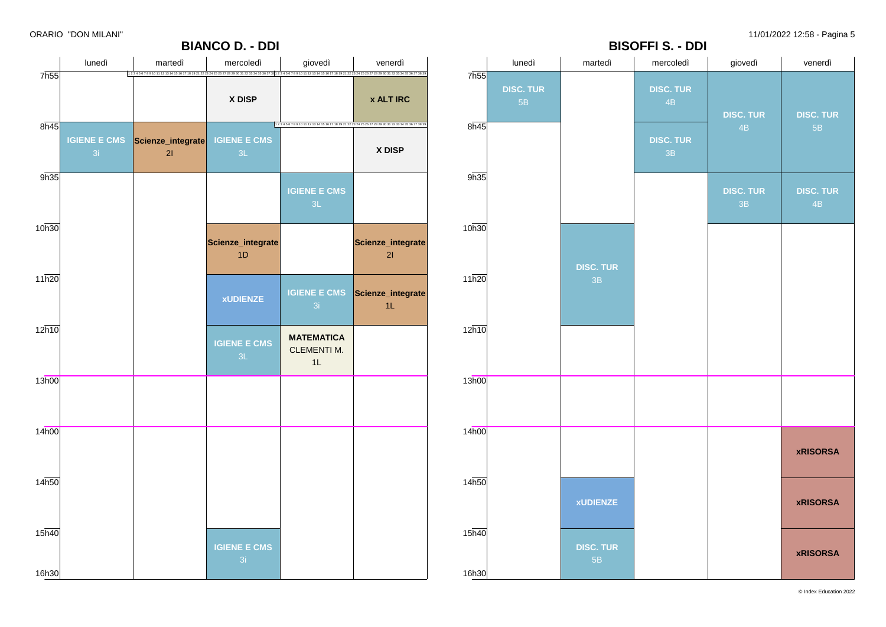ORARIO "DON MILANI"

## BIANCO D. - DDI

| | lunedì | martedì | mercoledì | giovedì | venerdì |
|---|---|---|---|---|---|
| 7h55 | | | **X DISP** | | **x ALT IRC** |
| 8h45 | **IGIENE E CMS** 3i | **Scienze_integrate** 2I | **IGIENE E CMS** 3L | | **X DISP** |
| 9h35 | | | | **IGIENE E CMS** 3L | |
| 10h30 | | | **Scienze_integrate** 1D | | **Scienze_integrate** 2I |
| 11h20 | | | **xUDIENZE** | **IGIENE E CMS** 3i | **Scienze_integrate** 1L |
| 12h10 | | | **IGIENE E CMS** 3L | **MATEMATICA** CLEMENTI M. 1L | |
| 13h00 | | | | | |
| 14h00 | | | | | |
| 14h50 | | | | | |
| 15h40 | | | **IGIENE E CMS** 3i | | |

## BISOFFI S. - DDI

| | lunedì | martedì | mercoledì | giovedì | venerdì |
|---|---|---|---|---|---|
| 7h55 | **DISC. TUR** 5B | | **DISC. TUR** 4B | **DISC. TUR** 4B | **DISC. TUR** 5B |
| 8h45 | | | **DISC. TUR** 3B | | |
| 9h35 | | | | **DISC. TUR** 3B | **DISC. TUR** 4B |
| 10h30 | | **DISC. TUR** 3B | | | |
| 11h20 | | | | | |
| 12h10 | | | | | |
| 13h00 | | | | | |
| 14h00 | | | | | **xRISORSA** |
| 14h50 | | **xUDIENZE** | | | **xRISORSA** |
| 15h40 | | **DISC. TUR** 5B | | | **xRISORSA** |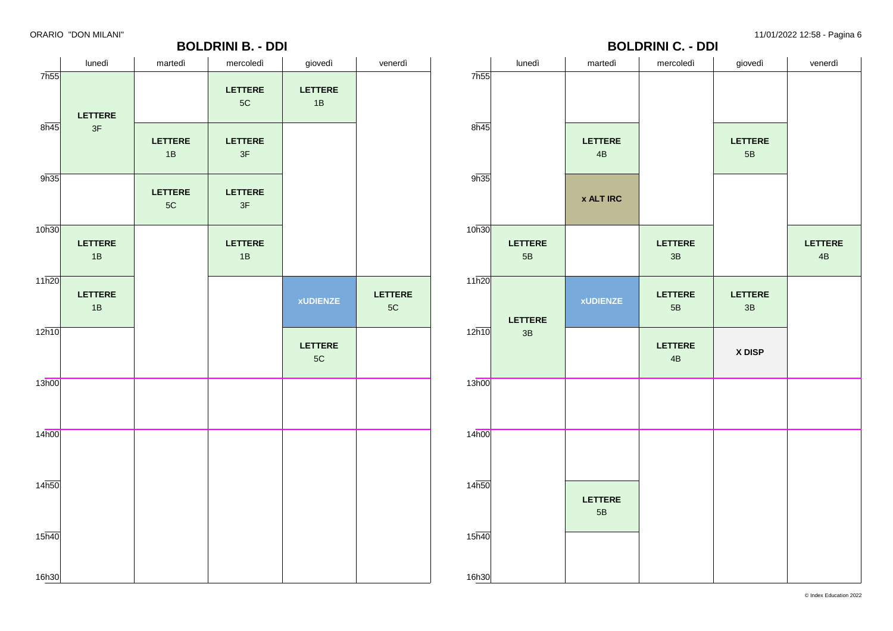ORARIO "DON MILANI"

11/01/2022 12:58

## BOLDRINI B. - DDI

| | lunedì | martedì | mercoledì | giovedì | venerdì |
|---|---|---|---|---|---|
| 7h55 | **LETTERE** 3F | | **LETTERE** 5C | **LETTERE** 1B | |
| 8h45 | **LETTERE** 3F | **LETTERE** 1B | **LETTERE** 3F | | |
| 9h35 | | **LETTERE** 5C | **LETTERE** 3F | | |
| 10h30 | **LETTERE** 1B | | **LETTERE** 1B | | |
| 11h20 | **LETTERE** 1B | | | **xUDIENZE** | **LETTERE** 5C |
| 12h10 | | | | **LETTERE** 5C | |
| 13h00 | | | | | |
| 14h00 | | | | | |
| 14h50 | | | | | |
| 15h40 | | | | | |
| 16h30 | | | | | |

## BOLDRINI C. - DDI

| | lunedì | martedì | mercoledì | giovedì | venerdì |
|---|---|---|---|---|---|
| 7h55 | | | | | |
| 8h45 | | **LETTERE** 4B | | **LETTERE** 5B | |
| 9h35 | | **x ALT IRC** | | | |
| 10h30 | **LETTERE** 5B | | **LETTERE** 3B | | **LETTERE** 4B |
| 11h20 | **LETTERE** 3B | **xUDIENZE** | **LETTERE** 5B | **LETTERE** 3B | |
| 12h10 | **LETTERE** 3B | | **LETTERE** 4B | **X DISP** | |
| 13h00 | | | | | |
| 14h00 | | | | | |
| 14h50 | | **LETTERE** 5B | | | |
| 15h40 | | | | | |
| 16h30 | | | | | |

© Index Education 2022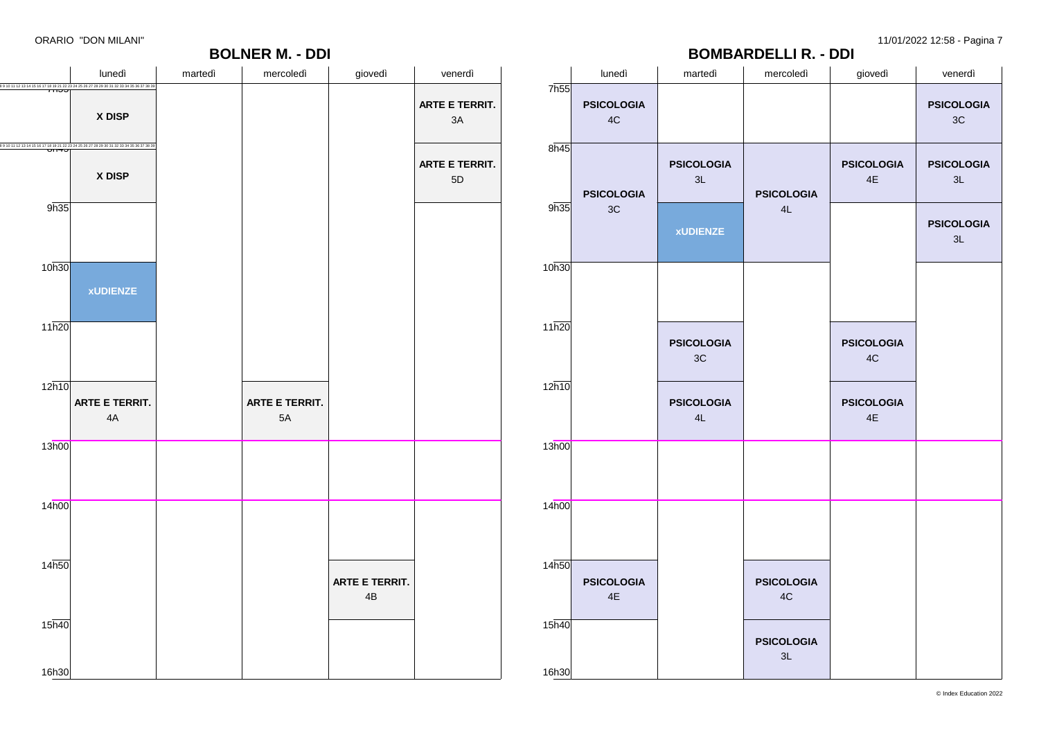ORARIO "DON MILANI"

## BOLNER M. - DDI

| | lunedì | martedì | mercoledì | giovedì | venerdì |
|---|---|---|---|---|---|
| 7h55 | **X DISP** | | | | **ARTE E TERRIT.** 3A |
| 8h45 | **X DISP** | | | | **ARTE E TERRIT.** 5D |
| 9h35 | | | | | |
| 10h30 | **xUDIENZE** | | | | |
| 11h20 | | | | | |
| 12h10 | **ARTE E TERRIT.** 4A | | **ARTE E TERRIT.** 5A | | |
| 13h00 | | | | | |
| 14h00 | | | | | |
| 14h50 | | | | **ARTE E TERRIT.** 4B | |
| 15h40 | | | | | |

## BOMBARDELLI R. - DDI

| | lunedì | martedì | mercoledì | giovedì | venerdì |
|---|---|---|---|---|---|
| 7h55 | **PSICOLOGIA** 4C | | | | **PSICOLOGIA** 3C |
| 8h45 | **PSICOLOGIA** 3C | **PSICOLOGIA** 3L | **PSICOLOGIA** 4L | **PSICOLOGIA** 4E | **PSICOLOGIA** 3L |
| 9h35 | **PSICOLOGIA** 3C | **xUDIENZE** | **PSICOLOGIA** 4L | | **PSICOLOGIA** 3L |
| 10h30 | | | | | |
| 11h20 | | **PSICOLOGIA** 3C | | **PSICOLOGIA** 4C | |
| 12h10 | | **PSICOLOGIA** 4L | | **PSICOLOGIA** 4E | |
| 13h00 | | | | | |
| 14h00 | | | | | |
| 14h50 | **PSICOLOGIA** 4E | | **PSICOLOGIA** 4C | | |
| 15h40 | | | **PSICOLOGIA** 3L | | |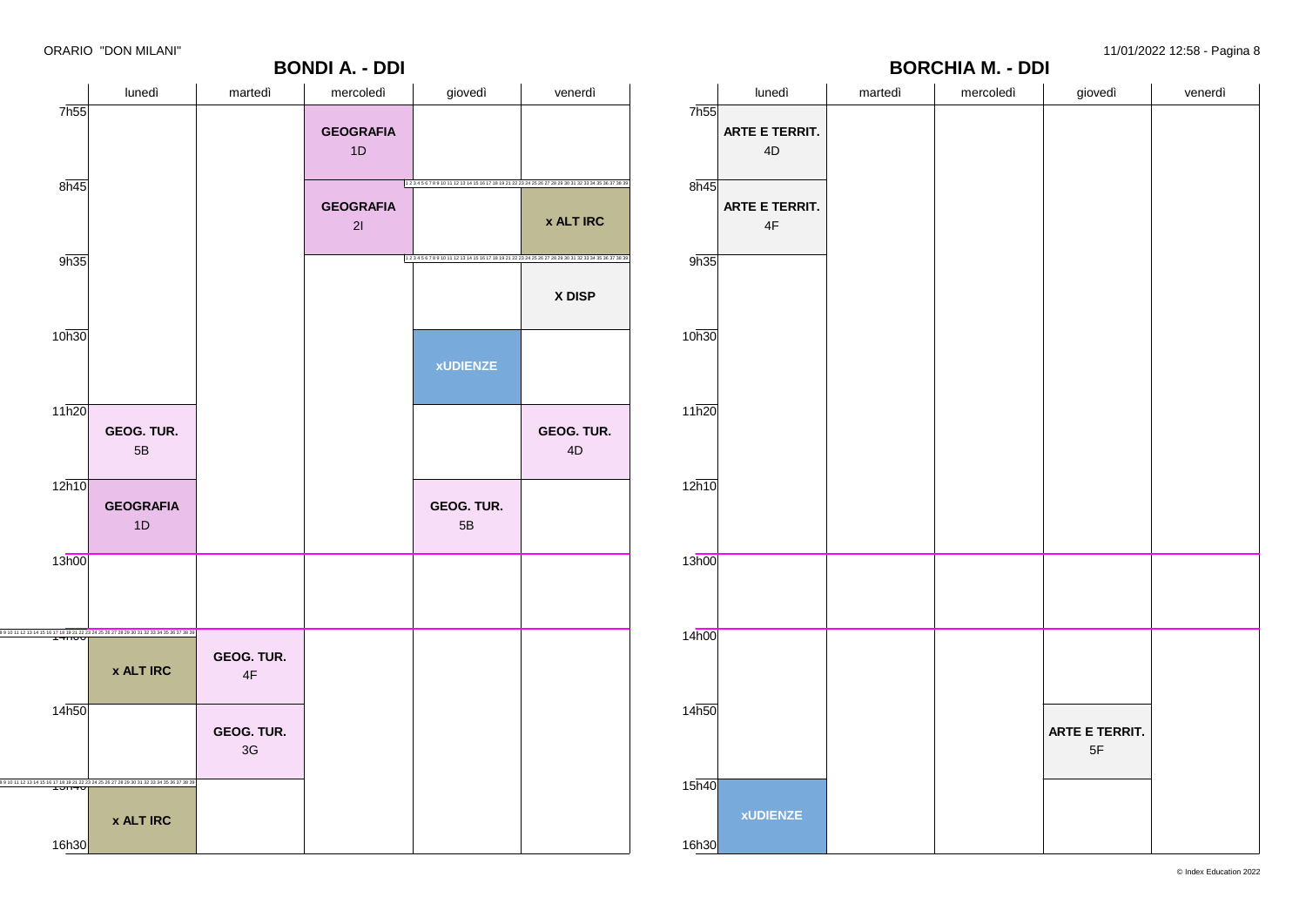ORARIO "DON MILANI"

## BONDI A. - DDI

| | lunedì | martedì | mercoledì | giovedì | venerdì |
|---|---|---|---|---|---|
| 7h55 | | | **GEOGRAFIA** 1D | | |
| 8h45 | | | **GEOGRAFIA** 2I | | **x ALT IRC** |
| 9h35 | | | | | **X DISP** |
| 10h30 | | | | **xUDIENZE** | |
| 11h20 | **GEOG. TUR.** 5B | | | | **GEOG. TUR.** 4D |
| 12h10 | **GEOGRAFIA** 1D | | | **GEOG. TUR.** 5B | |
| 13h00 | | | | | |
| 14h00 | **x ALT IRC** | **GEOG. TUR.** 4F | | | |
| 14h50 | | **GEOG. TUR.** 3G | | | |
| 15h40 | **x ALT IRC** | | | | |
| 16h30 | | | | | |

## BORCHIA M. - DDI

| | lunedì | martedì | mercoledì | giovedì | venerdì |
|---|---|---|---|---|---|
| 7h55 | **ARTE E TERRIT.** 4D | | | | |
| 8h45 | **ARTE E TERRIT.** 4F | | | | |
| 9h35 | | | | | |
| 10h30 | | | | | |
| 11h20 | | | | | |
| 12h10 | | | | | |
| 13h00 | | | | | |
| 14h00 | | | | | |
| 14h50 | | | | **ARTE E TERRIT.** 5F | |
| 15h40 | **xUDIENZE** | | | | |
| 16h30 | | | | | |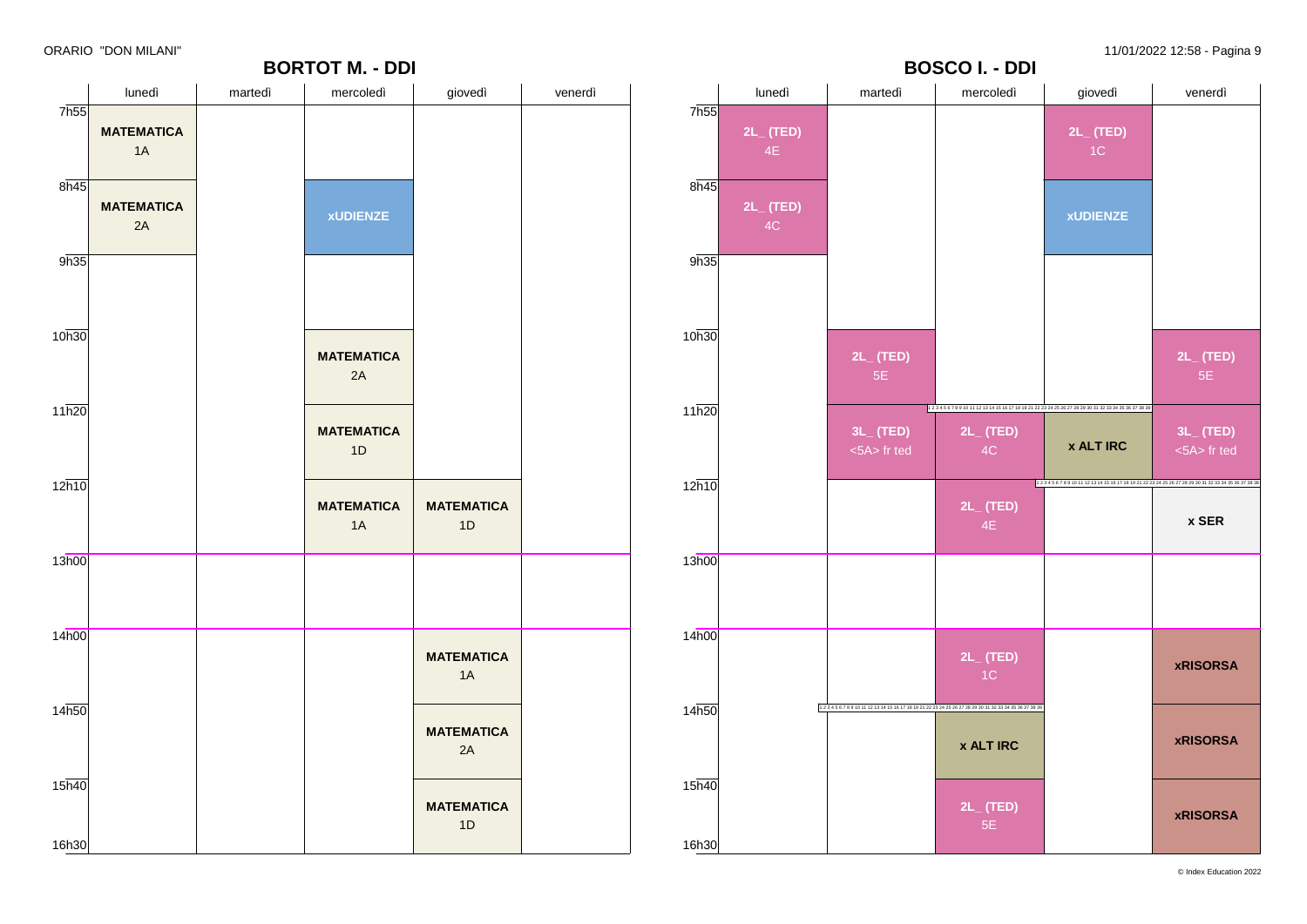ORARIO "DON MILANI"

## BORTOT M. - DDI

| | lunedì | martedì | mercoledì | giovedì | venerdì |
|---|---|---|---|---|---|
| 7h55 | **MATEMATICA** 1A | | | | |
| 8h45 | **MATEMATICA** 2A | | **xUDIENZE** | | |
| 9h35 | | | | | |
| 10h30 | | | **MATEMATICA** 2A | | |
| 11h20 | | | **MATEMATICA** 1D | | |
| 12h10 | | | **MATEMATICA** 1A | **MATEMATICA** 1D | |
| 13h00 | | | | | |
| 14h00 | | | | **MATEMATICA** 1A | |
| 14h50 | | | | **MATEMATICA** 2A | |
| 15h40 | | | | **MATEMATICA** 1D | |
| 16h30 | | | | | |

## BOSCO I. - DDI

| | lunedì | martedì | mercoledì | giovedì | venerdì |
|---|---|---|---|---|---|
| 7h55 | **2L_ (TED)** 4E | | | **2L_ (TED)** 1C | |
| 8h45 | **2L_ (TED)** 4C | | | **xUDIENZE** | |
| 9h35 | | | | | |
| 10h30 | | **2L_ (TED)** 5E | | | **2L_ (TED)** 5E |
| 11h20 | | **3L_ (TED)** <5A> fr ted | **2L_ (TED)** 4C | **x ALT IRC** | **3L_ (TED)** <5A> fr ted |
| 12h10 | | | **2L_ (TED)** 4E | | **x SER** |
| 13h00 | | | | | |
| 14h00 | | | **2L_ (TED)** 1C | | **xRISORSA** |
| 14h50 | | | **x ALT IRC** | | **xRISORSA** |
| 15h40 | | | **2L_ (TED)** 5E | | **xRISORSA** |
| 16h30 | | | | | |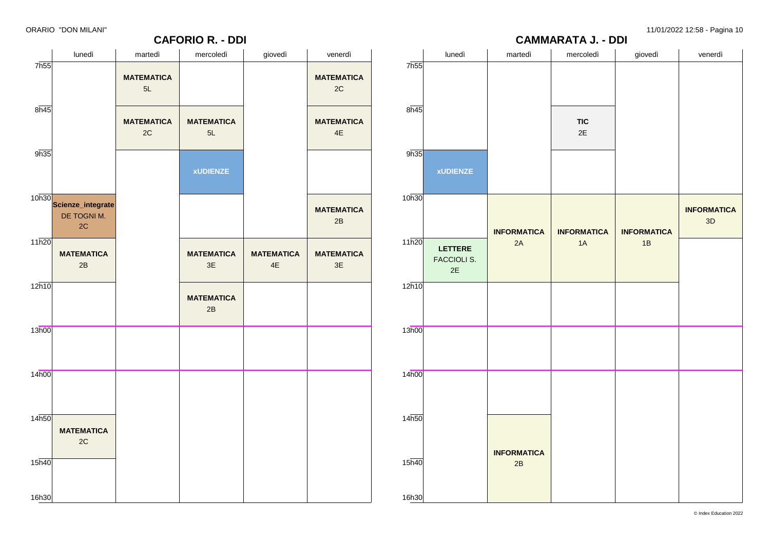ORARIO "DON MILANI"

## CAFORIO R. - DDI

| | lunedì | martedì | mercoledì | giovedì | venerdì |
|---|---|---|---|---|---|
| 7h55 | | **MATEMATICA** 5L | | | **MATEMATICA** 2C |
| 8h45 | | **MATEMATICA** 2C | **MATEMATICA** 5L | | **MATEMATICA** 4E |
| 9h35 | | | **xUDIENZE** | | |
| 10h30 | **Scienze_integrate** DE TOGNI M. 2C | | | | **MATEMATICA** 2B |
| 11h20 | **MATEMATICA** 2B | | **MATEMATICA** 3E | **MATEMATICA** 4E | **MATEMATICA** 3E |
| 12h10 | | | **MATEMATICA** 2B | | |
| 13h00 | | | | | |
| 14h00 | | | | | |
| 14h50 | **MATEMATICA** 2C | | | | |
| 15h40 | | | | | |

## CAMMARATA J. - DDI

| | lunedì | martedì | mercoledì | giovedì | venerdì |
|---|---|---|---|---|---|
| 7h55 | | | | | |
| 8h45 | | | **TIC** 2E | | |
| 9h35 | **xUDIENZE** | | | | |
| 10h30 | | **INFORMATICA** 2A | **INFORMATICA** 1A | **INFORMATICA** 1B | **INFORMATICA** 3D |
| 11h20 | **LETTERE** FACCIOLI S. 2E | **INFORMATICA** 2A | **INFORMATICA** 1A | **INFORMATICA** 1B | |
| 12h10 | | | | | |
| 13h00 | | | | | |
| 14h00 | | | | | |
| 14h50 | | **INFORMATICA** 2B | | | |
| 15h40 | | **INFORMATICA** 2B | | | |

© Index Education 2022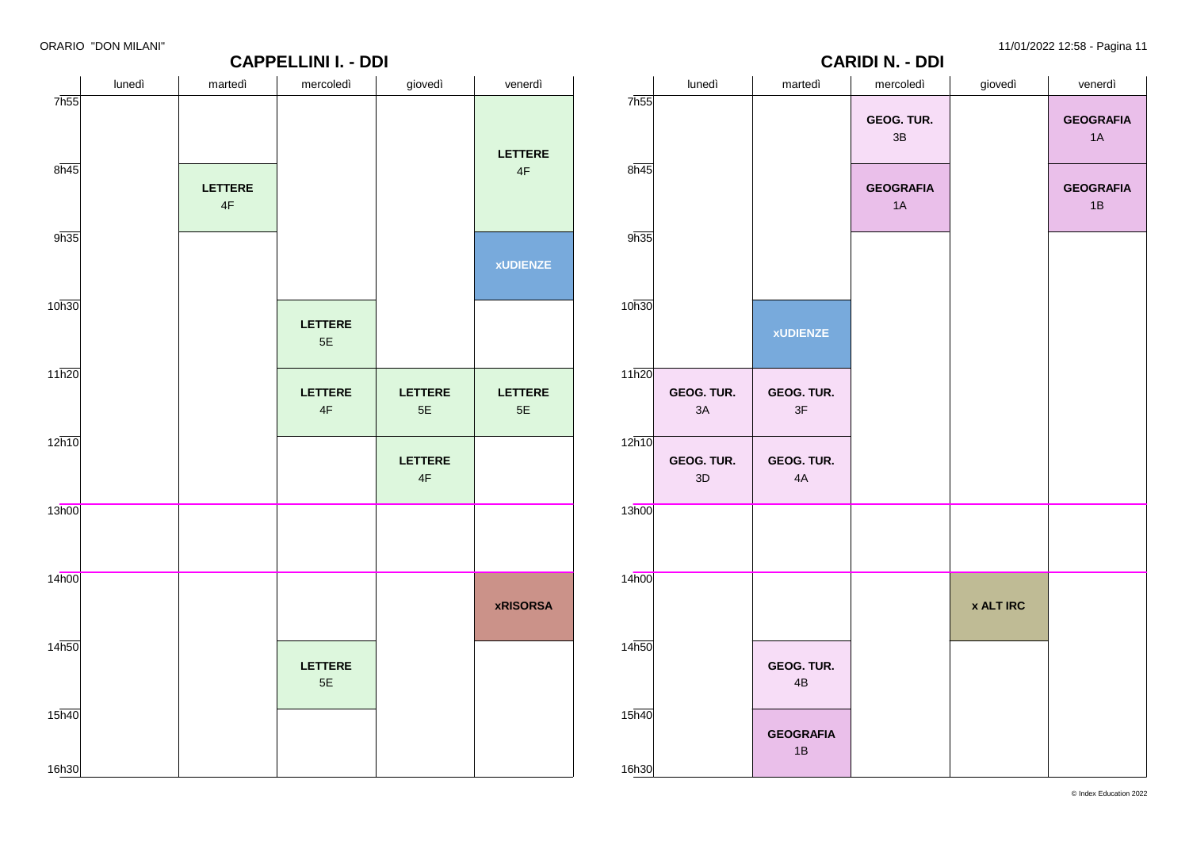ORARIO "DON MILANI"

## CAPPELLINI I. - DDI

| | lunedì | martedì | mercoledì | giovedì | venerdì |
|---|---|---|---|---|---|
| 7h55 | | | | | **LETTERE** 4F |
| 8h45 | | **LETTERE** 4F | | | **LETTERE** 4F |
| 9h35 | | | | | **xUDIENZE** |
| 10h30 | | | **LETTERE** 5E | | |
| 11h20 | | | **LETTERE** 4F | **LETTERE** 5E | **LETTERE** 5E |
| 12h10 | | | | **LETTERE** 4F | |
| 13h00 | | | | | |
| 14h00 | | | | | **xRISORSA** |
| 14h50 | | | **LETTERE** 5E | | |
| 15h40 | | | | | |

## CARIDI N. - DDI

| | lunedì | martedì | mercoledì | giovedì | venerdì |
|---|---|---|---|---|---|
| 7h55 | | | **GEOG. TUR.** 3B | | **GEOGRAFIA** 1A |
| 8h45 | | | **GEOGRAFIA** 1A | | **GEOGRAFIA** 1B |
| 9h35 | | | | | |
| 10h30 | | **xUDIENZE** | | | |
| 11h20 | **GEOG. TUR.** 3A | **GEOG. TUR.** 3F | | | |
| 12h10 | **GEOG. TUR.** 3D | **GEOG. TUR.** 4A | | | |
| 13h00 | | | | | |
| 14h00 | | | | **x ALT IRC** | |
| 14h50 | | **GEOG. TUR.** 4B | | | |
| 15h40 | | **GEOGRAFIA** 1B | | | |

11/01/2022 12:58

© Index Education 2022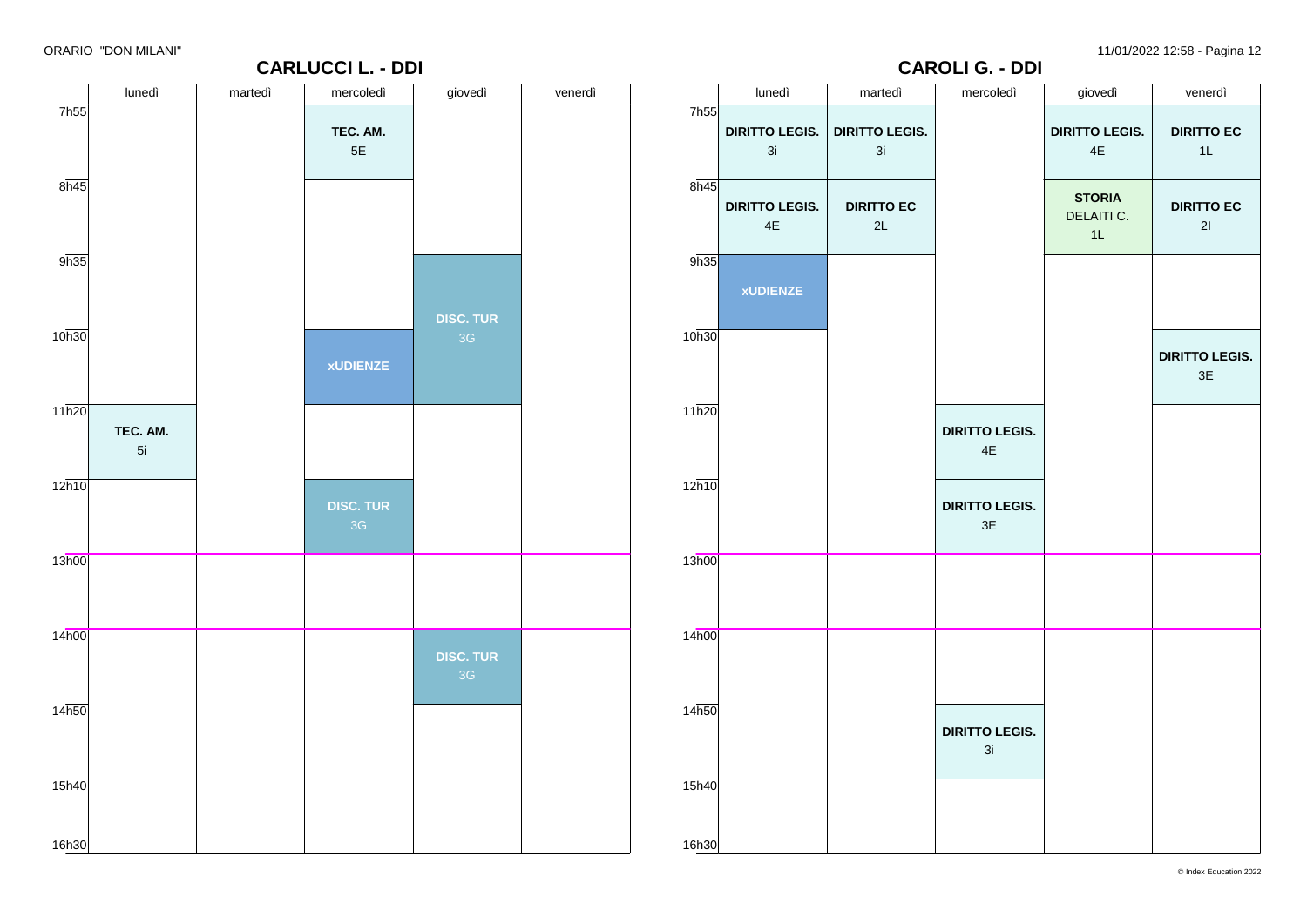ORARIO "DON MILANI"

## CARLUCCI L. - DDI

| | lunedì | martedì | mercoledì | giovedì | venerdì |
|---|---|---|---|---|---|
| 7h55 | | | **TEC. AM.** 5E | | |
| 8h45 | | | | | |
| 9h35 | | | | **DISC. TUR** 3G | |
| 10h30 | | | **xUDIENZE** | **DISC. TUR** 3G | |
| 11h20 | **TEC. AM.** 5i | | | | |
| 12h10 | | | **DISC. TUR** 3G | | |
| 13h00 | | | | | |
| 14h00 | | | | **DISC. TUR** 3G | |
| 14h50 | | | | | |
| 15h40 | | | | | |

## CAROLI G. - DDI

| | lunedì | martedì | mercoledì | giovedì | venerdì |
|---|---|---|---|---|---|
| 7h55 | **DIRITTO LEGIS.** 3i | **DIRITTO LEGIS.** 3i | | **DIRITTO LEGIS.** 4E | **DIRITTO EC** 1L |
| 8h45 | **DIRITTO LEGIS.** 4E | **DIRITTO EC** 2L | | **STORIA** DELAITI C. 1L | **DIRITTO EC** 2I |
| 9h35 | **xUDIENZE** | | | | |
| 10h30 | | | | | **DIRITTO LEGIS.** 3E |
| 11h20 | | | **DIRITTO LEGIS.** 4E | | |
| 12h10 | | | **DIRITTO LEGIS.** 3E | | |
| 13h00 | | | | | |
| 14h00 | | | | | |
| 14h50 | | | **DIRITTO LEGIS.** 3i | | |
| 15h40 | | | | | |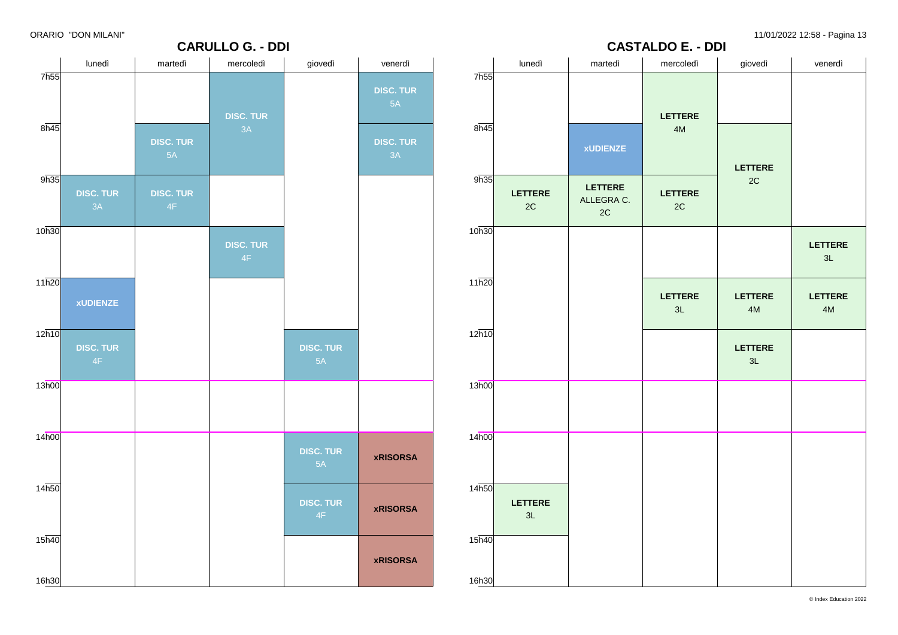ORARIO "DON MILANI"

11/01/2022 12:58

## CARULLO G. - DDI

| | lunedì | martedì | mercoledì | giovedì | venerdì |
|---|---|---|---|---|---|
| 7h55 | | | **DISC. TUR** 3A | | **DISC. TUR** 5A |
| 8h45 | | **DISC. TUR** 5A | **DISC. TUR** 3A | | **DISC. TUR** 3A |
| 9h35 | **DISC. TUR** 3A | **DISC. TUR** 4F | | | |
| 10h30 | | | **DISC. TUR** 4F | | |
| 11h20 | **xUDIENZE** | | | | |
| 12h10 | **DISC. TUR** 4F | | | **DISC. TUR** 5A | |
| 13h00 | | | | | |
| 14h00 | | | | **DISC. TUR** 5A | **xRISORSA** |
| 14h50 | | | | **DISC. TUR** 4F | **xRISORSA** |
| 15h40 | | | | | **xRISORSA** |
| 16h30 | | | | | |

## CASTALDO E. - DDI

| | lunedì | martedì | mercoledì | giovedì | venerdì |
|---|---|---|---|---|---|
| 7h55 | | | **LETTERE** 4M | | |
| 8h45 | | **xUDIENZE** | **LETTERE** 4M | **LETTERE** 2C | |
| 9h35 | **LETTERE** 2C | **LETTERE** ALLEGRA C. 2C | **LETTERE** 2C | **LETTERE** 2C | |
| 10h30 | | | | | **LETTERE** 3L |
| 11h20 | | | **LETTERE** 3L | **LETTERE** 4M | **LETTERE** 4M |
| 12h10 | | | | **LETTERE** 3L | |
| 13h00 | | | | | |
| 14h00 | | | | | |
| 14h50 | **LETTERE** 3L | | | | |
| 15h40 | | | | | |
| 16h30 | | | | | |

© Index Education 2022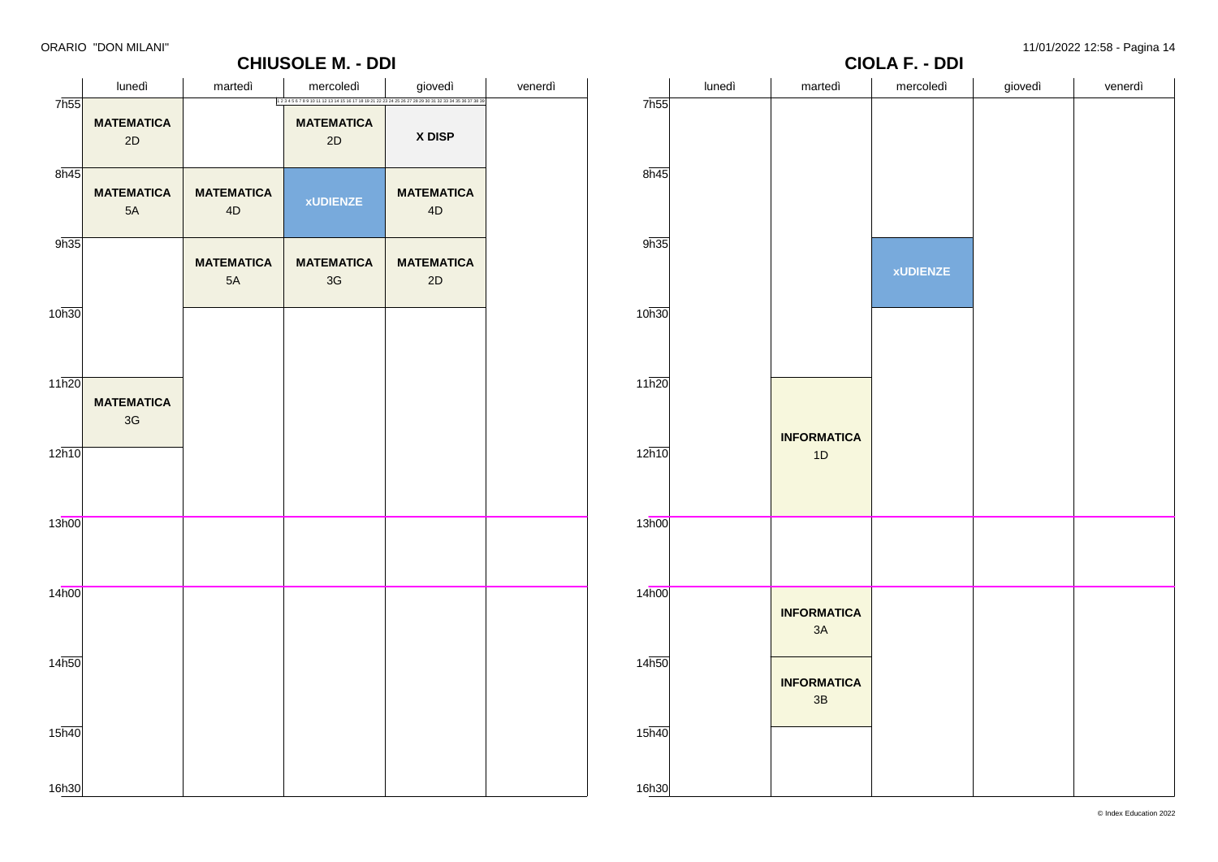ORARIO "DON MILANI"

## CHIUSOLE M. - DDI

| | lunedì | martedì | mercoledì | giovedì | venerdì |
|---|---|---|---|---|---|
| 7h55 | **MATEMATICA** 2D | | **MATEMATICA** 2D | **X DISP** | |
| 8h45 | **MATEMATICA** 5A | **MATEMATICA** 4D | **xUDIENZE** | **MATEMATICA** 4D | |
| 9h35 | | **MATEMATICA** 5A | **MATEMATICA** 3G | **MATEMATICA** 2D | |
| 10h30 | | | | | |
| 11h20 | **MATEMATICA** 3G | | | | |
| 12h10 | | | | | |
| 13h00 | | | | | |
| 14h00 | | | | | |
| 14h50 | | | | | |
| 15h40 | | | | | |
| 16h30 | | | | | |

## CIOLA F. - DDI

| | lunedì | martedì | mercoledì | giovedì | venerdì |
|---|---|---|---|---|---|
| 7h55 | | | | | |
| 8h45 | | | | | |
| 9h35 | | | **xUDIENZE** | | |
| 10h30 | | | | | |
| 11h20 | | **INFORMATICA** 1D | | | |
| 12h10 | | **INFORMATICA** 1D | | | |
| 13h00 | | | | | |
| 14h00 | | **INFORMATICA** 3A | | | |
| 14h50 | | **INFORMATICA** 3B | | | |
| 15h40 | | | | | |
| 16h30 | | | | | |

© Index Education 2022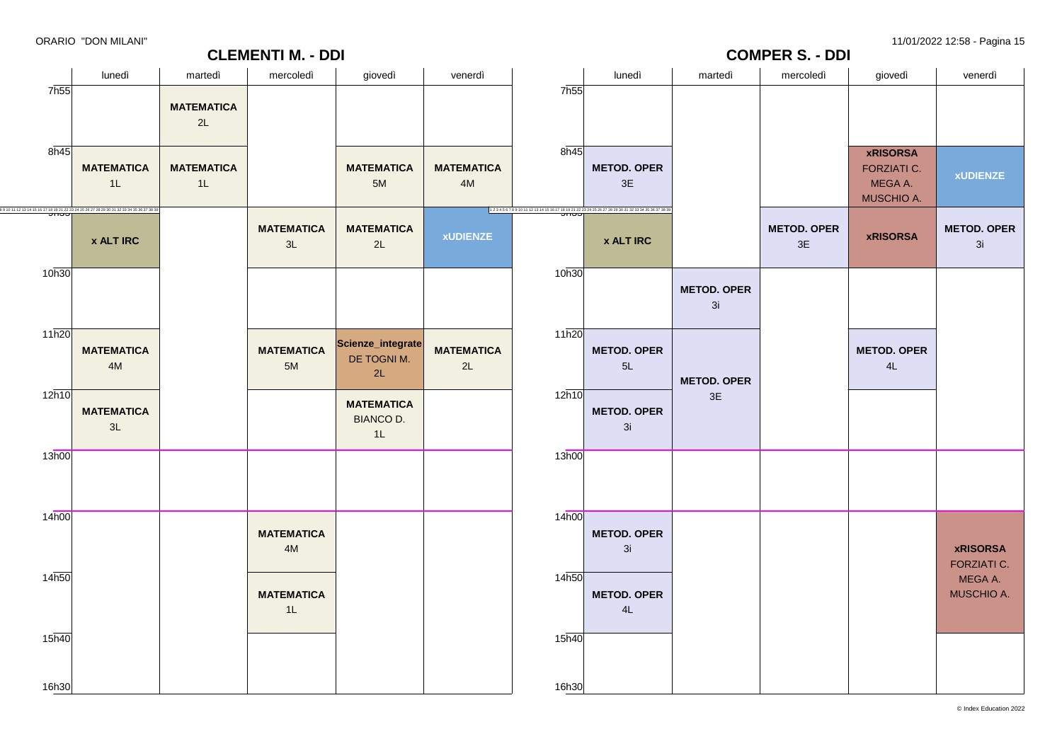ORARIO "DON MILANI"

## CLEMENTI M. - DDI

| | lunedì | martedì | mercoledì | giovedì | venerdì |
|---|---|---|---|---|---|
| 7h55 | | **MATEMATICA** 2L | | | |
| 8h45 | **MATEMATICA** 1L | **MATEMATICA** 1L | | **MATEMATICA** 5M | **MATEMATICA** 4M |
| 9h35 | **x ALT IRC** | | **MATEMATICA** 3L | **MATEMATICA** 2L | **xUDIENZE** |
| 10h30 | | | | | |
| 11h20 | **MATEMATICA** 4M | | **MATEMATICA** 5M | **Scienze_integrate** DE TOGNI M. 2L | **MATEMATICA** 2L |
| 12h10 | **MATEMATICA** 3L | | | **MATEMATICA** BIANCO D. 1L | |
| 13h00 | | | | | |
| 14h00 | | | **MATEMATICA** 4M | | |
| 14h50 | | | **MATEMATICA** 1L | | |
| 15h40 | | | | | |
| 16h30 | | | | | |

## COMPER S. - DDI

| | lunedì | martedì | mercoledì | giovedì | venerdì |
|---|---|---|---|---|---|
| 7h55 | | | | | |
| 8h45 | **METOD. OPER** 3E | | | **xRISORSA** FORZIATI C. MEGA A. MUSCHIO A. | **xUDIENZE** |
| 9h35 | **x ALT IRC** | | **METOD. OPER** 3E | **xRISORSA** | **METOD. OPER** 3i |
| 10h30 | | **METOD. OPER** 3i | | | |
| 11h20 | **METOD. OPER** 5L | **METOD. OPER** 3E | | **METOD. OPER** 4L | |
| 12h10 | **METOD. OPER** 3i | | | | |
| 13h00 | | | | | |
| 14h00 | **METOD. OPER** 3i | | | | **xRISORSA** FORZIATI C. MEGA A. MUSCHIO A. |
| 14h50 | **METOD. OPER** 4L | | | | |
| 15h40 | | | | | |
| 16h30 | | | | | |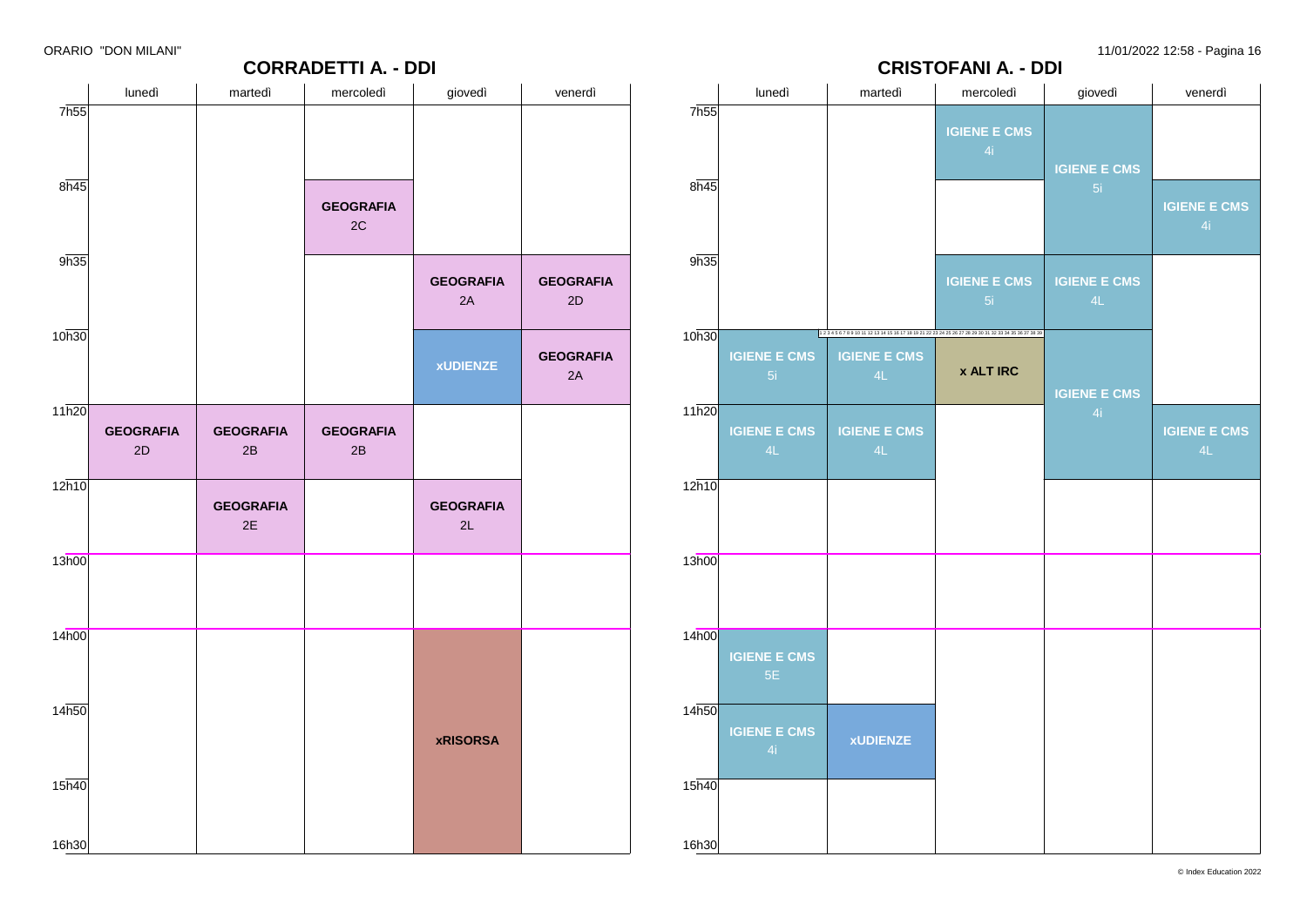ORARIO "DON MILANI"

## CORRADETTI A. - DDI

| | lunedì | martedì | mercoledì | giovedì | venerdì |
|---|---|---|---|---|---|
| 7h55 | | | | | |
| 8h45 | | | **GEOGRAFIA** 2C | | |
| 9h35 | | | | **GEOGRAFIA** 2A | **GEOGRAFIA** 2D |
| 10h30 | | | | **xUDIENZE** | **GEOGRAFIA** 2A |
| 11h20 | **GEOGRAFIA** 2D | **GEOGRAFIA** 2B | **GEOGRAFIA** 2B | | |
| 12h10 | | **GEOGRAFIA** 2E | | **GEOGRAFIA** 2L | |
| 13h00 | | | | | |
| 14h00 | | | | **xRISORSA** | |
| 14h50 | | | | **xRISORSA** | |
| 15h40 | | | | **xRISORSA** | |

## CRISTOFANI A. - DDI

| | lunedì | martedì | mercoledì | giovedì | venerdì |
|---|---|---|---|---|---|
| 7h55 | | | **IGIENE E CMS** 4i | **IGIENE E CMS** 5i | |
| 8h45 | | | | **IGIENE E CMS** 5i | **IGIENE E CMS** 4i |
| 9h35 | | | **IGIENE E CMS** 5i | **IGIENE E CMS** 4L | |
| 10h30 | **IGIENE E CMS** 5i | **IGIENE E CMS** 4L | **x ALT IRC** | **IGIENE E CMS** 4i | |
| 11h20 | **IGIENE E CMS** 4L | **IGIENE E CMS** 4L | | **IGIENE E CMS** 4i | **IGIENE E CMS** 4L |
| 12h10 | | | | | |
| 13h00 | | | | | |
| 14h00 | **IGIENE E CMS** 5E | | | | |
| 14h50 | **IGIENE E CMS** 4i | **xUDIENZE** | | | |
| 15h40 | | | | | |

© Index Education 2022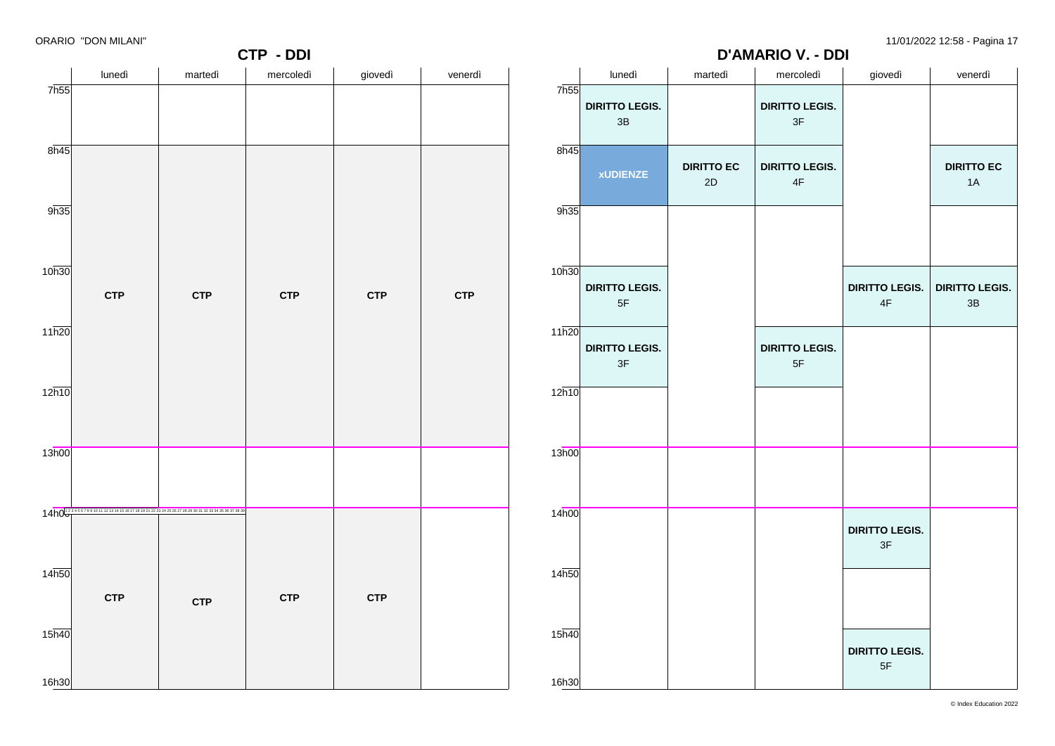## CTP - DDI

| | lunedì | martedì | mercoledì | giovedì | venerdì |
|---|---|---|---|---|---|
| 7h55 | | | | | |
| 8h45 | CTP | CTP | CTP | CTP | CTP |
| 9h35 | CTP | CTP | CTP | CTP | CTP |
| 10h30 | CTP | CTP | CTP | CTP | CTP |
| 11h20 | CTP | CTP | CTP | CTP | CTP |
| 12h10 | CTP | CTP | CTP | CTP | CTP |
| 13h00 | | | | | |
| 14h00 | CTP | CTP | CTP | CTP | |
| 14h50 | CTP | CTP | CTP | CTP | |
| 15h40 | CTP | CTP | CTP | CTP | |

## D'AMARIO V. - DDI

| | lunedì | martedì | mercoledì | giovedì | venerdì |
|---|---|---|---|---|---|
| 7h55 | **DIRITTO LEGIS.** 3B | | **DIRITTO LEGIS.** 3F | | |
| 8h45 | **xUDIENZE** | **DIRITTO EC** 2D | **DIRITTO LEGIS.** 4F | | **DIRITTO EC** 1A |
| 9h35 | | | | | |
| 10h30 | **DIRITTO LEGIS.** 5F | | | **DIRITTO LEGIS.** 4F | **DIRITTO LEGIS.** 3B |
| 11h20 | **DIRITTO LEGIS.** 3F | | **DIRITTO LEGIS.** 5F | | |
| 12h10 | | | | | |
| 13h00 | | | | | |
| 14h00 | | | | **DIRITTO LEGIS.** 3F | |
| 14h50 | | | | | |
| 15h40 | | | | **DIRITTO LEGIS.** 5F | |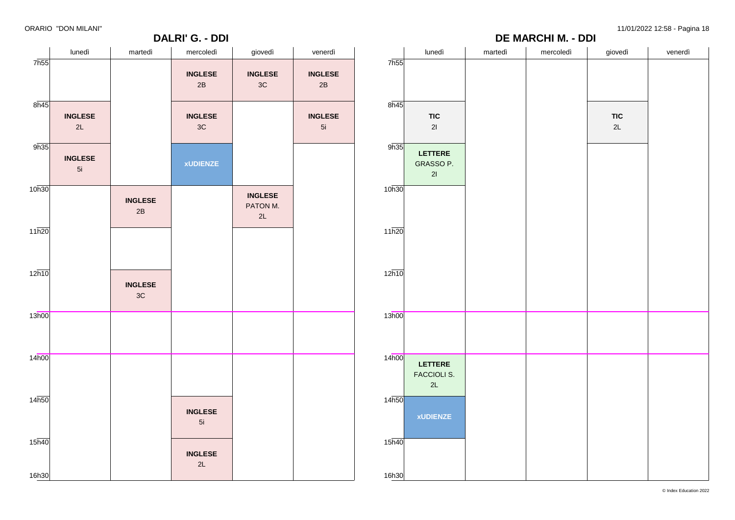ORARIO "DON MILANI"

## DALRI' G. - DDI

| | lunedì | martedì | mercoledì | giovedì | venerdì |
|---|---|---|---|---|---|
| 7h55 | | | **INGLESE** 2B | **INGLESE** 3C | **INGLESE** 2B |
| 8h45 | **INGLESE** 2L | | **INGLESE** 3C | | **INGLESE** 5i |
| 9h35 | **INGLESE** 5i | | **xUDIENZE** | | |
| 10h30 | | **INGLESE** 2B | | **INGLESE** PATON M. 2L | |
| 11h20 | | | | | |
| 12h10 | | **INGLESE** 3C | | | |
| 13h00 | | | | | |
| 14h00 | | | | | |
| 14h50 | | | **INGLESE** 5i | | |
| 15h40 | | | **INGLESE** 2L | | |
| 16h30 | | | | | |

## DE MARCHI M. - DDI

| | lunedì | martedì | mercoledì | giovedì | venerdì |
|---|---|---|---|---|---|
| 7h55 | | | | | |
| 8h45 | **TIC** 2I | | | **TIC** 2L | |
| 9h35 | **LETTERE** GRASSO P. 2I | | | | |
| 10h30 | | | | | |
| 11h20 | | | | | |
| 12h10 | | | | | |
| 13h00 | | | | | |
| 14h00 | **LETTERE** FACCIOLI S. 2L | | | | |
| 14h50 | **xUDIENZE** | | | | |
| 15h40 | | | | | |
| 16h30 | | | | | |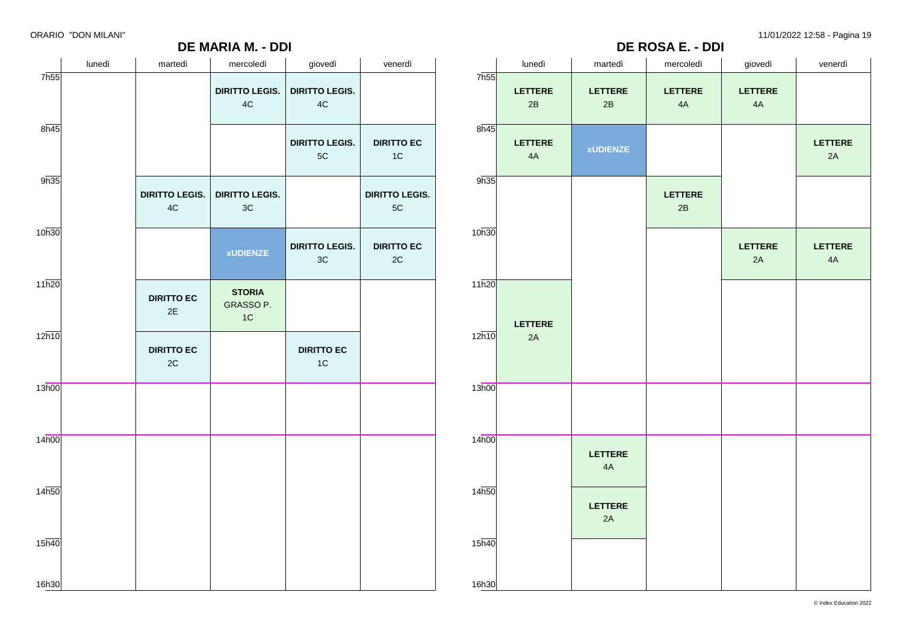## DE MARIA M. - DDI

| | lunedì | martedì | mercoledì | giovedì | venerdì |
|---|---|---|---|---|---|
| 7h55 | | | **DIRITTO LEGIS.** 4C | **DIRITTO LEGIS.** 4C | |
| 8h45 | | | | **DIRITTO LEGIS.** 5C | **DIRITTO EC** 1C |
| 9h35 | | **DIRITTO LEGIS.** 4C | **DIRITTO LEGIS.** 3C | | **DIRITTO LEGIS.** 5C |
| 10h30 | | | **xUDIENZE** | **DIRITTO LEGIS.** 3C | **DIRITTO EC** 2C |
| 11h20 | | **DIRITTO EC** 2E | **STORIA** GRASSO P. 1C | | |
| 12h10 | | **DIRITTO EC** 2C | | **DIRITTO EC** 1C | |
| 13h00 | | | | | |
| 14h00 | | | | | |
| 14h50 | | | | | |
| 15h40 | | | | | |
| 16h30 | | | | | |

## DE ROSA E. - DDI

| | lunedì | martedì | mercoledì | giovedì | venerdì |
|---|---|---|---|---|---|
| 7h55 | **LETTERE** 2B | **LETTERE** 2B | **LETTERE** 4A | **LETTERE** 4A | |
| 8h45 | **LETTERE** 4A | **xUDIENZE** | | | **LETTERE** 2A |
| 9h35 | | | **LETTERE** 2B | | |
| 10h30 | | | | **LETTERE** 2A | **LETTERE** 4A |
| 11h20 | **LETTERE** 2A | | | | |
| 12h10 | **LETTERE** 2A | | | | |
| 13h00 | | | | | |
| 14h00 | | **LETTERE** 4A | | | |
| 14h50 | | **LETTERE** 2A | | | |
| 15h40 | | | | | |
| 16h30 | | | | | |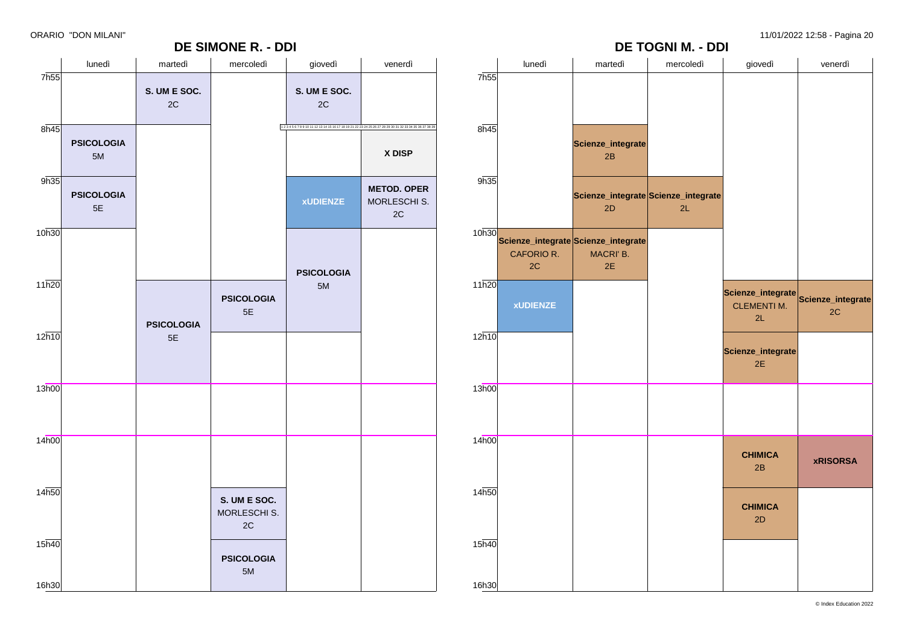ORARIO "DON MILANI"

## DE SIMONE R. - DDI

| | lunedì | martedì | mercoledì | giovedì | venerdì |
|---|---|---|---|---|---|
| 7h55 | | **S. UM E SOC.** 2C | | **S. UM E SOC.** 2C | |
| 8h45 | **PSICOLOGIA** 5M | | | | **X DISP** |
| 9h35 | **PSICOLOGIA** 5E | | | **xUDIENZE** | **METOD. OPER** MORLESCHI S. 2C |
| 10h30 | | | | **PSICOLOGIA** 5M | |
| 11h20 | | **PSICOLOGIA** 5E | **PSICOLOGIA** 5E | | |
| 12h10 | | | | | |
| 13h00 | | | | | |
| 14h00 | | | | | |
| 14h50 | | | **S. UM E SOC.** MORLESCHI S. 2C | | |
| 15h40 | | | **PSICOLOGIA** 5M | | |
| 16h30 | | | | | |

## DE TOGNI M. - DDI

| | lunedì | martedì | mercoledì | giovedì | venerdì |
|---|---|---|---|---|---|
| 7h55 | | | | | |
| 8h45 | | **Scienze_integrate** 2B | | | |
| 9h35 | | **Scienze_integrate** 2D | **Scienze_integrate** 2L | | |
| 10h30 | **Scienze_integrate** CAFORIO R. 2C | **Scienze_integrate** MACRI' B. 2E | | | |
| 11h20 | **xUDIENZE** | | | **Scienze_integrate** CLEMENTI M. 2L | **Scienze_integrate** 2C |
| 12h10 | | | | **Scienze_integrate** 2E | |
| 13h00 | | | | | |
| 14h00 | | | | **CHIMICA** 2B | **xRISORSA** |
| 14h50 | | | | **CHIMICA** 2D | |
| 15h40 | | | | | |
| 16h30 | | | | | |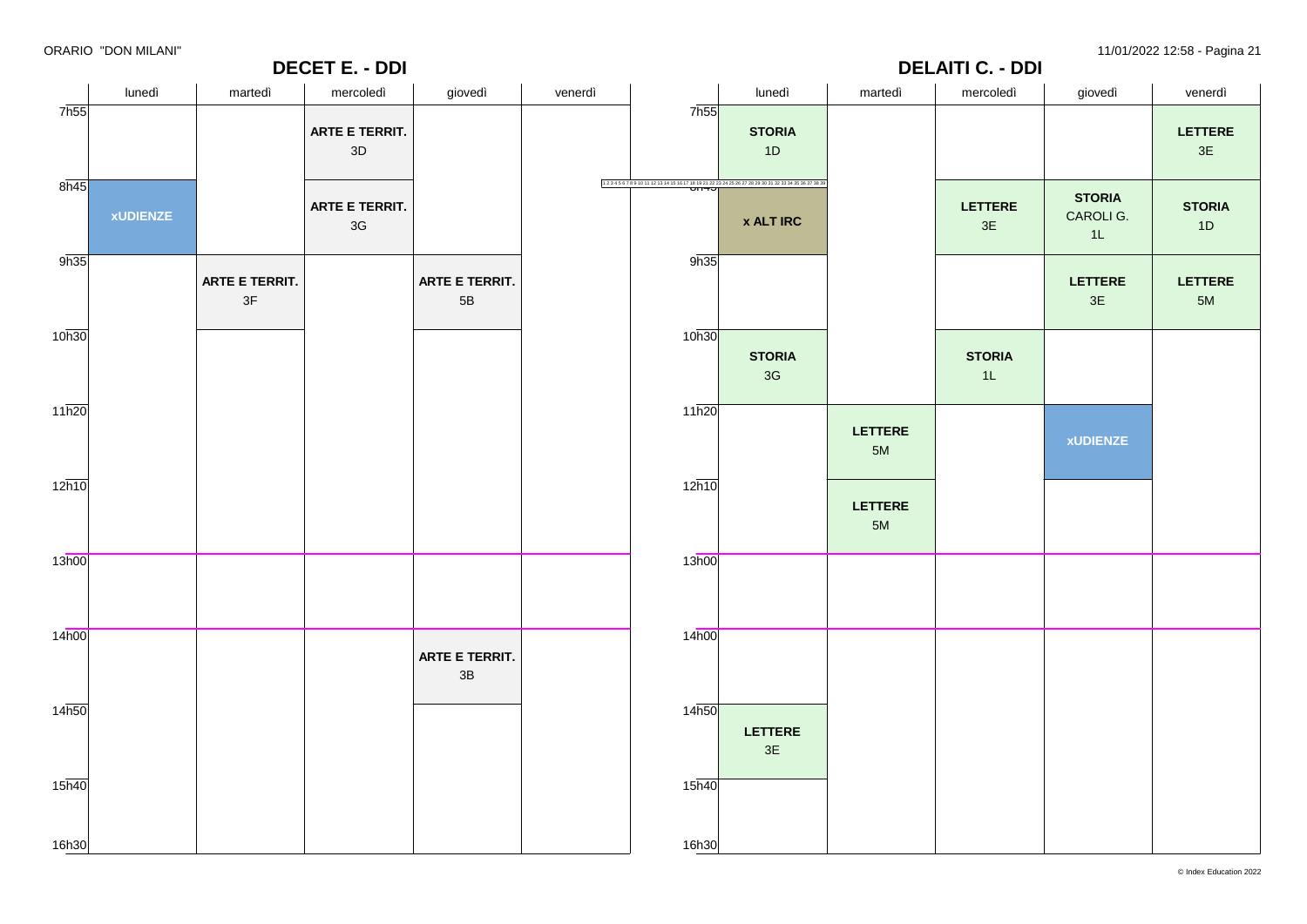ORARIO "DON MILANI"

11/01/2022 12:58

## DECET E. - DDI

| | lunedì | martedì | mercoledì | giovedì | venerdì |
|---|---|---|---|---|---|
| 7h55 | | | **ARTE E TERRIT.** 3D | | |
| 8h45 | **xUDIENZE** | | **ARTE E TERRIT.** 3G | | |
| 9h35 | | **ARTE E TERRIT.** 3F | | **ARTE E TERRIT.** 5B | |
| 10h30 | | | | | |
| 11h20 | | | | | |
| 12h10 | | | | | |
| 13h00 | | | | | |
| 14h00 | | | | **ARTE E TERRIT.** 3B | |
| 14h50 | | | | | |
| 15h40 | | | | | |
| 16h30 | | | | | |

## DELAITI C. - DDI

| | lunedì | martedì | mercoledì | giovedì | venerdì |
|---|---|---|---|---|---|
| 7h55 | **STORIA** 1D | | | | **LETTERE** 3E |
| 8h45 | **x ALT IRC** | | **LETTERE** 3E | **STORIA** CAROLI G. 1L | **STORIA** 1D |
| 9h35 | | | | **LETTERE** 3E | **LETTERE** 5M |
| 10h30 | **STORIA** 3G | | **STORIA** 1L | | |
| 11h20 | | **LETTERE** 5M | | **xUDIENZE** | |
| 12h10 | | **LETTERE** 5M | | | |
| 13h00 | | | | | |
| 14h00 | | | | | |
| 14h50 | **LETTERE** 3E | | | | |
| 15h40 | | | | | |
| 16h30 | | | | | |

© Index Education 2022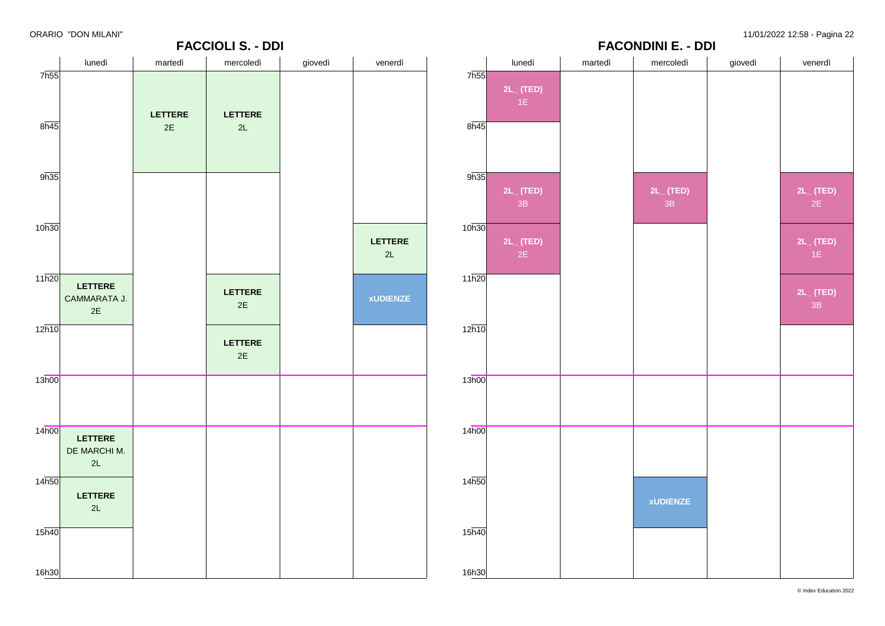ORARIO "DON MILANI"

## FACCIOLI S. - DDI

| | lunedì | martedì | mercoledì | giovedì | venerdì |
|---|---|---|---|---|---|
| 7h55 | | **LETTERE** 2E | **LETTERE** 2L | | |
| 8h45 | | | | | |
| 9h35 | | | | | |
| 10h30 | | | | | **LETTERE** 2L |
| 11h20 | **LETTERE** CAMMARATA J. 2E | | **LETTERE** 2E | | **xUDIENZE** |
| 12h10 | | | **LETTERE** 2E | | |
| 13h00 | | | | | |
| 14h00 | **LETTERE** DE MARCHI M. 2L | | | | |
| 14h50 | **LETTERE** 2L | | | | |
| 15h40 | | | | | |
| 16h30 | | | | | |

## FACONDINI E. - DDI

| | lunedì | martedì | mercoledì | giovedì | venerdì |
|---|---|---|---|---|---|
| 7h55 | **2L_ (TED)** 1E | | | | |
| 8h45 | | | | | |
| 9h35 | **2L_ (TED)** 3B | | **2L_ (TED)** 3B | | **2L_ (TED)** 2E |
| 10h30 | **2L_ (TED)** 2E | | | | **2L_ (TED)** 1E |
| 11h20 | | | | | **2L_ (TED)** 3B |
| 12h10 | | | | | |
| 13h00 | | | | | |
| 14h00 | | | | | |
| 14h50 | | | **xUDIENZE** | | |
| 15h40 | | | | | |
| 16h30 | | | | | |

© Index Education 2022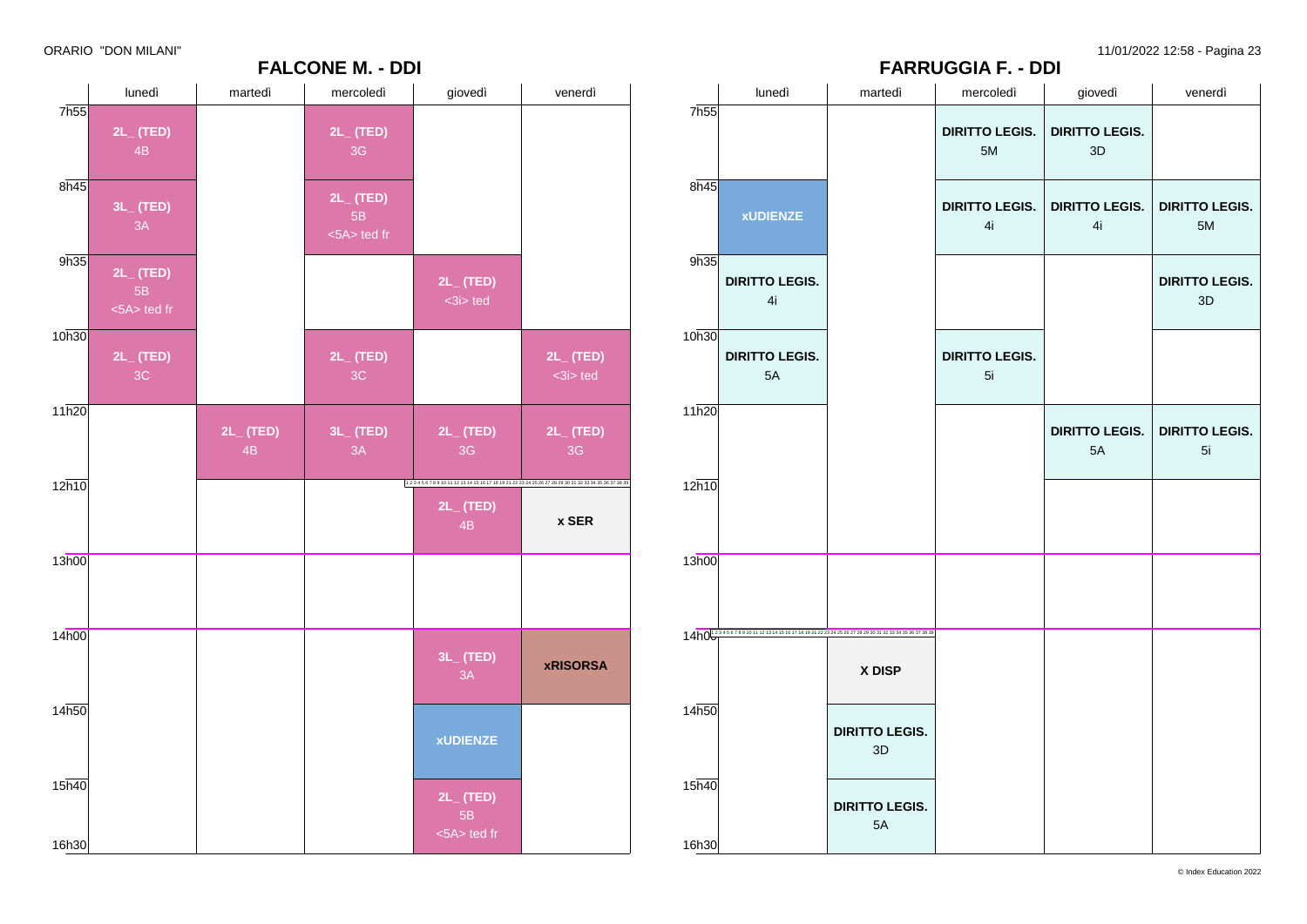ORARIO "DON MILANI"

## FALCONE M. - DDI

| | lunedì | martedì | mercoledì | giovedì | venerdì |
|---|---|---|---|---|---|
| 7h55 | **2L_ (TED)** 4B | | **2L_ (TED)** 3G | | |
| 8h45 | **3L_ (TED)** 3A | | **2L_ (TED)** 5B <5A> ted fr | | |
| 9h35 | **2L_ (TED)** 5B <5A> ted fr | | | **2L_ (TED)** <3i> ted | |
| 10h30 | **2L_ (TED)** 3C | | **2L_ (TED)** 3C | | **2L_ (TED)** <3i> ted |
| 11h20 | | **2L_ (TED)** 4B | **3L_ (TED)** 3A | **2L_ (TED)** 3G | **2L_ (TED)** 3G |
| 12h10 | | | | **2L_ (TED)** 4B | **x SER** |
| 13h00 | | | | | |
| 14h00 | | | | **3L_ (TED)** 3A | **xRISORSA** |
| 14h50 | | | | **xUDIENZE** | |
| 15h40 | | | | **2L_ (TED)** 5B <5A> ted fr | |
| 16h30 | | | | | |

## FARRUGGIA F. - DDI

| | lunedì | martedì | mercoledì | giovedì | venerdì |
|---|---|---|---|---|---|
| 7h55 | | | **DIRITTO LEGIS.** 5M | **DIRITTO LEGIS.** 3D | |
| 8h45 | **xUDIENZE** | | **DIRITTO LEGIS.** 4i | **DIRITTO LEGIS.** 4i | **DIRITTO LEGIS.** 5M |
| 9h35 | **DIRITTO LEGIS.** 4i | | | | **DIRITTO LEGIS.** 3D |
| 10h30 | **DIRITTO LEGIS.** 5A | | **DIRITTO LEGIS.** 5i | | |
| 11h20 | | | | **DIRITTO LEGIS.** 5A | **DIRITTO LEGIS.** 5i |
| 12h10 | | | | | |
| 13h00 | | | | | |
| 14h00 | | **X DISP** | | | |
| 14h50 | | **DIRITTO LEGIS.** 3D | | | |
| 15h40 | | **DIRITTO LEGIS.** 5A | | | |
| 16h30 | | | | | |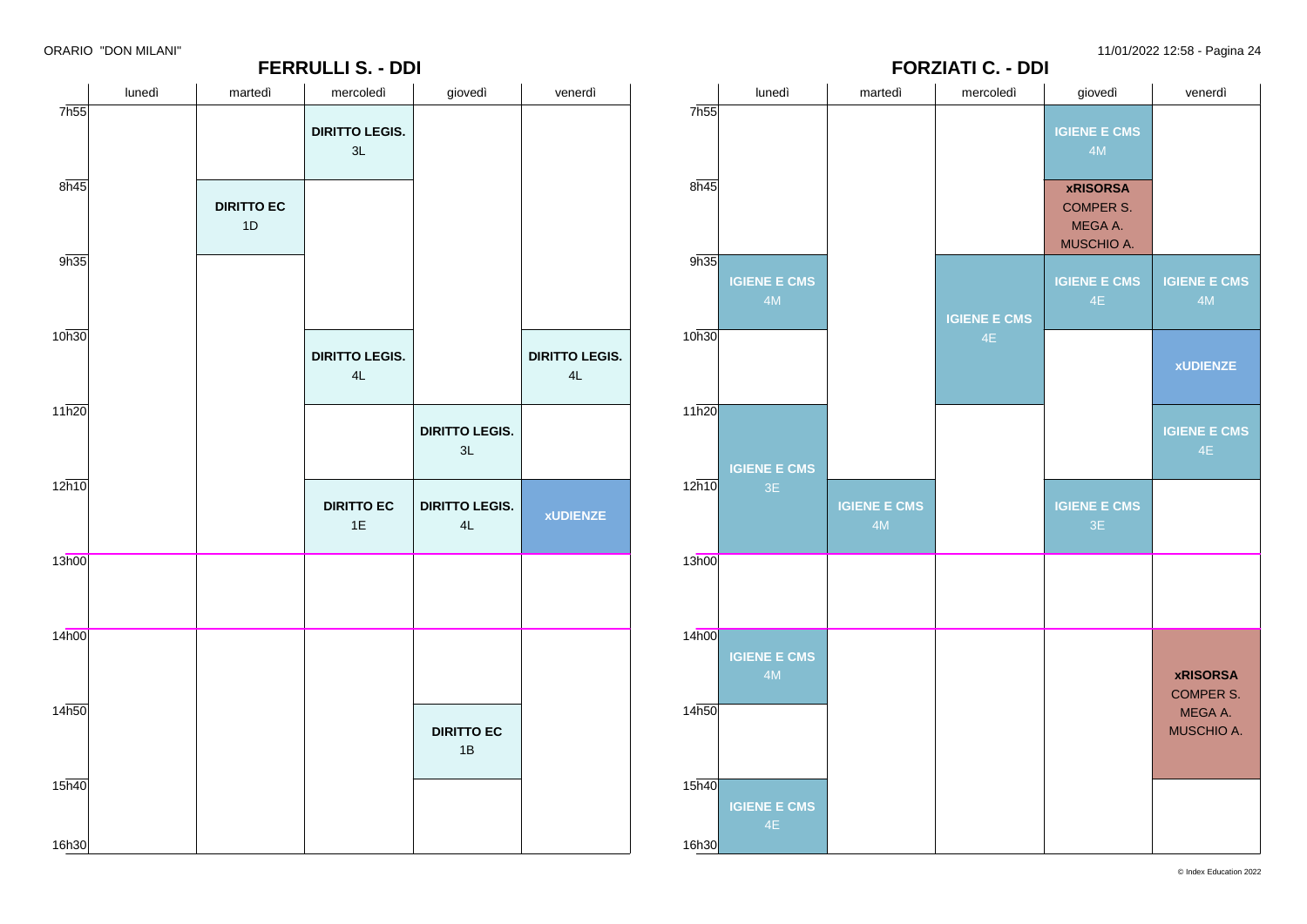## FERRULLI S. - DDI

| | lunedì | martedì | mercoledì | giovedì | venerdì |
|---|---|---|---|---|---|
| 7h55 | | | **DIRITTO LEGIS.** 3L | | |
| 8h45 | | **DIRITTO EC** 1D | | | |
| 9h35 | | | | | |
| 10h30 | | | **DIRITTO LEGIS.** 4L | | **DIRITTO LEGIS.** 4L |
| 11h20 | | | | **DIRITTO LEGIS.** 3L | |
| 12h10 | | | **DIRITTO EC** 1E | **DIRITTO LEGIS.** 4L | **xUDIENZE** |
| 13h00 | | | | | |
| 14h00 | | | | | |
| 14h50 | | | | **DIRITTO EC** 1B | |
| 15h40 | | | | | |
| 16h30 | | | | | |

## FORZIATI C. - DDI

| | lunedì | martedì | mercoledì | giovedì | venerdì |
|---|---|---|---|---|---|
| 7h55 | | | | **IGIENE E CMS** 4M | |
| 8h45 | | | | **xRISORSA** COMPER S. MEGA A. MUSCHIO A. | |
| 9h35 | **IGIENE E CMS** 4M | | **IGIENE E CMS** 4E | **IGIENE E CMS** 4E | **IGIENE E CMS** 4M |
| 10h30 | | | **IGIENE E CMS** 4E | | **xUDIENZE** |
| 11h20 | **IGIENE E CMS** 3E | | | | **IGIENE E CMS** 4E |
| 12h10 | **IGIENE E CMS** 3E | **IGIENE E CMS** 4M | | **IGIENE E CMS** 3E | |
| 13h00 | | | | | |
| 14h00 | **IGIENE E CMS** 4M | | | | **xRISORSA** COMPER S. MEGA A. MUSCHIO A. |
| 14h50 | | | | | **xRISORSA** COMPER S. MEGA A. MUSCHIO A. |
| 15h40 | **IGIENE E CMS** 4E | | | | |
| 16h30 | | | | | |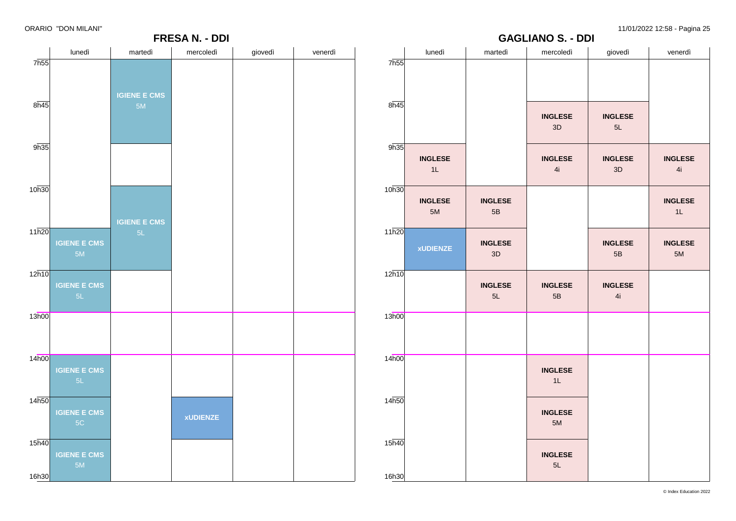ORARIO "DON MILANI"

## FRESA N. - DDI

| | lunedì | martedì | mercoledì | giovedì | venerdì |
|---|---|---|---|---|---|
| 7h55 | | IGIENE E CMS 5M | | | |
| 8h45 | | IGIENE E CMS 5M | | | |
| 9h35 | | | | | |
| 10h30 | | IGIENE E CMS 5L | | | |
| 11h20 | IGIENE E CMS 5M | IGIENE E CMS 5L | | | |
| 12h10 | IGIENE E CMS 5L | | | | |
| 13h00 | | | | | |
| 14h00 | IGIENE E CMS 5L | | | | |
| 14h50 | IGIENE E CMS 5C | | xUDIENZE | | |
| 15h40 | IGIENE E CMS 5M | | | | |
| 16h30 | | | | | |

## GAGLIANO S. - DDI

| | lunedì | martedì | mercoledì | giovedì | venerdì |
|---|---|---|---|---|---|
| 7h55 | | | | | |
| 8h45 | | | INGLESE 3D | INGLESE 5L | |
| 9h35 | INGLESE 1L | | INGLESE 4i | INGLESE 3D | INGLESE 4i |
| 10h30 | INGLESE 5M | INGLESE 5B | | | INGLESE 1L |
| 11h20 | xUDIENZE | INGLESE 3D | | INGLESE 5B | INGLESE 5M |
| 12h10 | | INGLESE 5L | INGLESE 5B | INGLESE 4i | |
| 13h00 | | | | | |
| 14h00 | | | INGLESE 1L | | |
| 14h50 | | | INGLESE 5M | | |
| 15h40 | | | INGLESE 5L | | |
| 16h30 | | | | | |

© Index Education 2022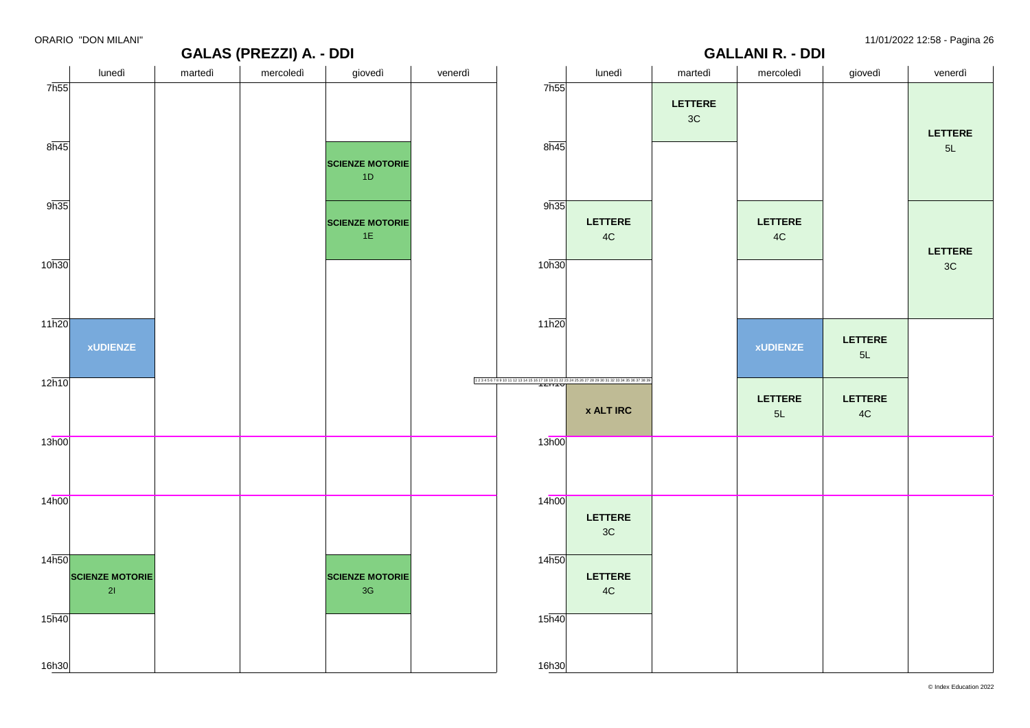## GALAS (PREZZI) A. - DDI

| | lunedì | martedì | mercoledì | giovedì | venerdì |
|---|---|---|---|---|---|
| 7h55 | | | | | |
| 8h45 | | | | **SCIENZE MOTORIE** 1D | |
| 9h35 | | | | **SCIENZE MOTORIE** 1E | |
| 10h30 | | | | | |
| 11h20 | **xUDIENZE** | | | | |
| 12h10 | | | | | |
| 13h00 | | | | | |
| 14h00 | | | | | |
| 14h50 | **SCIENZE MOTORIE** 2I | | | **SCIENZE MOTORIE** 3G | |
| 15h40 | | | | | |
| 16h30 | | | | | |

## GALLANI R. - DDI

| | lunedì | martedì | mercoledì | giovedì | venerdì |
|---|---|---|---|---|---|
| 7h55 | | **LETTERE** 3C | | | **LETTERE** 5L |
| 8h45 | | | | | **LETTERE** 5L |
| 9h35 | **LETTERE** 4C | | **LETTERE** 4C | | **LETTERE** 3C |
| 10h30 | | | | | **LETTERE** 3C |
| 11h20 | | | **xUDIENZE** | **LETTERE** 5L | |
| 12h10 | **x ALT IRC** | | **LETTERE** 5L | **LETTERE** 4C | |
| 13h00 | | | | | |
| 14h00 | **LETTERE** 3C | | | | |
| 14h50 | **LETTERE** 4C | | | | |
| 15h40 | | | | | |
| 16h30 | | | | | |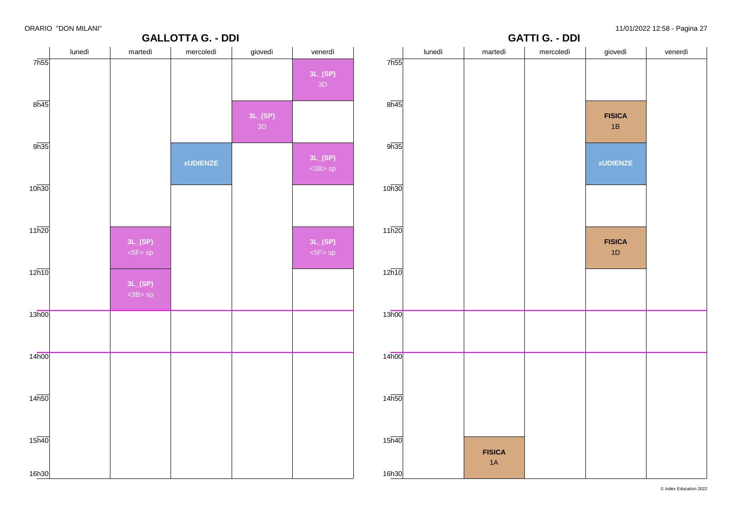## GALLOTTA G. - DDI

| | lunedì | martedì | mercoledì | giovedì | venerdì |
|---|---|---|---|---|---|
| 7h55 | | | | | **3L_(SP)** 3D |
| 8h45 | | | | **3L_(SP)** 3D | |
| 9h35 | | | **xUDIENZE** | | **3L_(SP)** <3B> sp |
| 10h30 | | | | | |
| 11h20 | | **3L_(SP)** <5F> sp | | | **3L_(SP)** <5F> sp |
| 12h10 | | **3L_(SP)** <3B> sp | | | |
| 13h00 | | | | | |
| 14h00 | | | | | |
| 14h50 | | | | | |
| 15h40 | | | | | |
| 16h30 | | | | | |

## GATTI G. - DDI

| | lunedì | martedì | mercoledì | giovedì | venerdì |
|---|---|---|---|---|---|
| 7h55 | | | | | |
| 8h45 | | | | **FISICA** 1B | |
| 9h35 | | | | **xUDIENZE** | |
| 10h30 | | | | | |
| 11h20 | | | | **FISICA** 1D | |
| 12h10 | | | | | |
| 13h00 | | | | | |
| 14h00 | | | | | |
| 14h50 | | | | | |
| 15h40 | | **FISICA** 1A | | | |
| 16h30 | | | | | |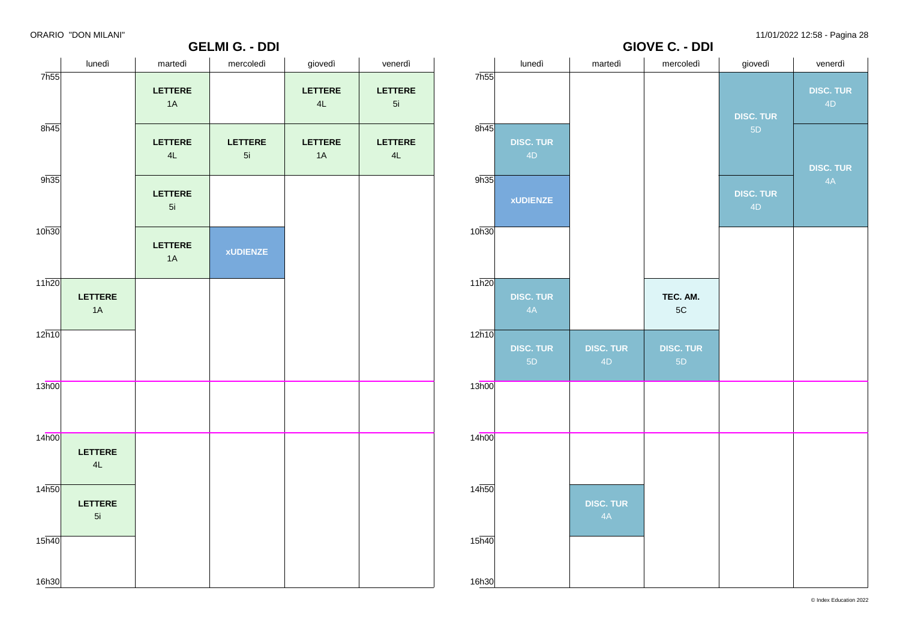## GELMI G. - DDI

| | lunedì | martedì | mercoledì | giovedì | venerdì |
|---|---|---|---|---|---|
| 7h55 | | **LETTERE** 1A | | **LETTERE** 4L | **LETTERE** 5i |
| 8h45 | | **LETTERE** 4L | **LETTERE** 5i | **LETTERE** 1A | **LETTERE** 4L |
| 9h35 | | **LETTERE** 5i | | | |
| 10h30 | | **LETTERE** 1A | **xUDIENZE** | | |
| 11h20 | **LETTERE** 1A | | | | |
| 12h10 | | | | | |
| 13h00 | | | | | |
| 14h00 | **LETTERE** 4L | | | | |
| 14h50 | **LETTERE** 5i | | | | |
| 15h40 | | | | | |
| 16h30 | | | | | |

## GIOVE C. - DDI

| | lunedì | martedì | mercoledì | giovedì | venerdì |
|---|---|---|---|---|---|
| 7h55 | | | | **DISC. TUR** 5D | **DISC. TUR** 4D |
| 8h45 | **DISC. TUR** 4D | | | **DISC. TUR** 5D | **DISC. TUR** 4A |
| 9h35 | **xUDIENZE** | | | **DISC. TUR** 4D | **DISC. TUR** 4A |
| 10h30 | | | | | |
| 11h20 | **DISC. TUR** 4A | | **TEC. AM.** 5C | | |
| 12h10 | **DISC. TUR** 5D | **DISC. TUR** 4D | **DISC. TUR** 5D | | |
| 13h00 | | | | | |
| 14h00 | | | | | |
| 14h50 | | **DISC. TUR** 4A | | | |
| 15h40 | | | | | |
| 16h30 | | | | | |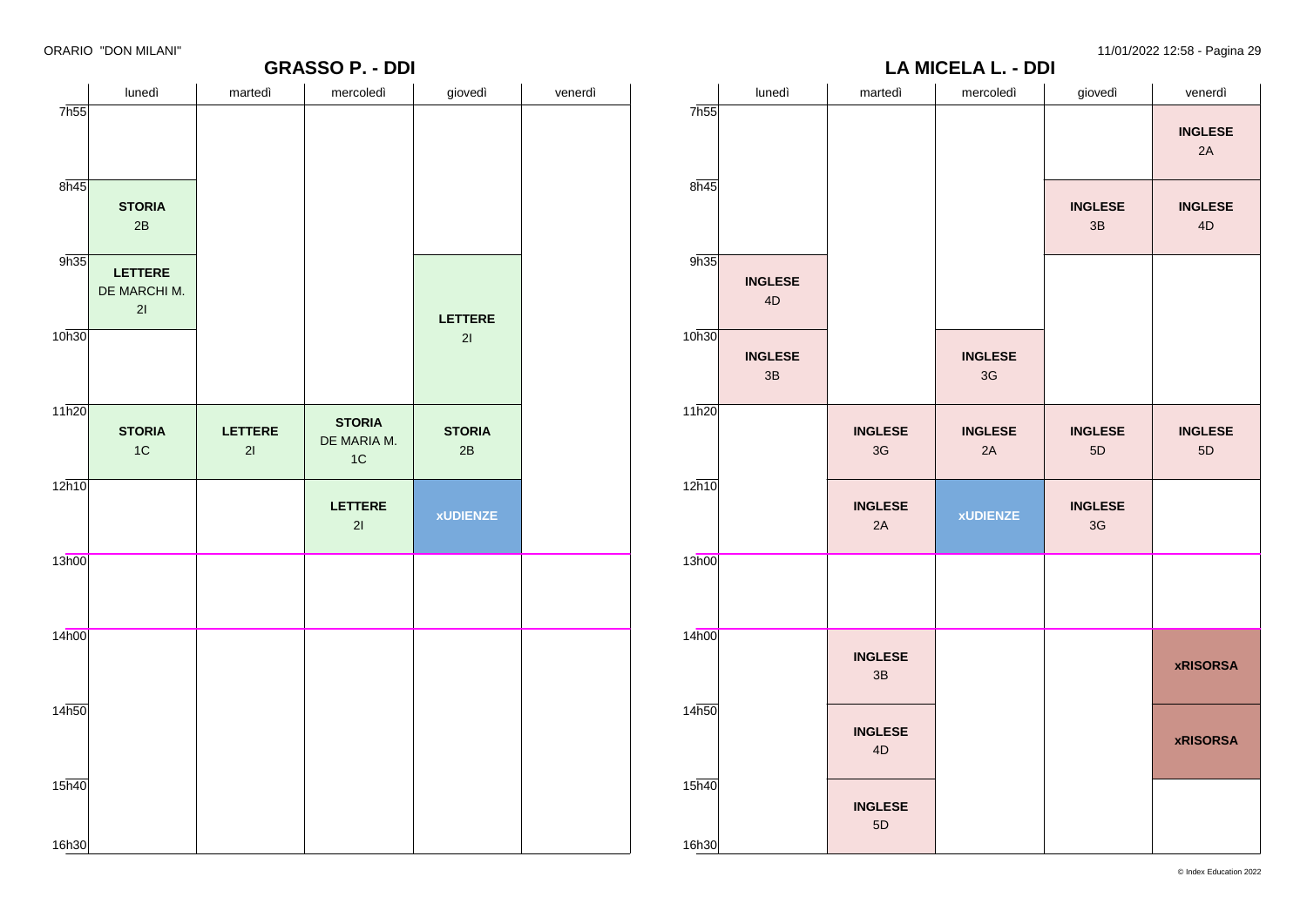## GRASSO P. - DDI

| | lunedì | martedì | mercoledì | giovedì | venerdì |
|---|---|---|---|---|---|
| 7h55 | | | | | |
| 8h45 | **STORIA** 2B | | | | |
| 9h35 | **LETTERE** DE MARCHI M. 2I | | | **LETTERE** 2I | |
| 10h30 | | | | | |
| 11h20 | **STORIA** 1C | **LETTERE** 2I | **STORIA** DE MARIA M. 1C | **STORIA** 2B | |
| 12h10 | | | **LETTERE** 2I | **xUDIENZE** | |
| 13h00 | | | | | |
| 14h00 | | | | | |
| 14h50 | | | | | |
| 15h40 | | | | | |
| 16h30 | | | | | |

## LA MICELA L. - DDI

| | lunedì | martedì | mercoledì | giovedì | venerdì |
|---|---|---|---|---|---|
| 7h55 | | | | | **INGLESE** 2A |
| 8h45 | | | | **INGLESE** 3B | **INGLESE** 4D |
| 9h35 | **INGLESE** 4D | | | | |
| 10h30 | **INGLESE** 3B | | **INGLESE** 3G | | |
| 11h20 | | **INGLESE** 3G | **INGLESE** 2A | **INGLESE** 5D | **INGLESE** 5D |
| 12h10 | | **INGLESE** 2A | **xUDIENZE** | **INGLESE** 3G | |
| 13h00 | | | | | |
| 14h00 | | **INGLESE** 3B | | | **xRISORSA** |
| 14h50 | | **INGLESE** 4D | | | **xRISORSA** |
| 15h40 | | **INGLESE** 5D | | | |
| 16h30 | | | | | |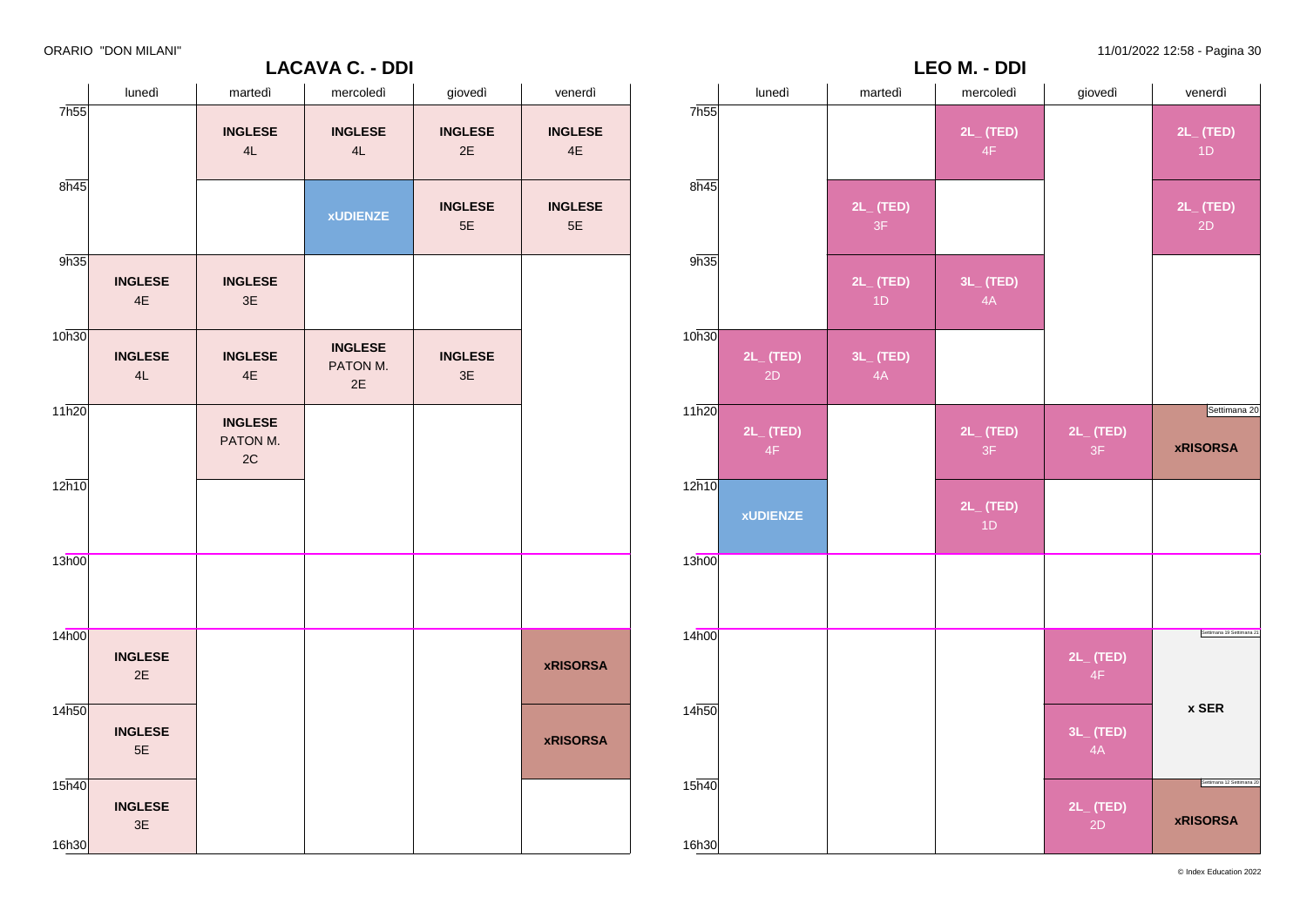ORARIO "DON MILANI"

## LACAVA C. - DDI

| | lunedì | martedì | mercoledì | giovedì | venerdì |
|---|---|---|---|---|---|
| 7h55 | | **INGLESE** 4L | **INGLESE** 4L | **INGLESE** 2E | **INGLESE** 4E |
| 8h45 | | | **xUDIENZE** | **INGLESE** 5E | **INGLESE** 5E |
| 9h35 | **INGLESE** 4E | **INGLESE** 3E | | | |
| 10h30 | **INGLESE** 4L | **INGLESE** 4E | **INGLESE** PATON M. 2E | **INGLESE** 3E | |
| 11h20 | | **INGLESE** PATON M. 2C | | | |
| 12h10 | | | | | |
| 13h00 | | | | | |
| 14h00 | **INGLESE** 2E | | | | **xRISORSA** |
| 14h50 | **INGLESE** 5E | | | | **xRISORSA** |
| 15h40 | **INGLESE** 3E | | | | |
| 16h30 | | | | | |

## LEO M. - DDI

| | lunedì | martedì | mercoledì | giovedì | venerdì |
|---|---|---|---|---|---|
| 7h55 | | | **2L_ (TED)** 4F | | **2L_ (TED)** 1D |
| 8h45 | | **2L_ (TED)** 3F | | | **2L_ (TED)** 2D |
| 9h35 | | **2L_ (TED)** 1D | **3L_ (TED)** 4A | | |
| 10h30 | **2L_ (TED)** 2D | **3L_ (TED)** 4A | | | |
| 11h20 | **2L_ (TED)** 4F | | **2L_ (TED)** 3F | **2L_ (TED)** 3F | Settimana 20 **xRISORSA** |
| 12h10 | **xUDIENZE** | | **2L_ (TED)** 1D | | |
| 13h00 | | | | | |
| 14h00 | | | | **2L_ (TED)** 4F | Settimana 19 Settimana 21 **x SER** |
| 14h50 | | | | **3L_ (TED)** 4A | |
| 15h40 | | | | **2L_ (TED)** 2D | Settimana 12 Settimana 20 **xRISORSA** |
| 16h30 | | | | | |

11/01/2022 12:58 - Pagina 30

© Index Education 2022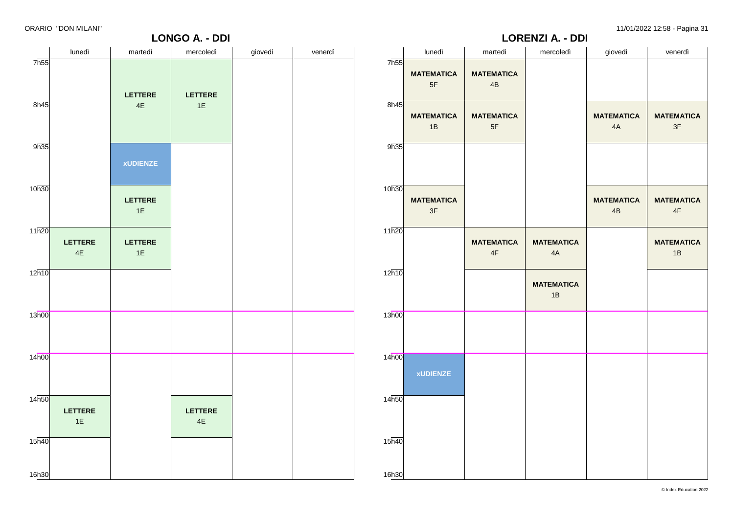ORARIO "DON MILANI"

## LONGO A. - DDI

| | lunedì | martedì | mercoledì | giovedì | venerdì |
|---|---|---|---|---|---|
| 7h55 | | **LETTERE** 4E | **LETTERE** 1E | | |
| 8h45 | | **LETTERE** 4E | **LETTERE** 1E | | |
| 9h35 | | **xUDIENZE** | | | |
| 10h30 | | **LETTERE** 1E | | | |
| 11h20 | **LETTERE** 4E | **LETTERE** 1E | | | |
| 12h10 | | | | | |
| 13h00 | | | | | |
| 14h00 | | | | | |
| 14h50 | **LETTERE** 1E | | **LETTERE** 4E | | |
| 15h40 | | | | | |
| 16h30 | | | | | |

## LORENZI A. - DDI

| | lunedì | martedì | mercoledì | giovedì | venerdì |
|---|---|---|---|---|---|
| 7h55 | **MATEMATICA** 5F | **MATEMATICA** 4B | | | |
| 8h45 | **MATEMATICA** 1B | **MATEMATICA** 5F | | **MATEMATICA** 4A | **MATEMATICA** 3F |
| 9h35 | | | | | |
| 10h30 | **MATEMATICA** 3F | | | **MATEMATICA** 4B | **MATEMATICA** 4F |
| 11h20 | | **MATEMATICA** 4F | **MATEMATICA** 4A | | **MATEMATICA** 1B |
| 12h10 | | | **MATEMATICA** 1B | | |
| 13h00 | | | | | |
| 14h00 | **xUDIENZE** | | | | |
| 14h50 | | | | | |
| 15h40 | | | | | |
| 16h30 | | | | | |

© Index Education 2022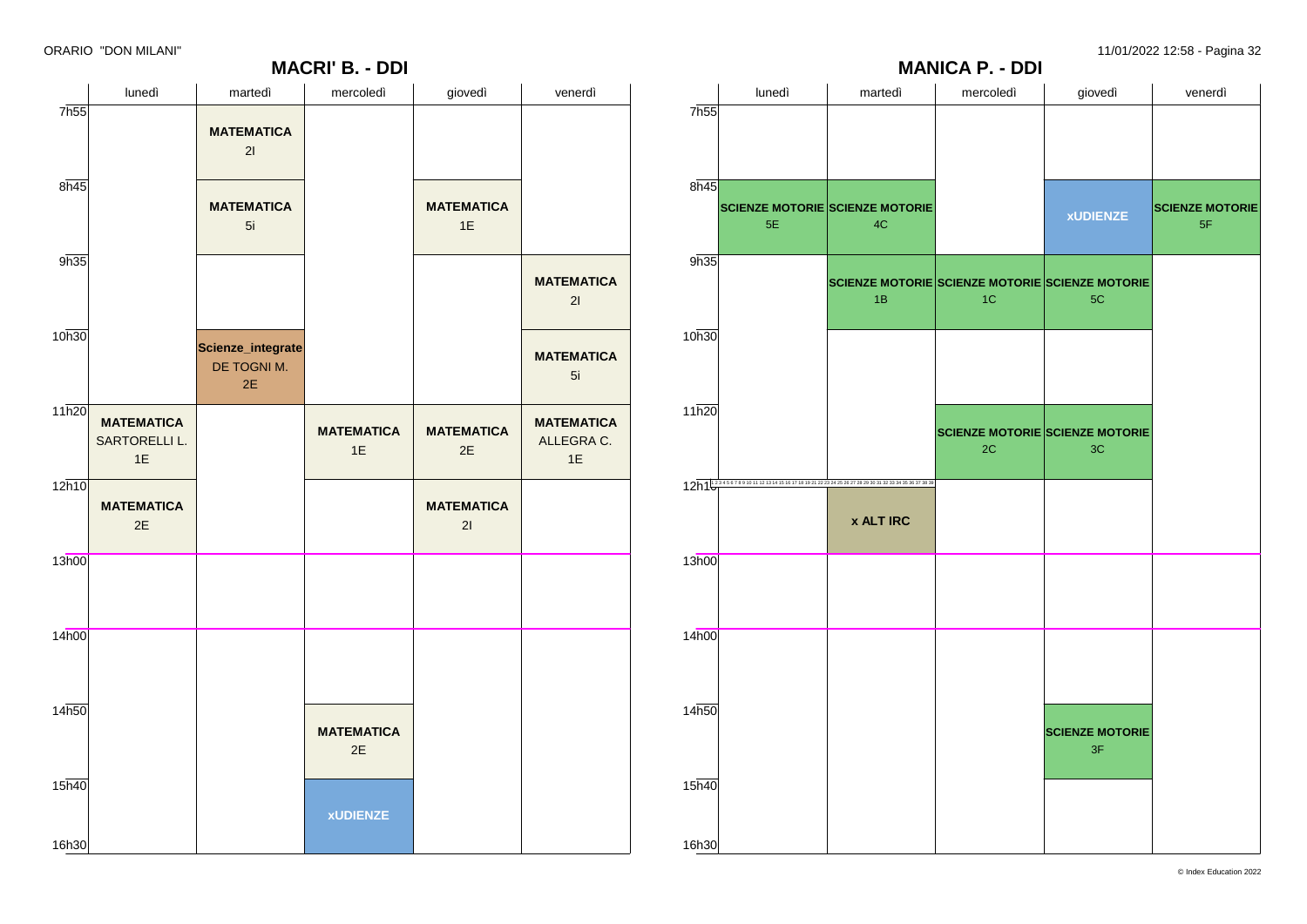ORARIO "DON MILANI"

## MACRI' B. - DDI

| | lunedì | martedì | mercoledì | giovedì | venerdì |
|---|---|---|---|---|---|
| 7h55 | | **MATEMATICA** 2I | | | |
| 8h45 | | **MATEMATICA** 5i | | **MATEMATICA** 1E | |
| 9h35 | | | | | **MATEMATICA** 2I |
| 10h30 | | **Scienze_integrate** DE TOGNI M. 2E | | | **MATEMATICA** 5i |
| 11h20 | **MATEMATICA** SARTORELLI L. 1E | | **MATEMATICA** 1E | **MATEMATICA** 2E | **MATEMATICA** ALLEGRA C. 1E |
| 12h10 | **MATEMATICA** 2E | | | **MATEMATICA** 2I | |
| 13h00 | | | | | |
| 14h00 | | | | | |
| 14h50 | | | **MATEMATICA** 2E | | |
| 15h40 | | | **xUDIENZE** | | |
| 16h30 | | | | | |

## MANICA P. - DDI

| | lunedì | martedì | mercoledì | giovedì | venerdì |
|---|---|---|---|---|---|
| 7h55 | | | | | |
| 8h45 | **SCIENZE MOTORIE** 5E | **SCIENZE MOTORIE** 4C | | **xUDIENZE** | **SCIENZE MOTORIE** 5F |
| 9h35 | | **SCIENZE MOTORIE** 1B | **SCIENZE MOTORIE** 1C | **SCIENZE MOTORIE** 5C | |
| 10h30 | | | | | |
| 11h20 | | | **SCIENZE MOTORIE** 2C | **SCIENZE MOTORIE** 3C | |
| 12h10 | | **x ALT IRC** | | | |
| 13h00 | | | | | |
| 14h00 | | | | | |
| 14h50 | | | | **SCIENZE MOTORIE** 3F | |
| 15h40 | | | | | |
| 16h30 | | | | | |

© Index Education 2022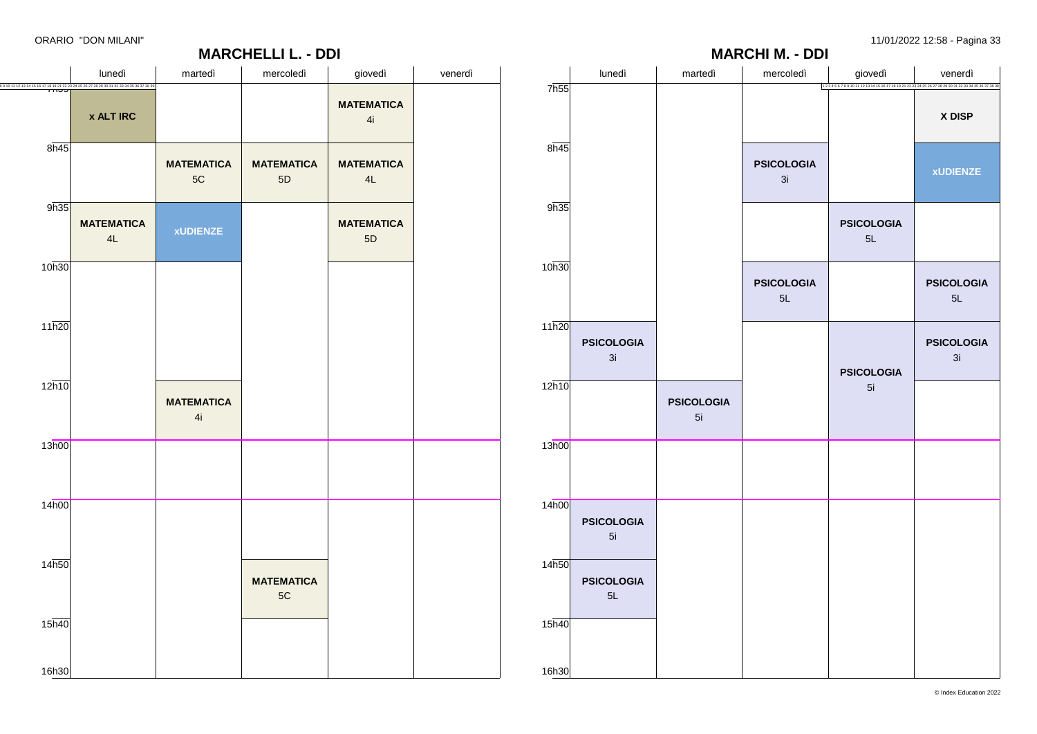ORARIO "DON MILANI"

11/01/2022 12:58

## MARCHELLI L. - DDI

| | lunedì | martedì | mercoledì | giovedì | venerdì |
|---|---|---|---|---|---|
| 7h55 | **x ALT IRC** | | | **MATEMATICA** 4i | |
| 8h45 | | **MATEMATICA** 5C | **MATEMATICA** 5D | **MATEMATICA** 4L | |
| 9h35 | **MATEMATICA** 4L | **xUDIENZE** | | **MATEMATICA** 5D | |
| 10h30 | | | | | |
| 11h20 | | | | | |
| 12h10 | | **MATEMATICA** 4i | | | |
| 13h00 | | | | | |
| 14h00 | | | | | |
| 14h50 | | | **MATEMATICA** 5C | | |
| 15h40 | | | | | |
| 16h30 | | | | | |

## MARCHI M. - DDI

| | lunedì | martedì | mercoledì | giovedì | venerdì |
|---|---|---|---|---|---|
| 7h55 | | | | | **X DISP** |
| 8h45 | | | **PSICOLOGIA** 3i | | **xUDIENZE** |
| 9h35 | | | | **PSICOLOGIA** 5L | |
| 10h30 | | | **PSICOLOGIA** 5L | | **PSICOLOGIA** 5L |
| 11h20 | **PSICOLOGIA** 3i | | | **PSICOLOGIA** 5i | **PSICOLOGIA** 3i |
| 12h10 | | **PSICOLOGIA** 5i | | | |
| 13h00 | | | | | |
| 14h00 | **PSICOLOGIA** 5i | | | | |
| 14h50 | **PSICOLOGIA** 5L | | | | |
| 15h40 | | | | | |
| 16h30 | | | | | |

© Index Education 2022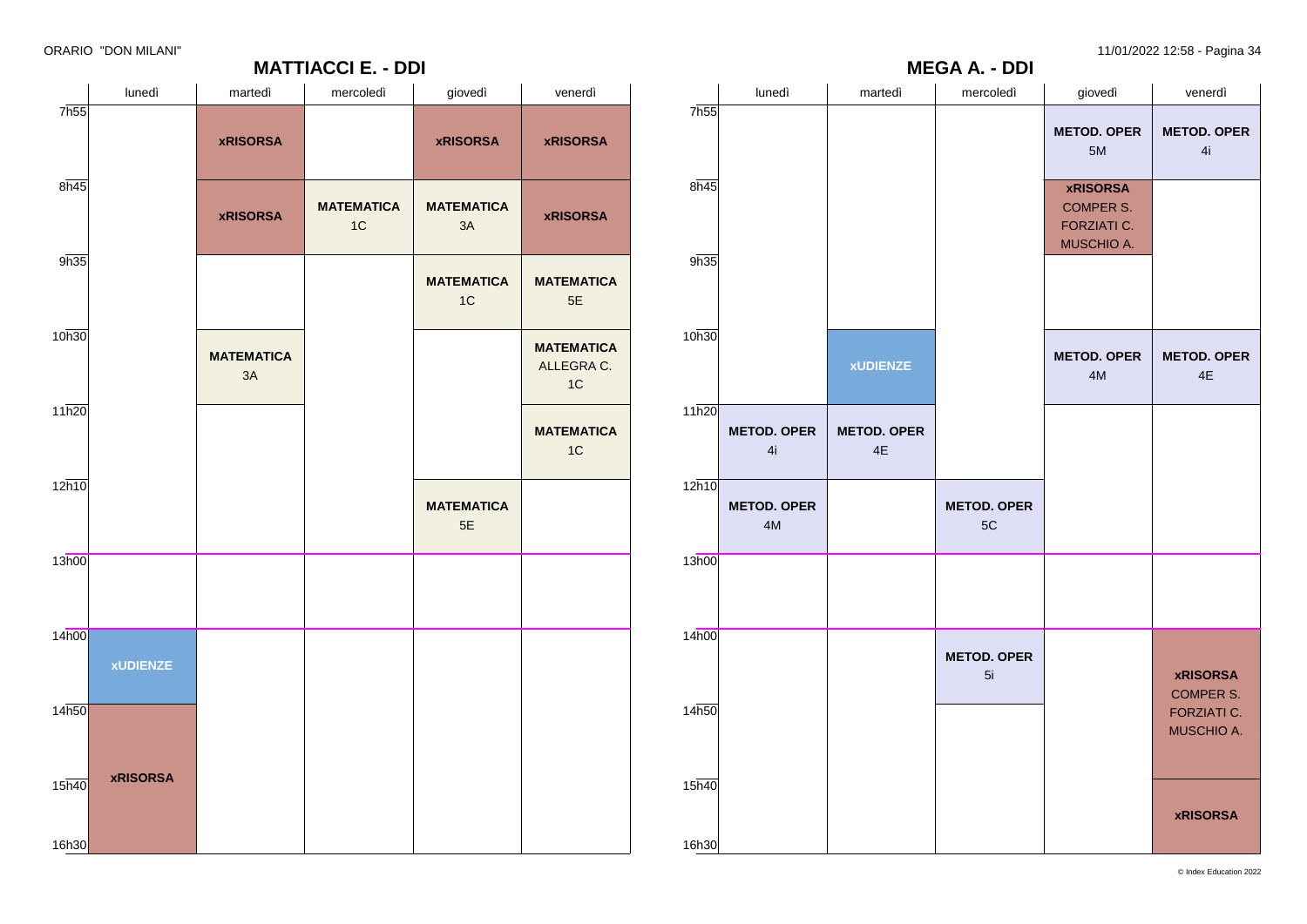ORARIO "DON MILANI"

## MATTIACCI E. - DDI

| | lunedì | martedì | mercoledì | giovedì | venerdì |
|---|---|---|---|---|---|
| 7h55 | | **xRISORSA** | | **xRISORSA** | **xRISORSA** |
| 8h45 | | **xRISORSA** | **MATEMATICA** 1C | **MATEMATICA** 3A | **xRISORSA** |
| 9h35 | | | | **MATEMATICA** 1C | **MATEMATICA** 5E |
| 10h30 | | **MATEMATICA** 3A | | | **MATEMATICA** ALLEGRA C. 1C |
| 11h20 | | | | | **MATEMATICA** 1C |
| 12h10 | | | | **MATEMATICA** 5E | |
| 13h00 | | | | | |
| 14h00 | **xUDIENZE** | | | | |
| 14h50 | **xRISORSA** | | | | |
| 15h40 | **xRISORSA** | | | | |

## MEGA A. - DDI

| | lunedì | martedì | mercoledì | giovedì | venerdì |
|---|---|---|---|---|---|
| 7h55 | | | | **METOD. OPER** 5M | **METOD. OPER** 4i |
| 8h45 | | | | **xRISORSA** COMPER S. FORZIATI C. MUSCHIO A. | |
| 9h35 | | | | | |
| 10h30 | | **xUDIENZE** | | **METOD. OPER** 4M | **METOD. OPER** 4E |
| 11h20 | **METOD. OPER** 4i | **METOD. OPER** 4E | | | |
| 12h10 | **METOD. OPER** 4M | | **METOD. OPER** 5C | | |
| 13h00 | | | | | |
| 14h00 | | | **METOD. OPER** 5i | | **xRISORSA** COMPER S. FORZIATI C. MUSCHIO A. |
| 14h50 | | | | | **xRISORSA** COMPER S. FORZIATI C. MUSCHIO A. |
| 15h40 | | | | | **xRISORSA** |

© Index Education 2022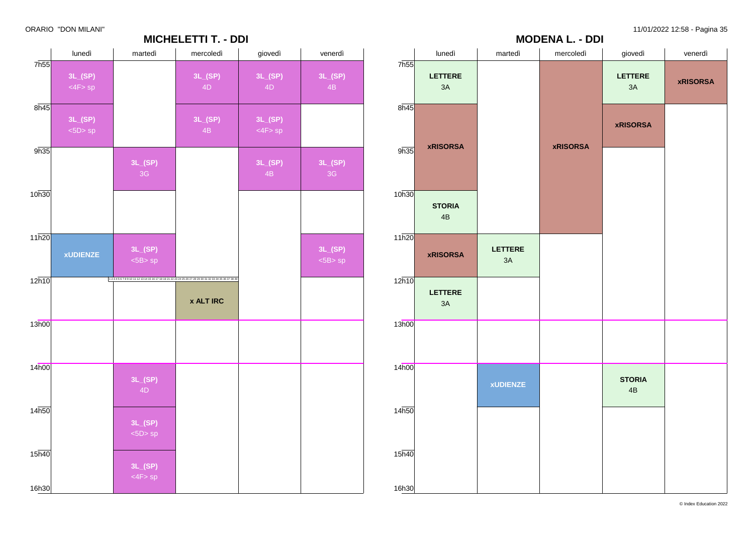## MICHELETTI T. - DDI

| | lunedì | martedì | mercoledì | giovedì | venerdì |
|---|---|---|---|---|---|
| 7h55 | 3L_(SP) <4F> sp | | 3L_(SP) 4D | 3L_(SP) 4D | 3L_(SP) 4B |
| 8h45 | 3L_(SP) <5D> sp | | 3L_(SP) 4B | 3L_(SP) <4F> sp | |
| 9h35 | | 3L_(SP) 3G | | 3L_(SP) 4B | 3L_(SP) 3G |
| 10h30 | | | | | |
| 11h20 | xUDIENZE | 3L_(SP) <5B> sp | | | 3L_(SP) <5B> sp |
| 12h10 | | | x ALT IRC | | |
| 13h00 | | | | | |
| 14h00 | | 3L_(SP) 4D | | | |
| 14h50 | | 3L_(SP) <5D> sp | | | |
| 15h40 | | 3L_(SP) <4F> sp | | | |
| 16h30 | | | | | |

## MODENA L. - DDI

| | lunedì | martedì | mercoledì | giovedì | venerdì |
|---|---|---|---|---|---|
| 7h55 | LETTERE 3A | | xRISORSA | LETTERE 3A | xRISORSA |
| 8h45 | xRISORSA | | xRISORSA | xRISORSA | |
| 9h35 | xRISORSA | | xRISORSA | | |
| 10h30 | STORIA 4B | | xRISORSA | | |
| 11h20 | xRISORSA | LETTERE 3A | | | |
| 12h10 | LETTERE 3A | | | | |
| 13h00 | | | | | |
| 14h00 | | xUDIENZE | | STORIA 4B | |
| 14h50 | | | | | |
| 15h40 | | | | | |
| 16h30 | | | | | |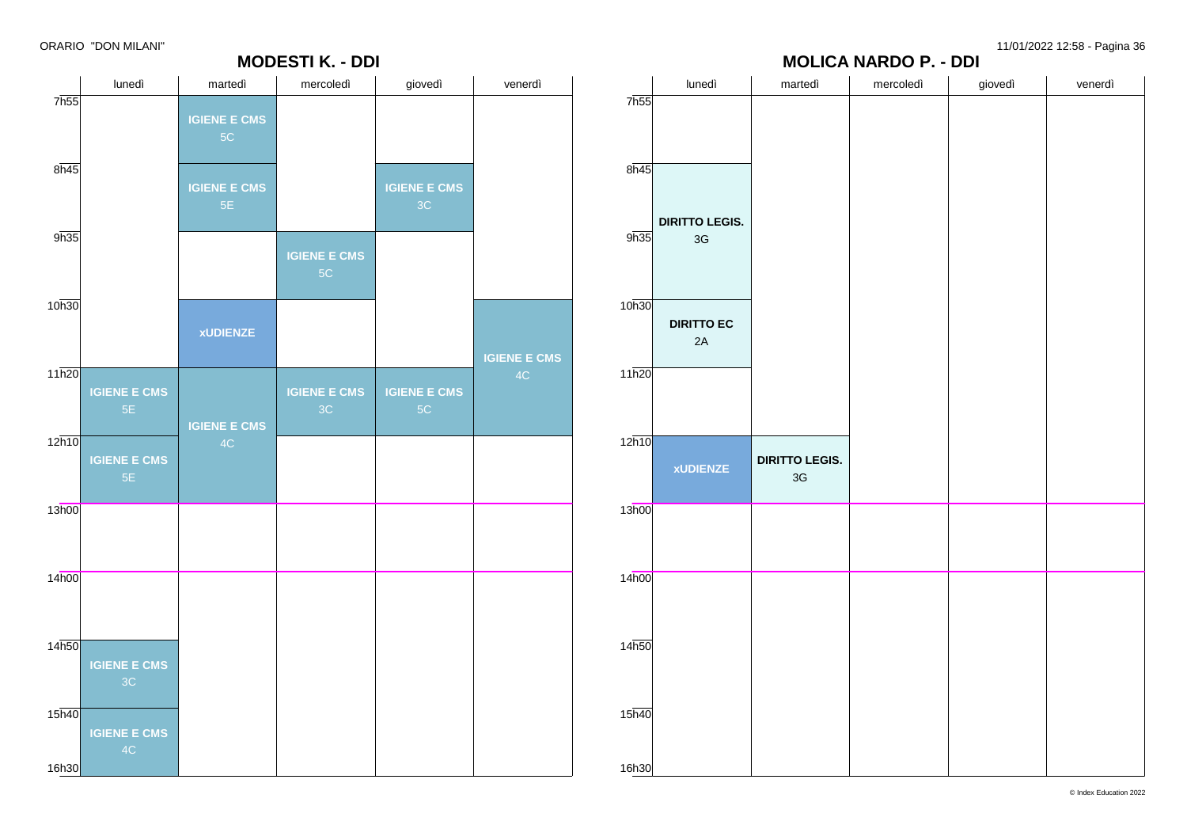ORARIO "DON MILANI"

## MODESTI K. - DDI

| | lunedì | martedì | mercoledì | giovedì | venerdì |
|---|---|---|---|---|---|
| 7h55 | | IGIENE E CMS 5C | | | |
| 8h45 | | IGIENE E CMS 5E | | IGIENE E CMS 3C | |
| 9h35 | | | IGIENE E CMS 5C | | |
| 10h30 | | xUDIENZE | | | IGIENE E CMS 4C |
| 11h20 | IGIENE E CMS 5E | IGIENE E CMS 4C | IGIENE E CMS 3C | IGIENE E CMS 5C | IGIENE E CMS 4C |
| 12h10 | IGIENE E CMS 5E | IGIENE E CMS 4C | | | |
| 13h00 | | | | | |
| 14h00 | | | | | |
| 14h50 | IGIENE E CMS 3C | | | | |
| 15h40 | IGIENE E CMS 4C | | | | |
| 16h30 | | | | | |

## MOLICA NARDO P. - DDI

| | lunedì | martedì | mercoledì | giovedì | venerdì |
|---|---|---|---|---|---|
| 7h55 | | | | | |
| 8h45 | DIRITTO LEGIS. 3G | | | | |
| 9h35 | DIRITTO LEGIS. 3G | | | | |
| 10h30 | DIRITTO EC 2A | | | | |
| 11h20 | | | | | |
| 12h10 | xUDIENZE | DIRITTO LEGIS. 3G | | | |
| 13h00 | | | | | |
| 14h00 | | | | | |
| 14h50 | | | | | |
| 15h40 | | | | | |
| 16h30 | | | | | |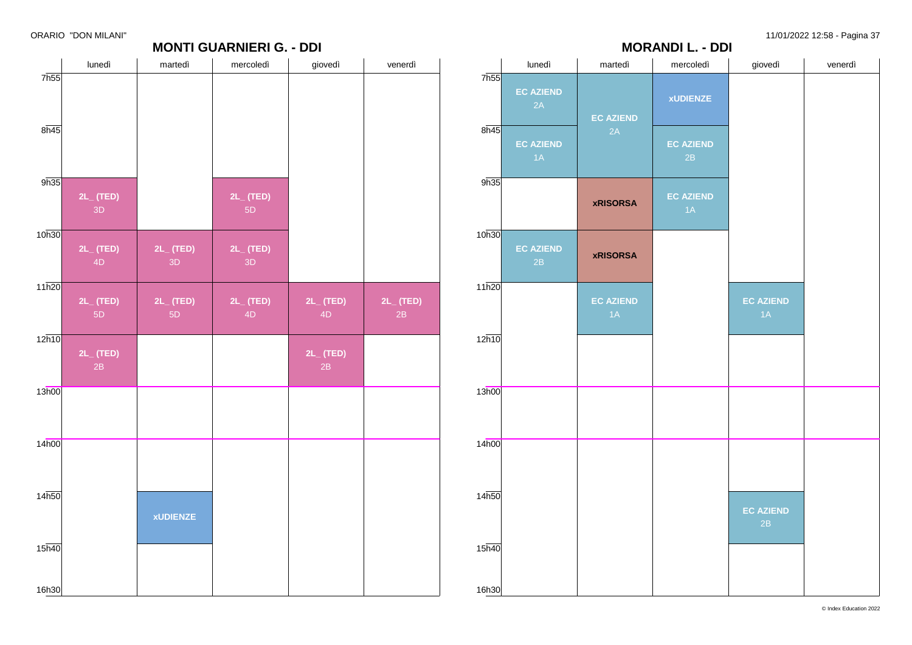ORARIO "DON MILANI"

## MONTI GUARNIERI G. - DDI

| | lunedì | martedì | mercoledì | giovedì | venerdì |
|---|---|---|---|---|---|
| 7h55 | | | | | |
| 8h45 | | | | | |
| 9h35 | 2L_ (TED) 3D | | 2L_ (TED) 5D | | |
| 10h30 | 2L_ (TED) 4D | 2L_ (TED) 3D | 2L_ (TED) 3D | | |
| 11h20 | 2L_ (TED) 5D | 2L_ (TED) 5D | 2L_ (TED) 4D | 2L_ (TED) 4D | 2L_ (TED) 2B |
| 12h10 | 2L_ (TED) 2B | | | 2L_ (TED) 2B | |
| 13h00 | | | | | |
| 14h00 | | | | | |
| 14h50 | | xUDIENZE | | | |
| 15h40 | | | | | |
| 16h30 | | | | | |

## MORANDI L. - DDI

| | lunedì | martedì | mercoledì | giovedì | venerdì |
|---|---|---|---|---|---|
| 7h55 | EC AZIEND 2A | EC AZIEND 2A | xUDIENZE | | |
| 8h45 | EC AZIEND 1A | | EC AZIEND 2B | | |
| 9h35 | | xRISORSA | EC AZIEND 1A | | |
| 10h30 | EC AZIEND 2B | xRISORSA | | | |
| 11h20 | | EC AZIEND 1A | | EC AZIEND 1A | |
| 12h10 | | | | | |
| 13h00 | | | | | |
| 14h00 | | | | | |
| 14h50 | | | | EC AZIEND 2B | |
| 15h40 | | | | | |
| 16h30 | | | | | |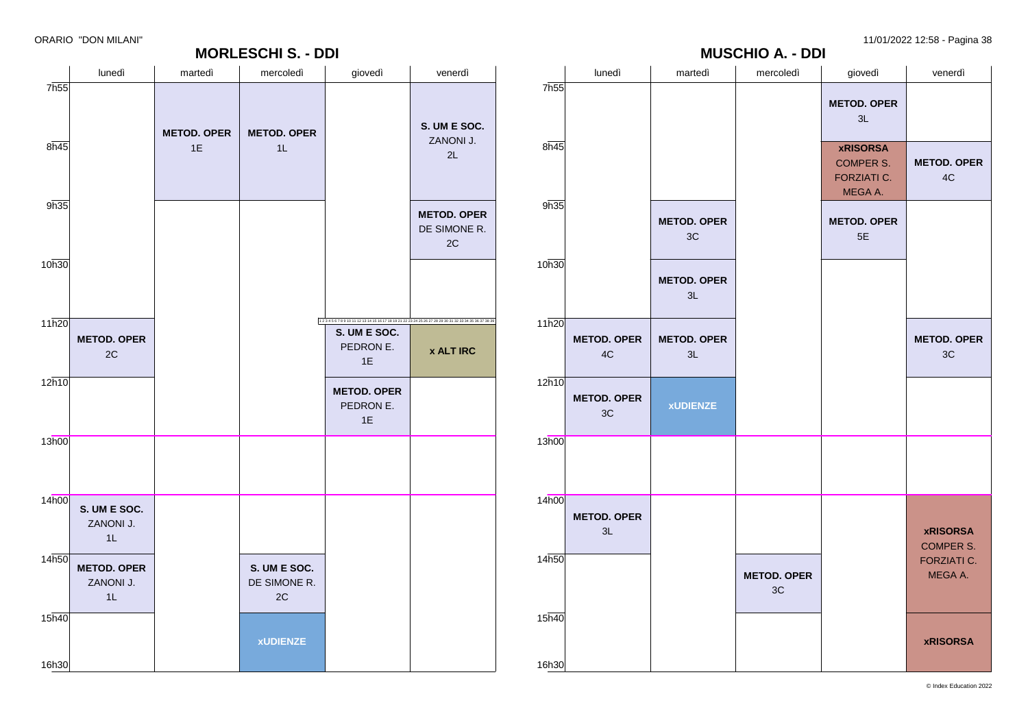ORARIO "DON MILANI"

## MORLESCHI S. - DDI

| | lunedì | martedì | mercoledì | giovedì | venerdì |
|---|---|---|---|---|---|
| 7h55 | | **METOD. OPER** 1E | **METOD. OPER** 1L | | **S. UM E SOC.** ZANONI J. 2L |
| 8h45 | | **METOD. OPER** 1E | **METOD. OPER** 1L | | **S. UM E SOC.** ZANONI J. 2L |
| 9h35 | | | | | **METOD. OPER** DE SIMONE R. 2C |
| 10h30 | | | | | |
| 11h20 | **METOD. OPER** 2C | | | **S. UM E SOC.** PEDRON E. 1E | **x ALT IRC** |
| 12h10 | | | | **METOD. OPER** PEDRON E. 1E | |
| 13h00 | | | | | |
| 14h00 | **S. UM E SOC.** ZANONI J. 1L | | | | |
| 14h50 | **METOD. OPER** ZANONI J. 1L | | **S. UM E SOC.** DE SIMONE R. 2C | | |
| 15h40 | | | **xUDIENZE** | | |
| 16h30 | | | | | |

## MUSCHIO A. - DDI

| | lunedì | martedì | mercoledì | giovedì | venerdì |
|---|---|---|---|---|---|
| 7h55 | | | | **METOD. OPER** 3L | |
| 8h45 | | | | **xRISORSA** COMPER S. FORZIATI C. MEGA A. | **METOD. OPER** 4C |
| 9h35 | | **METOD. OPER** 3C | | **METOD. OPER** 5E | |
| 10h30 | | **METOD. OPER** 3L | | | |
| 11h20 | **METOD. OPER** 4C | **METOD. OPER** 3L | | | **METOD. OPER** 3C |
| 12h10 | **METOD. OPER** 3C | **xUDIENZE** | | | |
| 13h00 | | | | | |
| 14h00 | **METOD. OPER** 3L | | | | **xRISORSA** COMPER S. FORZIATI C. MEGA A. |
| 14h50 | | | **METOD. OPER** 3C | | **xRISORSA** COMPER S. FORZIATI C. MEGA A. |
| 15h40 | | | | | **xRISORSA** |
| 16h30 | | | | | |

11/01/2022 12:58 - Pagina 38

© Index Education 2022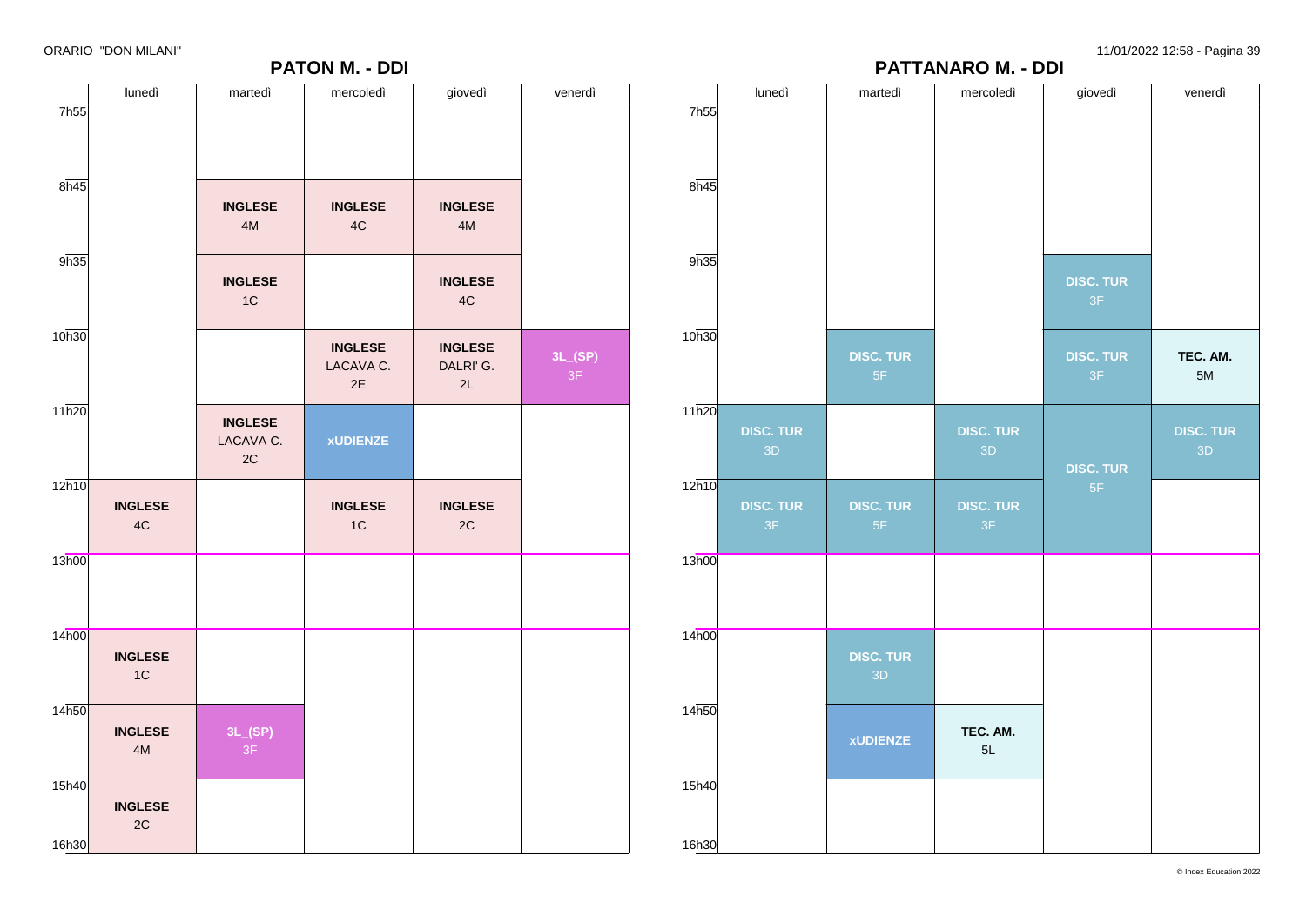ORARIO "DON MILANI"

## PATON M. - DDI

| | lunedì | martedì | mercoledì | giovedì | venerdì |
|---|---|---|---|---|---|
| 7h55 | | | | | |
| 8h45 | | **INGLESE** 4M | **INGLESE** 4C | **INGLESE** 4M | |
| 9h35 | | **INGLESE** 1C | | **INGLESE** 4C | |
| 10h30 | | | **INGLESE** LACAVA C. 2E | **INGLESE** DALRI' G. 2L | **3L_(SP)** 3F |
| 11h20 | | **INGLESE** LACAVA C. 2C | **xUDIENZE** | | |
| 12h10 | **INGLESE** 4C | | **INGLESE** 1C | **INGLESE** 2C | |
| 13h00 | | | | | |
| 14h00 | **INGLESE** 1C | | | | |
| 14h50 | **INGLESE** 4M | **3L_(SP)** 3F | | | |
| 15h40 | **INGLESE** 2C | | | | |
| 16h30 | | | | | |

## PATTANARO M. - DDI

| | lunedì | martedì | mercoledì | giovedì | venerdì |
|---|---|---|---|---|---|
| 7h55 | | | | | |
| 8h45 | | | | | |
| 9h35 | | | | **DISC. TUR** 3F | |
| 10h30 | | **DISC. TUR** 5F | | **DISC. TUR** 3F | **TEC. AM.** 5M |
| 11h20 | **DISC. TUR** 3D | | **DISC. TUR** 3D | **DISC. TUR** 5F | **DISC. TUR** 3D |
| 12h10 | **DISC. TUR** 3F | **DISC. TUR** 5F | **DISC. TUR** 3F | | |
| 13h00 | | | | | |
| 14h00 | | **DISC. TUR** 3D | | | |
| 14h50 | | **xUDIENZE** | **TEC. AM.** 5L | | |
| 15h40 | | | | | |
| 16h30 | | | | | |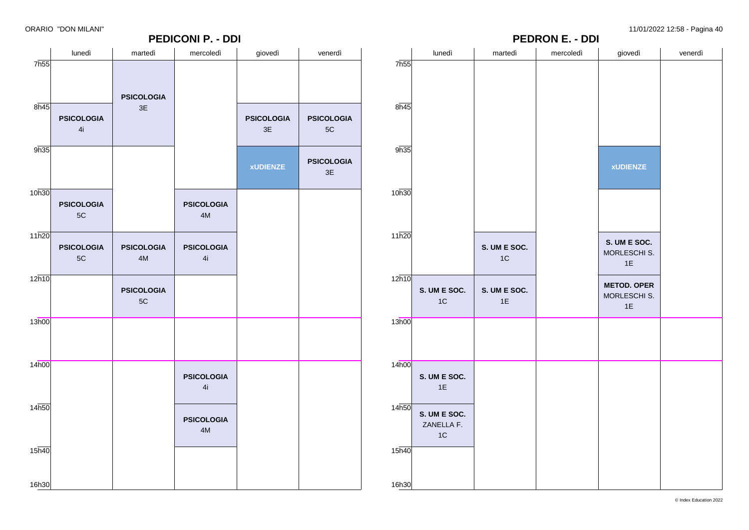ORARIO "DON MILANI"

## PEDICONI P. - DDI

| | lunedì | martedì | mercoledì | giovedì | venerdì |
|---|---|---|---|---|---|
| 7h55 | | PSICOLOGIA 3E | | | |
| 8h45 | PSICOLOGIA 4i | PSICOLOGIA 3E | | PSICOLOGIA 3E | PSICOLOGIA 5C |
| 9h35 | | | | xUDIENZE | PSICOLOGIA 3E |
| 10h30 | PSICOLOGIA 5C | | PSICOLOGIA 4M | | |
| 11h20 | PSICOLOGIA 5C | PSICOLOGIA 4M | PSICOLOGIA 4i | | |
| 12h10 | | PSICOLOGIA 5C | | | |
| 13h00 | | | | | |
| 14h00 | | | PSICOLOGIA 4i | | |
| 14h50 | | | PSICOLOGIA 4M | | |
| 15h40 | | | | | |
| 16h30 | | | | | |

## PEDRON E. - DDI

| | lunedì | martedì | mercoledì | giovedì | venerdì |
|---|---|---|---|---|---|
| 7h55 | | | | | |
| 8h45 | | | | | |
| 9h35 | | | | xUDIENZE | |
| 10h30 | | | | | |
| 11h20 | | S. UM E SOC. 1C | | S. UM E SOC. MORLESCHI S. 1E | |
| 12h10 | S. UM E SOC. 1C | S. UM E SOC. 1E | | METOD. OPER MORLESCHI S. 1E | |
| 13h00 | | | | | |
| 14h00 | S. UM E SOC. 1E | | | | |
| 14h50 | S. UM E SOC. ZANELLA F. 1C | | | | |
| 15h40 | | | | | |
| 16h30 | | | | | |

© Index Education 2022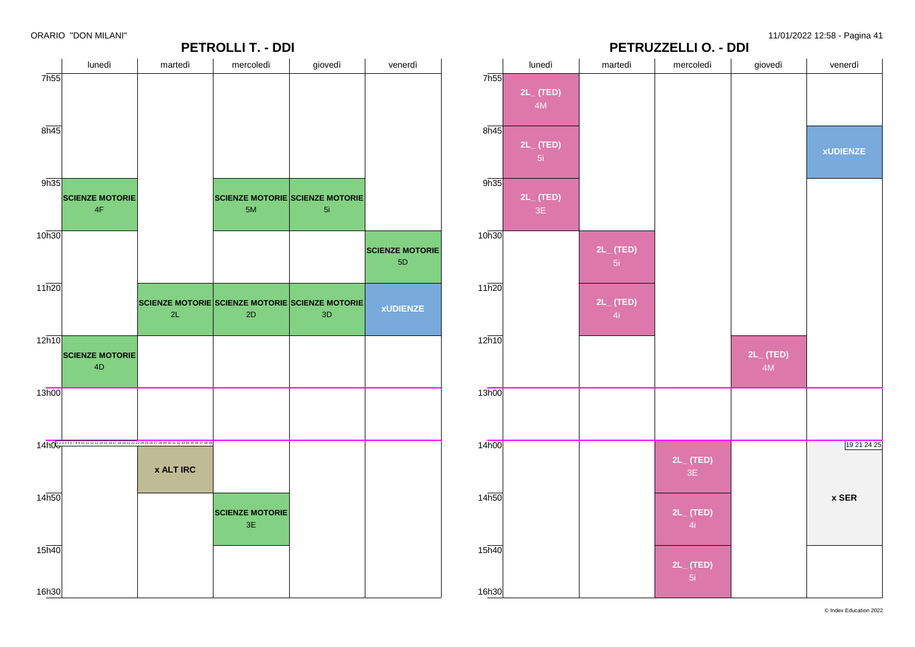ORARIO "DON MILANI"

## PETROLLI T. - DDI

| | lunedì | martedì | mercoledì | giovedì | venerdì |
|---|---|---|---|---|---|
| 7h55 | | | | | |
| 8h45 | | | | | |
| 9h35 | SCIENZE MOTORIE 4F | | SCIENZE MOTORIE 5M | SCIENZE MOTORIE 5i | |
| 10h30 | | | | | SCIENZE MOTORIE 5D |
| 11h20 | | SCIENZE MOTORIE 2L | SCIENZE MOTORIE 2D | SCIENZE MOTORIE 3D | xUDIENZE |
| 12h10 | SCIENZE MOTORIE 4D | | | | |
| 13h00 | | | | | |
| 14h00 | | x ALT IRC | | | |
| 14h50 | | | SCIENZE MOTORIE 3E | | |
| 15h40 | | | | | |
| 16h30 | | | | | |

1 2 3 4 5 6 7 8 9 10 11 12 13 14 15 16 17 18 19 20 21 22 23 24 25 26 27 28 29 30 31 32 33 34 35 36 37 38 39

## PETRUZZELLI O. - DDI

| | lunedì | martedì | mercoledì | giovedì | venerdì |
|---|---|---|---|---|---|
| 7h55 | 2L_ (TED) 4M | | | | |
| 8h45 | 2L_ (TED) 5i | | | | xUDIENZE |
| 9h35 | 2L_ (TED) 3E | | | | |
| 10h30 | | 2L_ (TED) 5i | | | |
| 11h20 | | 2L_ (TED) 4i | | | |
| 12h10 | | | | 2L_ (TED) 4M | |
| 13h00 | | | | | |
| 14h00 | | | 2L_ (TED) 3E | | 19 21 24 25 x SER |
| 14h50 | | | 2L_ (TED) 4i | | |
| 15h40 | | | 2L_ (TED) 5i | | |
| 16h30 | | | | | |

© Index Education 2022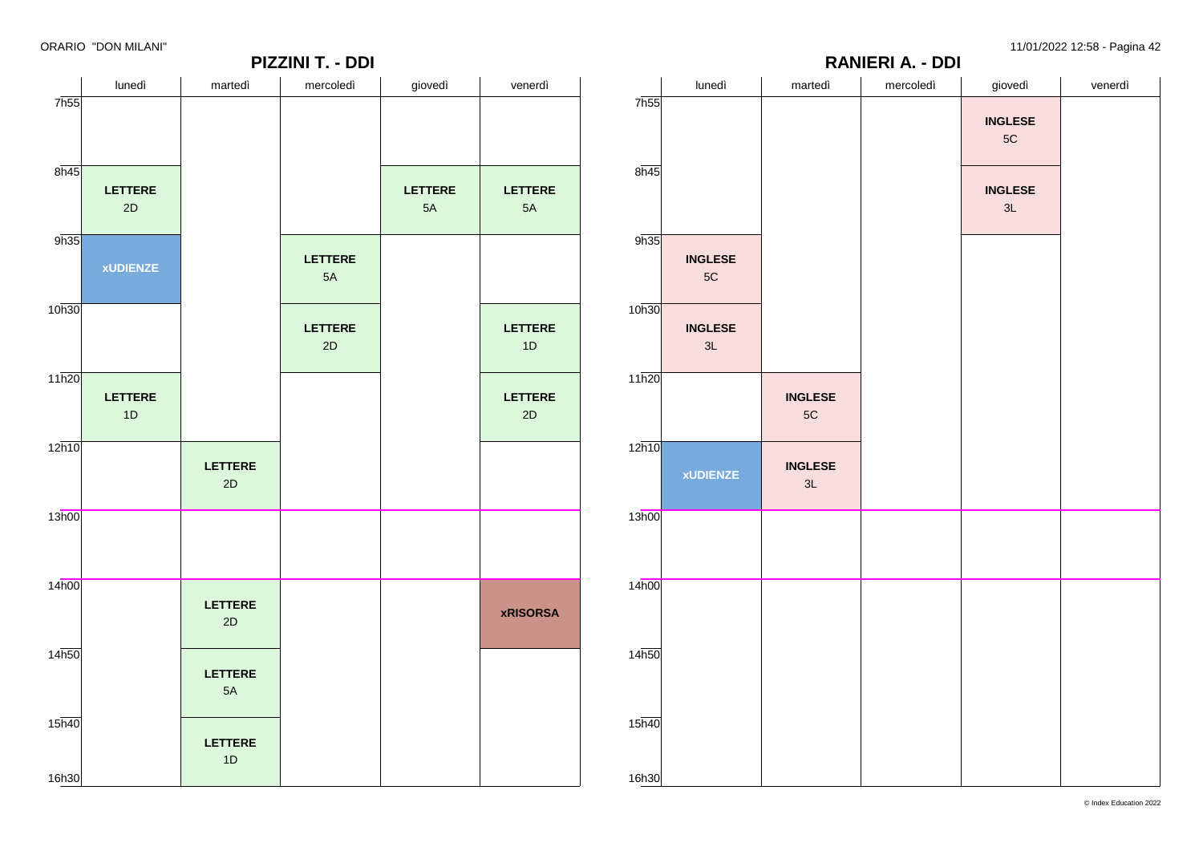ORARIO "DON MILANI"

## PIZZINI T. - DDI

| | lunedì | martedì | mercoledì | giovedì | venerdì |
|---|---|---|---|---|---|
| 7h55 | | | | | |
| 8h45 | **LETTERE** 2D | | | **LETTERE** 5A | **LETTERE** 5A |
| 9h35 | **xUDIENZE** | | **LETTERE** 5A | | |
| 10h30 | | | **LETTERE** 2D | | **LETTERE** 1D |
| 11h20 | **LETTERE** 1D | | | | **LETTERE** 2D |
| 12h10 | | **LETTERE** 2D | | | |
| 13h00 | | | | | |
| 14h00 | | **LETTERE** 2D | | | **xRISORSA** |
| 14h50 | | **LETTERE** 5A | | | |
| 15h40 | | **LETTERE** 1D | | | |
| 16h30 | | | | | |

## RANIERI A. - DDI

| | lunedì | martedì | mercoledì | giovedì | venerdì |
|---|---|---|---|---|---|
| 7h55 | | | | **INGLESE** 5C | |
| 8h45 | | | | **INGLESE** 3L | |
| 9h35 | **INGLESE** 5C | | | | |
| 10h30 | **INGLESE** 3L | | | | |
| 11h20 | | **INGLESE** 5C | | | |
| 12h10 | **xUDIENZE** | **INGLESE** 3L | | | |
| 13h00 | | | | | |
| 14h00 | | | | | |
| 14h50 | | | | | |
| 15h40 | | | | | |
| 16h30 | | | | | |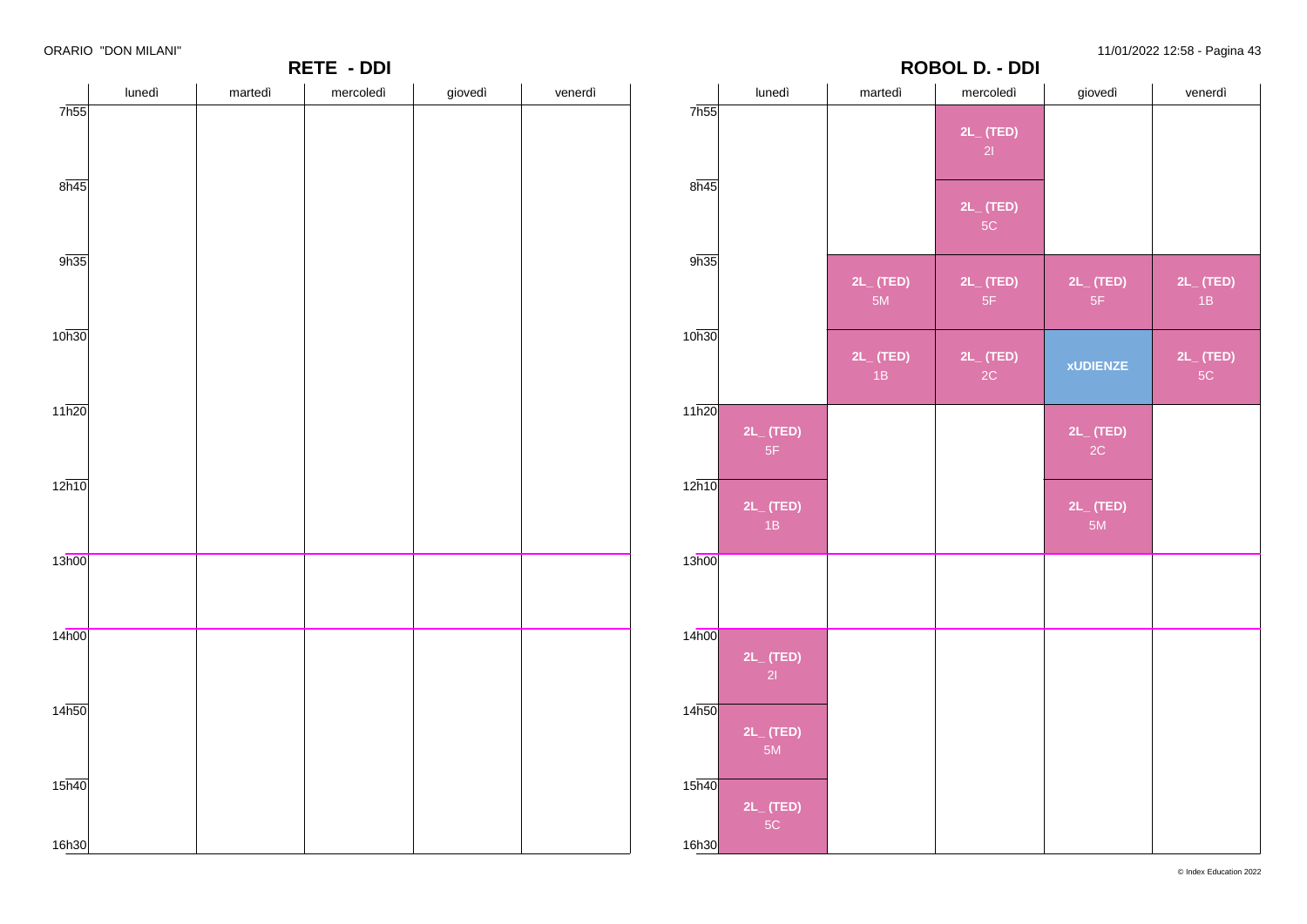ORARIO "DON MILANI"

## RETE - DDI

| | lunedì | martedì | mercoledì | giovedì | venerdì |
|---|---|---|---|---|---|
| 7h55 | | | | | |
| 8h45 | | | | | |
| 9h35 | | | | | |
| 10h30 | | | | | |
| 11h20 | | | | | |
| 12h10 | | | | | |
| 13h00 | | | | | |
| 14h00 | | | | | |
| 14h50 | | | | | |
| 15h40 | | | | | |
| 16h30 | | | | | |

## ROBOL D. - DDI

| | lunedì | martedì | mercoledì | giovedì | venerdì |
|---|---|---|---|---|---|
| 7h55 | | | 2L_ (TED) 2I | | |
| 8h45 | | | 2L_ (TED) 5C | | |
| 9h35 | | 2L_ (TED) 5M | 2L_ (TED) 5F | 2L_ (TED) 5F | 2L_ (TED) 1B |
| 10h30 | | 2L_ (TED) 1B | 2L_ (TED) 2C | xUDIENZE | 2L_ (TED) 5C |
| 11h20 | 2L_ (TED) 5F | | | 2L_ (TED) 2C | |
| 12h10 | 2L_ (TED) 1B | | | 2L_ (TED) 5M | |
| 13h00 | | | | | |
| 14h00 | 2L_ (TED) 2I | | | | |
| 14h50 | 2L_ (TED) 5M | | | | |
| 15h40 | 2L_ (TED) 5C | | | | |
| 16h30 | | | | | |

© Index Education 2022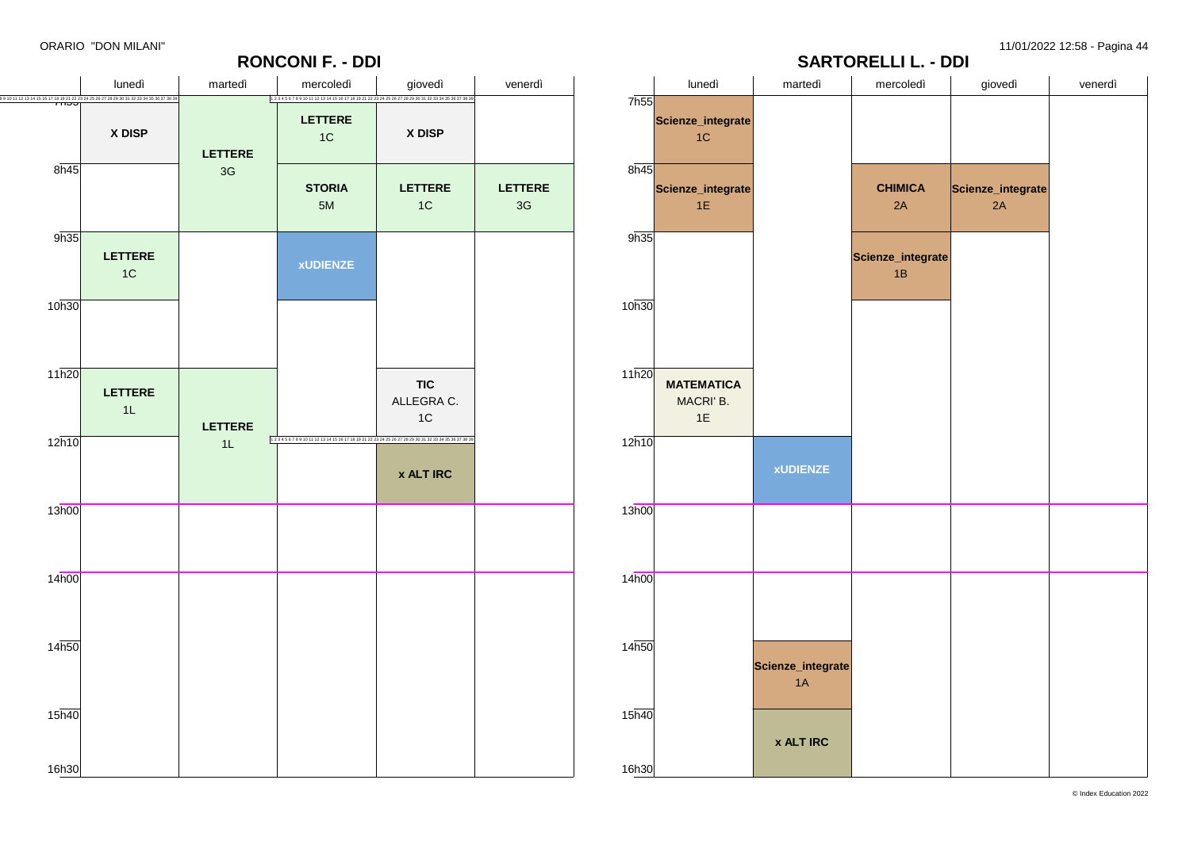ORARIO "DON MILANI"

## RONCONI F. - DDI

| | lunedì | martedì | mercoledì | giovedì | venerdì |
|---|---|---|---|---|---|
| 7h55 | X DISP | LETTERE 3G | LETTERE 1C | X DISP | |
| 8h45 | | | STORIA 5M | LETTERE 1C | LETTERE 3G |
| 9h35 | LETTERE 1C | | xUDIENZE | | |
| 10h30 | | | | | |
| 11h20 | LETTERE 1L | LETTERE 1L | | TIC ALLEGRA C. 1C | |
| 12h10 | | | | x ALT IRC | |
| 13h00 | | | | | |
| 14h00 | | | | | |
| 14h50 | | | | | |
| 15h40 | | | | | |
| 16h30 | | | | | |

## SARTORELLI L. - DDI

| | lunedì | martedì | mercoledì | giovedì | venerdì |
|---|---|---|---|---|---|
| 7h55 | Scienze_integrate 1C | | | | |
| 8h45 | Scienze_integrate 1E | | CHIMICA 2A | Scienze_integrate 2A | |
| 9h35 | | | Scienze_integrate 1B | | |
| 10h30 | | | | | |
| 11h20 | MATEMATICA MACRI' B. 1E | | | | |
| 12h10 | | xUDIENZE | | | |
| 13h00 | | | | | |
| 14h00 | | | | | |
| 14h50 | | Scienze_integrate 1A | | | |
| 15h40 | | x ALT IRC | | | |
| 16h30 | | | | | |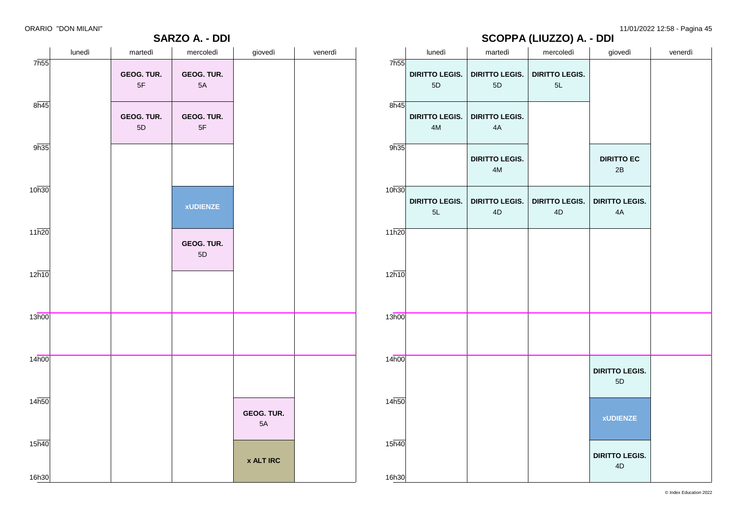ORARIO "DON MILANI"

## SARZO A. - DDI

| | lunedì | martedì | mercoledì | giovedì | venerdì |
|---|---|---|---|---|---|
| 7h55 | | **GEOG. TUR.** 5F | **GEOG. TUR.** 5A | | |
| 8h45 | | **GEOG. TUR.** 5D | **GEOG. TUR.** 5F | | |
| 9h35 | | | | | |
| 10h30 | | | **xUDIENZE** | | |
| 11h20 | | | **GEOG. TUR.** 5D | | |
| 12h10 | | | | | |
| 13h00 | | | | | |
| 14h00 | | | | | |
| 14h50 | | | | **GEOG. TUR.** 5A | |
| 15h40 | | | | **x ALT IRC** | |
| 16h30 | | | | | |

## SCOPPA (LIUZZO) A. - DDI

| | lunedì | martedì | mercoledì | giovedì | venerdì |
|---|---|---|---|---|---|
| 7h55 | **DIRITTO LEGIS.** 5D | **DIRITTO LEGIS.** 5D | **DIRITTO LEGIS.** 5L | | |
| 8h45 | **DIRITTO LEGIS.** 4M | **DIRITTO LEGIS.** 4A | | | |
| 9h35 | | **DIRITTO LEGIS.** 4M | | **DIRITTO EC** 2B | |
| 10h30 | **DIRITTO LEGIS.** 5L | **DIRITTO LEGIS.** 4D | **DIRITTO LEGIS.** 4D | **DIRITTO LEGIS.** 4A | |
| 11h20 | | | | | |
| 12h10 | | | | | |
| 13h00 | | | | | |
| 14h00 | | | | **DIRITTO LEGIS.** 5D | |
| 14h50 | | | | **xUDIENZE** | |
| 15h40 | | | | **DIRITTO LEGIS.** 4D | |
| 16h30 | | | | | |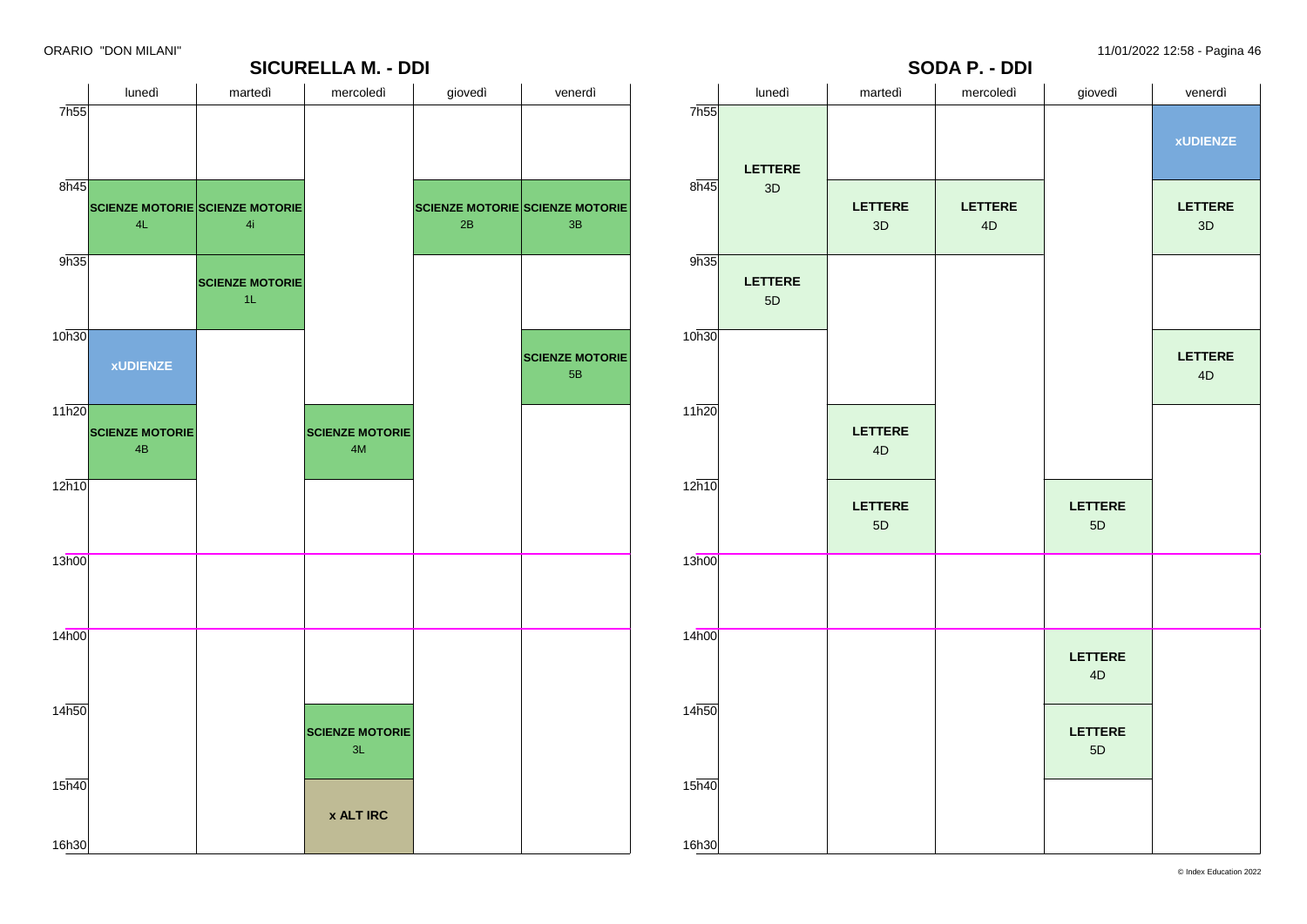## SICURELLA M. - DDI

| | lunedì | martedì | mercoledì | giovedì | venerdì |
|---|---|---|---|---|---|
| 7h55 | | | | | |
| 8h45 | **SCIENZE MOTORIE** 4L | **SCIENZE MOTORIE** 4i | | **SCIENZE MOTORIE** 2B | **SCIENZE MOTORIE** 3B |
| 9h35 | | **SCIENZE MOTORIE** 1L | | | |
| 10h30 | **xUDIENZE** | | | | **SCIENZE MOTORIE** 5B |
| 11h20 | **SCIENZE MOTORIE** 4B | | **SCIENZE MOTORIE** 4M | | |
| 12h10 | | | | | |
| 13h00 | | | | | |
| 14h00 | | | | | |
| 14h50 | | | **SCIENZE MOTORIE** 3L | | |
| 15h40 | | | **x ALT IRC** | | |
| 16h30 | | | | | |

## SODA P. - DDI

| | lunedì | martedì | mercoledì | giovedì | venerdì |
|---|---|---|---|---|---|
| 7h55 | **LETTERE** 3D | | | | **xUDIENZE** |
| 8h45 | **LETTERE** 3D | **LETTERE** 3D | **LETTERE** 4D | | **LETTERE** 3D |
| 9h35 | **LETTERE** 5D | | | | |
| 10h30 | | | | | **LETTERE** 4D |
| 11h20 | | **LETTERE** 4D | | | |
| 12h10 | | **LETTERE** 5D | | **LETTERE** 5D | |
| 13h00 | | | | | |
| 14h00 | | | | **LETTERE** 4D | |
| 14h50 | | | | **LETTERE** 5D | |
| 15h40 | | | | | |
| 16h30 | | | | | |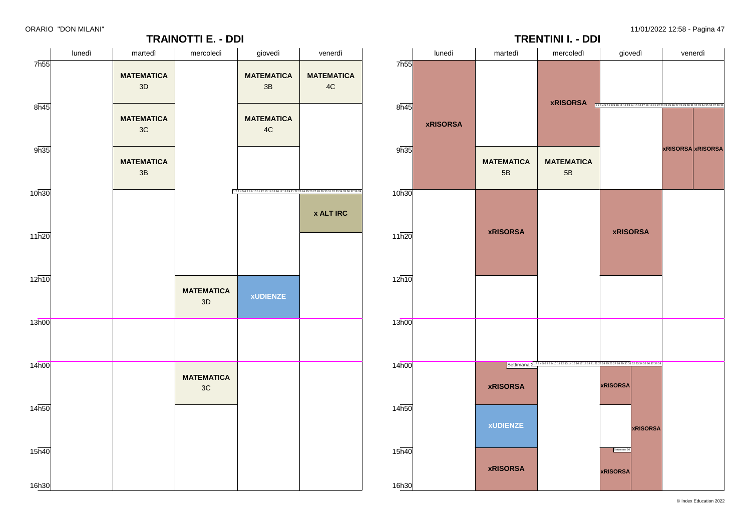ORARIO "DON MILANI"

## TRAINOTTI E. - DDI

| | lunedì | martedì | mercoledì | giovedì | venerdì |
|---|---|---|---|---|---|
| 7h55 | | **MATEMATICA** 3D | | **MATEMATICA** 3B | **MATEMATICA** 4C |
| 8h45 | | **MATEMATICA** 3C | | **MATEMATICA** 4C | |
| 9h35 | | **MATEMATICA** 3B | | | |
| 10h30 | | | | | **x ALT IRC** |
| 11h20 | | | | | |
| 12h10 | | | **MATEMATICA** 3D | **xUDIENZE** | |
| 13h00 | | | | | |
| 14h00 | | | **MATEMATICA** 3C | | |
| 14h50 | | | | | |
| 15h40 | | | | | |
| 16h30 | | | | | |

## TRENTINI I. - DDI

| | lunedì | martedì | mercoledì | giovedì | venerdì |
|---|---|---|---|---|---|
| 7h55 | **xRISORSA** | | **xRISORSA** | | |
| 8h45 | **xRISORSA** | | **xRISORSA** | | **xRISORSA** **xRISORSA** |
| 9h35 | **xRISORSA** | **MATEMATICA** 5B | **MATEMATICA** 5B | | **xRISORSA** **xRISORSA** |
| 10h30 | | **xRISORSA** | | **xRISORSA** | |
| 11h20 | | **xRISORSA** | | **xRISORSA** | |
| 12h10 | | | | | |
| 13h00 | | | | | |
| 14h00 | | **xRISORSA** | | **xRISORSA** **xRISORSA** | |
| 14h50 | | **xUDIENZE** | | **xRISORSA** | |
| 15h40 | | **xRISORSA** | | **xRISORSA** **xRISORSA** | |
| 16h30 | | | | | |

© Index Education 2022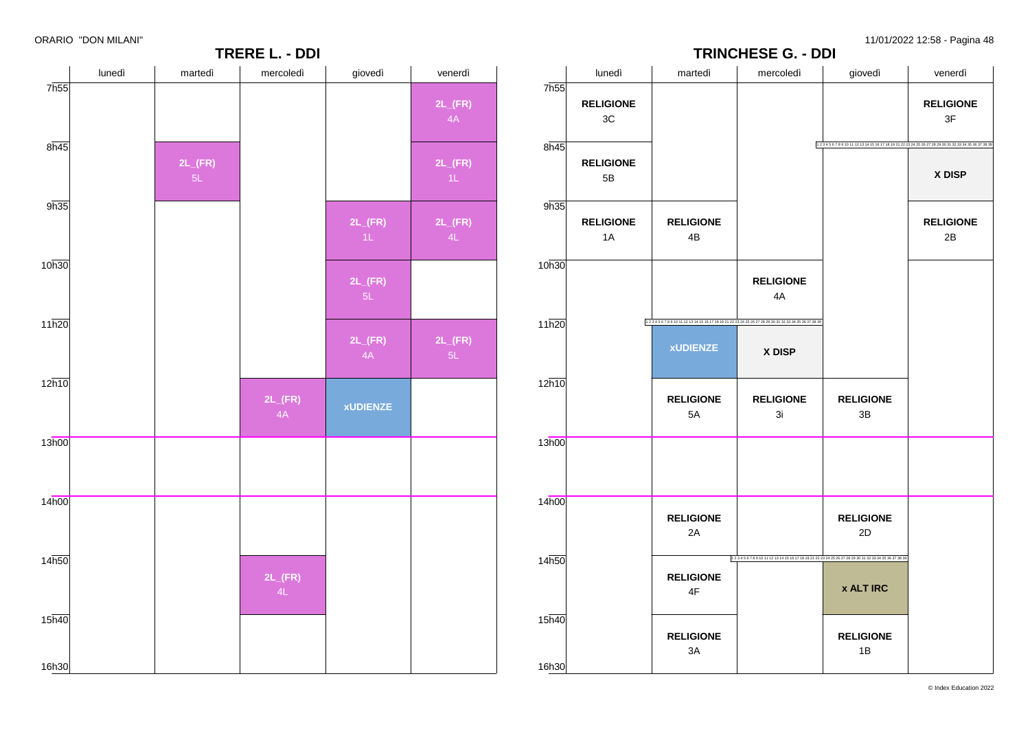ORARIO "DON MILANI"

## TRERE L. - DDI

| | lunedì | martedì | mercoledì | giovedì | venerdì |
|---|---|---|---|---|---|
| 7h55 | | | | | 2L_(FR) 4A |
| 8h45 | | 2L_(FR) 5L | | | 2L_(FR) 1L |
| 9h35 | | | | 2L_(FR) 1L | 2L_(FR) 4L |
| 10h30 | | | | 2L_(FR) 5L | |
| 11h20 | | | | 2L_(FR) 4A | 2L_(FR) 5L |
| 12h10 | | | 2L_(FR) 4A | xUDIENZE | |
| 13h00 | | | | | |
| 14h00 | | | | | |
| 14h50 | | | 2L_(FR) 4L | | |
| 15h40 | | | | | |
| 16h30 | | | | | |

## TRINCHESE G. - DDI

| | lunedì | martedì | mercoledì | giovedì | venerdì |
|---|---|---|---|---|---|
| 7h55 | RELIGIONE 3C | | | | RELIGIONE 3F |
| 8h45 | RELIGIONE 5B | | | | X DISP |
| 9h35 | RELIGIONE 1A | RELIGIONE 4B | | | RELIGIONE 2B |
| 10h30 | | | RELIGIONE 4A | | |
| 11h20 | | xUDIENZE | X DISP | | |
| 12h10 | | RELIGIONE 5A | RELIGIONE 3i | RELIGIONE 3B | |
| 13h00 | | | | | |
| 14h00 | | RELIGIONE 2A | | RELIGIONE 2D | |
| 14h50 | | RELIGIONE 4F | | x ALT IRC | |
| 15h40 | | RELIGIONE 3A | | RELIGIONE 1B | |
| 16h30 | | | | | |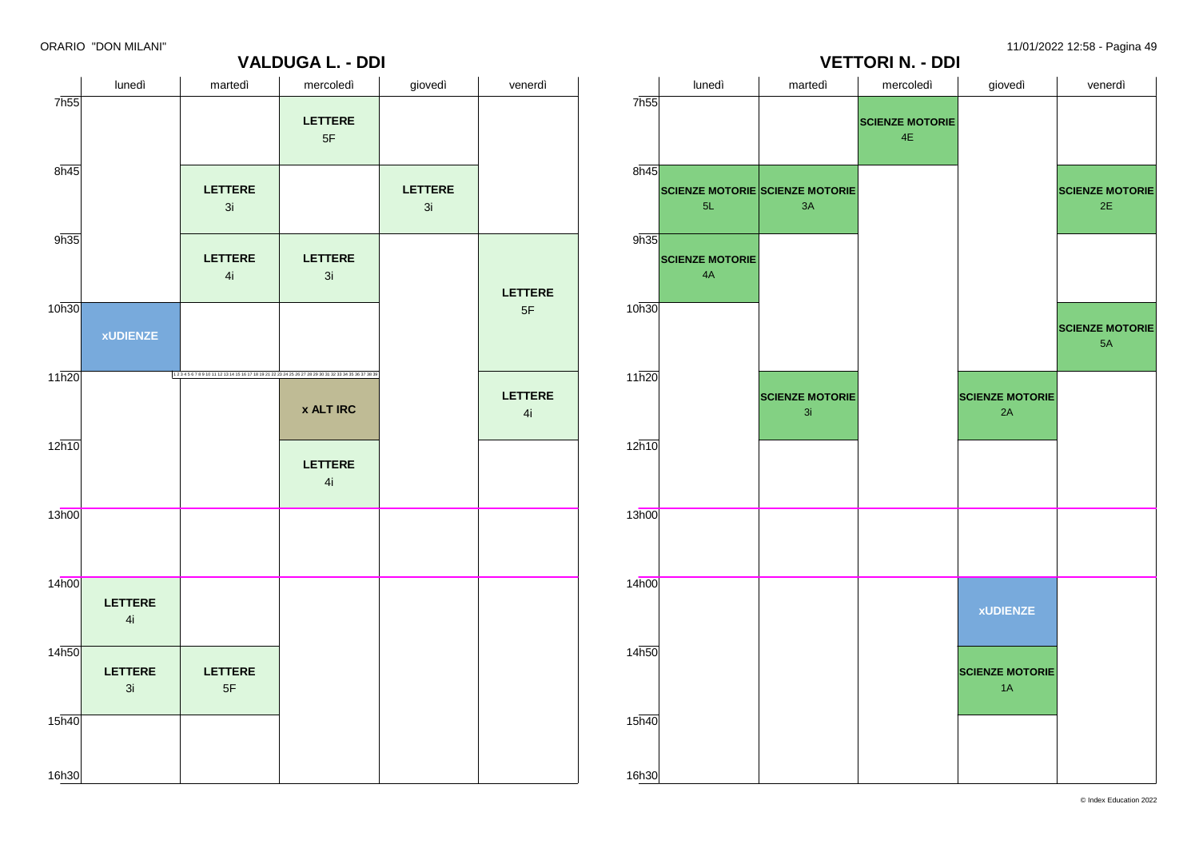ORARIO "DON MILANI"

## VALDUGA L. - DDI

| | lunedì | martedì | mercoledì | giovedì | venerdì |
|---|---|---|---|---|---|
| 7h55 | | | **LETTERE** 5F | | |
| 8h45 | | **LETTERE** 3i | | **LETTERE** 3i | |
| 9h35 | | **LETTERE** 4i | **LETTERE** 3i | | **LETTERE** 5F |
| 10h30 | **xUDIENZE** | | | | **LETTERE** 5F |
| 11h20 | | | **x ALT IRC** | | **LETTERE** 4i |
| 12h10 | | | **LETTERE** 4i | | |
| 13h00 | | | | | |
| 14h00 | **LETTERE** 4i | | | | |
| 14h50 | **LETTERE** 3i | **LETTERE** 5F | | | |
| 15h40 | | | | | |
| 16h30 | | | | | |

## VETTORI N. - DDI

| | lunedì | martedì | mercoledì | giovedì | venerdì |
|---|---|---|---|---|---|
| 7h55 | | | **SCIENZE MOTORIE** 4E | | |
| 8h45 | **SCIENZE MOTORIE** 5L | **SCIENZE MOTORIE** 3A | | | **SCIENZE MOTORIE** 2E |
| 9h35 | **SCIENZE MOTORIE** 4A | | | | |
| 10h30 | | | | | **SCIENZE MOTORIE** 5A |
| 11h20 | | **SCIENZE MOTORIE** 3i | | **SCIENZE MOTORIE** 2A | |
| 12h10 | | | | | |
| 13h00 | | | | | |
| 14h00 | | | | **xUDIENZE** | |
| 14h50 | | | | **SCIENZE MOTORIE** 1A | |
| 15h40 | | | | | |
| 16h30 | | | | | |

© Index Education 2022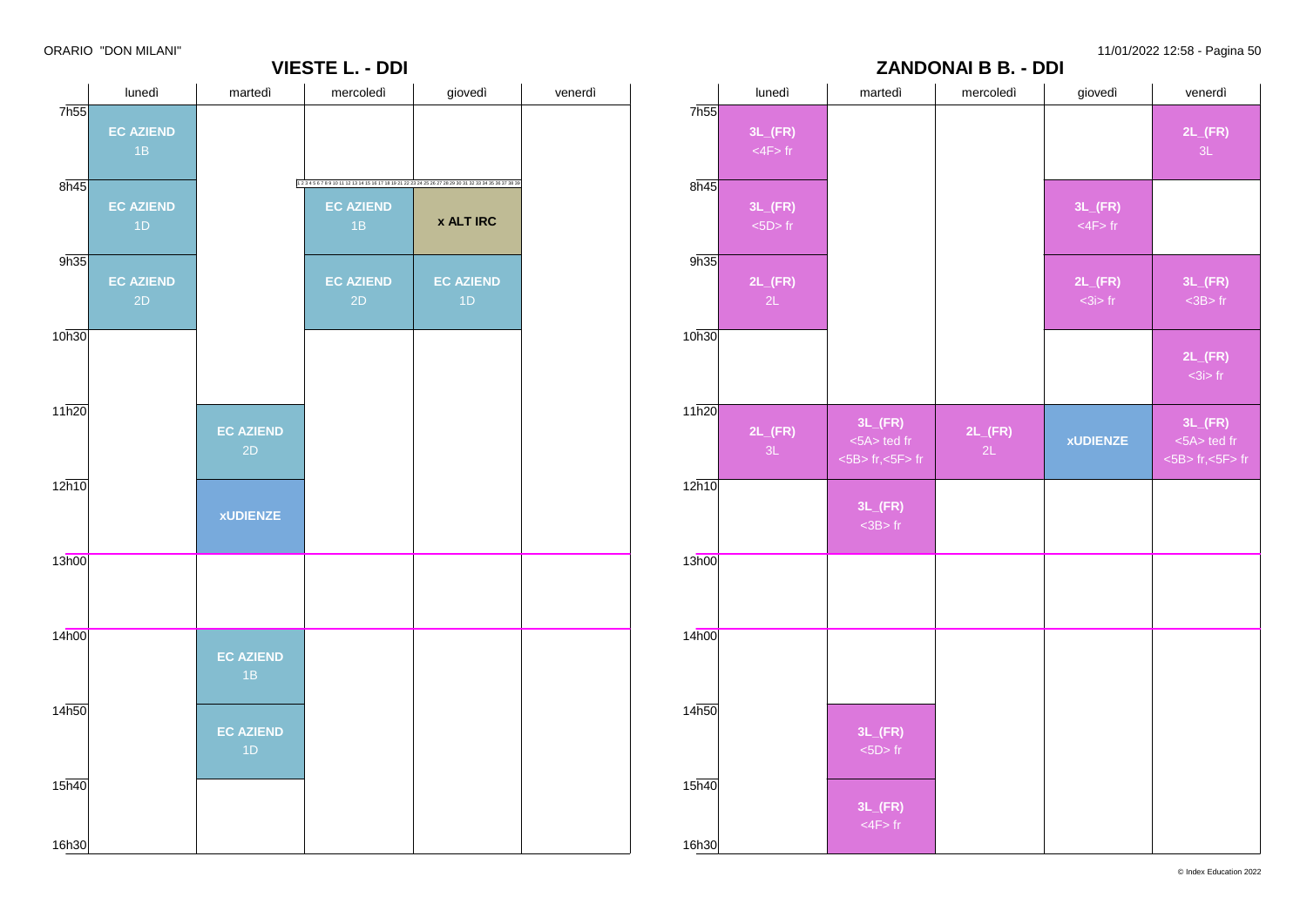ORARIO "DON MILANI"

## VIESTE L. - DDI

| | lunedì | martedì | mercoledì | giovedì | venerdì |
|---|---|---|---|---|---|
| 7h55 | **EC AZIEND** 1B | | | | |
| 8h45 | **EC AZIEND** 1D | | **EC AZIEND** 1B | **x ALT IRC** | |
| 9h35 | **EC AZIEND** 2D | | **EC AZIEND** 2D | **EC AZIEND** 1D | |
| 10h30 | | | | | |
| 11h20 | | **EC AZIEND** 2D | | | |
| 12h10 | | **xUDIENZE** | | | |
| 13h00 | | | | | |
| 14h00 | | **EC AZIEND** 1B | | | |
| 14h50 | | **EC AZIEND** 1D | | | |
| 15h40 | | | | | |

## ZANDONAI B B. - DDI

| | lunedì | martedì | mercoledì | giovedì | venerdì |
|---|---|---|---|---|---|
| 7h55 | **3L_(FR)** <4F> fr | | | | **2L_(FR)** 3L |
| 8h45 | **3L_(FR)** <5D> fr | | | **3L_(FR)** <4F> fr | |
| 9h35 | **2L_(FR)** 2L | | | **2L_(FR)** <3i> fr | **3L_(FR)** <3B> fr |
| 10h30 | | | | | **2L_(FR)** <3i> fr |
| 11h20 | **2L_(FR)** 3L | **3L_(FR)** <5A> ted fr <5B> fr,<5F> fr | **2L_(FR)** 2L | **xUDIENZE** | **3L_(FR)** <5A> ted fr <5B> fr,<5F> fr |
| 12h10 | | **3L_(FR)** <3B> fr | | | |
| 13h00 | | | | | |
| 14h00 | | | | | |
| 14h50 | | **3L_(FR)** <5D> fr | | | |
| 15h40 | | **3L_(FR)** <4F> fr | | | |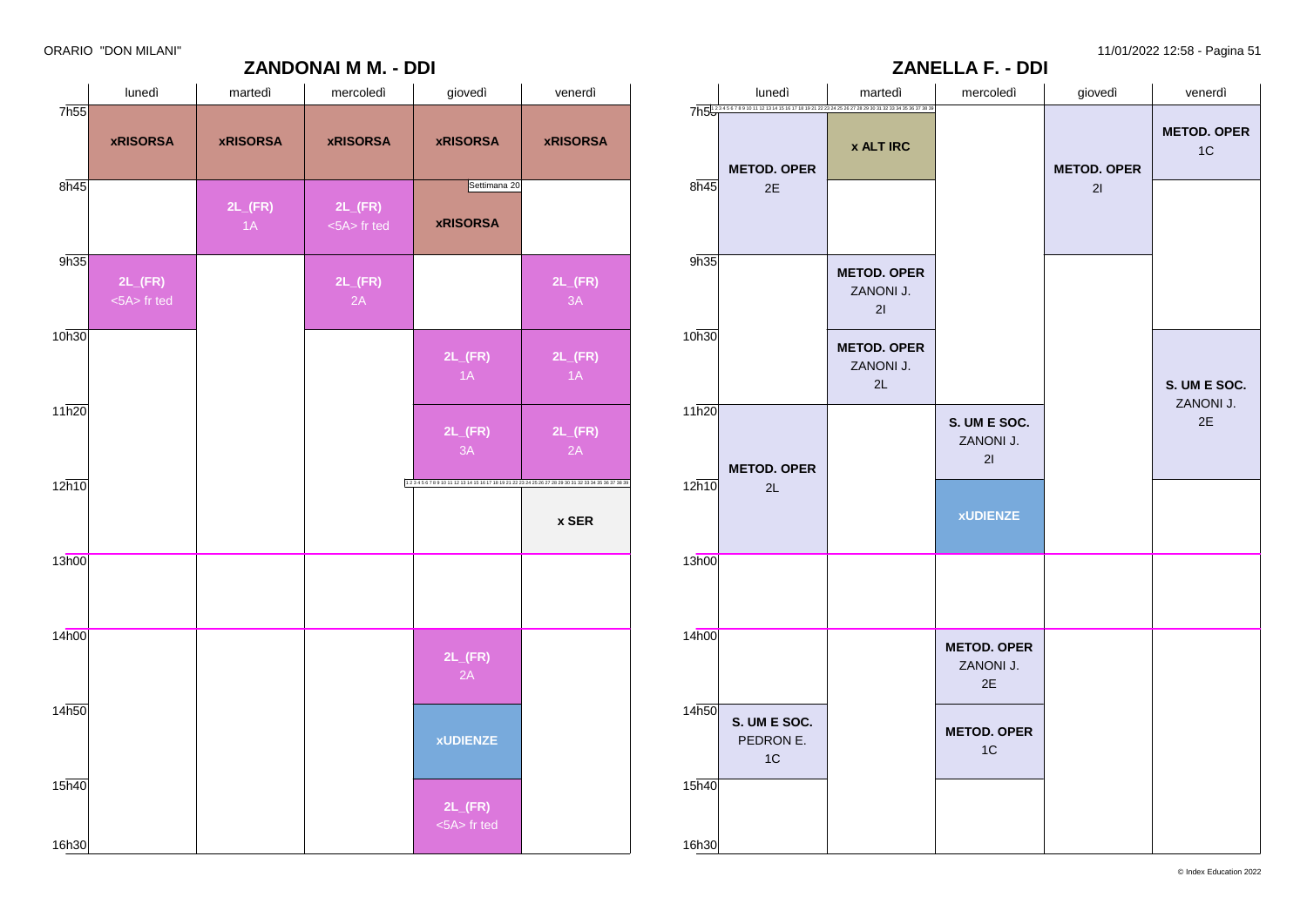ORARIO "DON MILANI"

## ZANDONAI M M. - DDI

| | lunedì | martedì | mercoledì | giovedì | venerdì |
|---|---|---|---|---|---|
| 7h55 | **xRISORSA** | **xRISORSA** | **xRISORSA** | **xRISORSA** | **xRISORSA** |
| 8h45 | | **2L_(FR)** 1A | **2L_(FR)** <5A> fr ted | Settimana 20 **xRISORSA** | |
| 9h35 | **2L_(FR)** <5A> fr ted | | **2L_(FR)** 2A | | **2L_(FR)** 3A |
| 10h30 | | | | **2L_(FR)** 1A | **2L_(FR)** 1A |
| 11h20 | | | | **2L_(FR)** 3A | **2L_(FR)** 2A |
| 12h10 | | | | | **x SER** |
| 13h00 | | | | | |
| 14h00 | | | | **2L_(FR)** 2A | |
| 14h50 | | | | **xUDIENZE** | |
| 15h40 | | | | **2L_(FR)** <5A> fr ted | |
| 16h30 | | | | | |

## ZANELLA F. - DDI

| | lunedì | martedì | mercoledì | giovedì | venerdì |
|---|---|---|---|---|---|
| 7h55 | **METOD. OPER** 2E | **x ALT IRC** | | **METOD. OPER** 2I | **METOD. OPER** 1C |
| 8h45 | | | | | |
| 9h35 | | **METOD. OPER** ZANONI J. 2I | | | |
| 10h30 | | **METOD. OPER** ZANONI J. 2L | | | **S. UM E SOC.** ZANONI J. 2E |
| 11h20 | **METOD. OPER** 2L | | **S. UM E SOC.** ZANONI J. 2I | | |
| 12h10 | | | **xUDIENZE** | | |
| 13h00 | | | | | |
| 14h00 | | | **METOD. OPER** ZANONI J. 2E | | |
| 14h50 | **S. UM E SOC.** PEDRON E. 1C | | **METOD. OPER** 1C | | |
| 15h40 | | | | | |
| 16h30 | | | | | |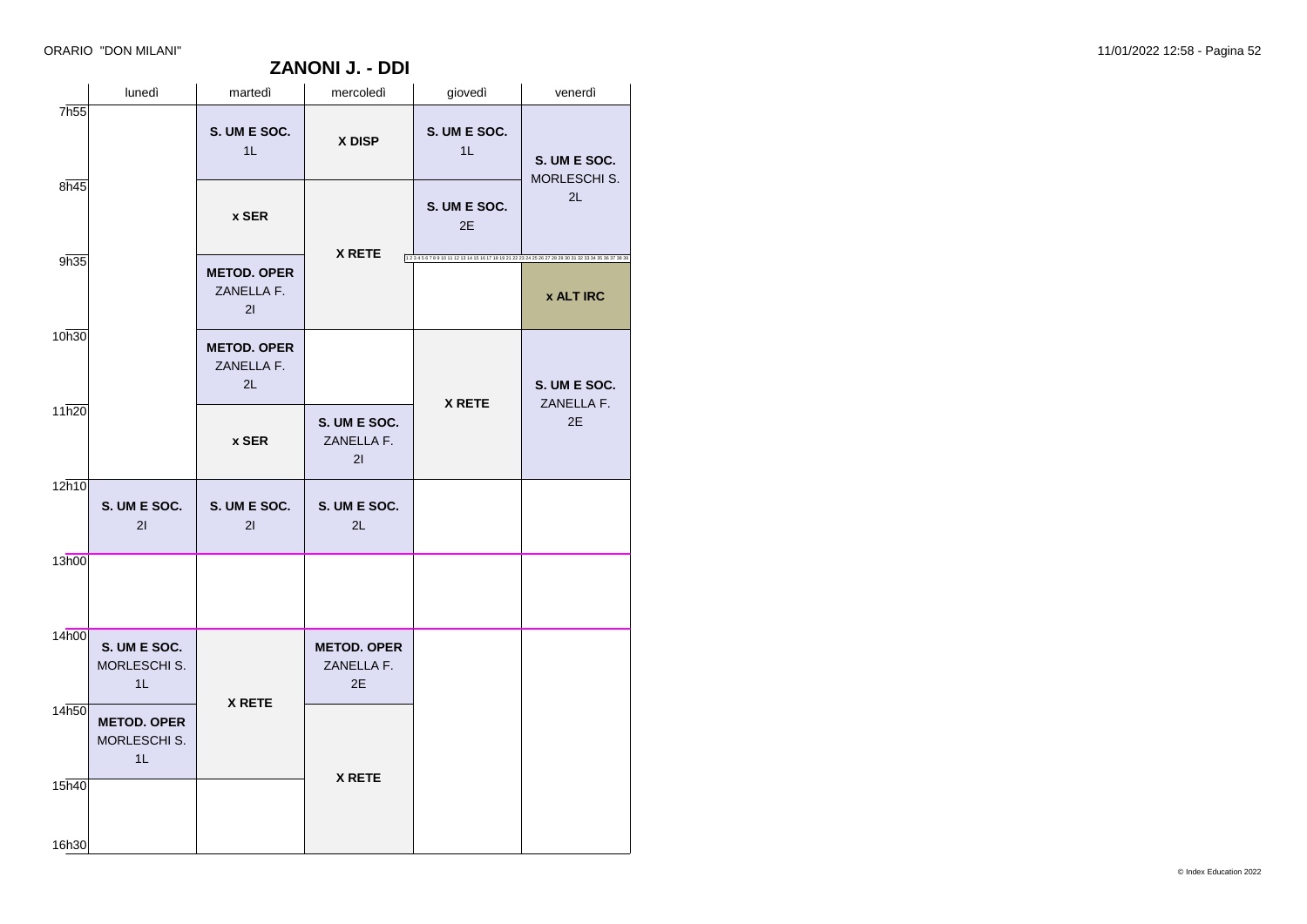# ZANONI J. - DDI

| | lunedì | martedì | mercoledì | giovedì | venerdì |
|---|---|---|---|---|---|
| 7h55 | | **S. UM E SOC.** 1L | **X DISP** | **S. UM E SOC.** 1L | **S. UM E SOC.** MORLESCHI S. 2L |
| 8h45 | | **x SER** | **X RETE** | **S. UM E SOC.** 2E | |
| 9h35 | | **METOD. OPER** ZANELLA F. 2I | | | **x ALT IRC** |
| 10h30 | | **METOD. OPER** ZANELLA F. 2L | | **X RETE** | **S. UM E SOC.** ZANELLA F. 2E |
| 11h20 | | **x SER** | **S. UM E SOC.** ZANELLA F. 2I | | |
| 12h10 | **S. UM E SOC.** 2I | **S. UM E SOC.** 2I | **S. UM E SOC.** 2L | | |
| 13h00 | | | | | |
| 14h00 | **S. UM E SOC.** MORLESCHI S. 1L | **X RETE** | **METOD. OPER** ZANELLA F. 2E | | |
| 14h50 | **METOD. OPER** MORLESCHI S. 1L | | **X RETE** | | |
| 15h40 | | | | | |
| 16h30 | | | | | |